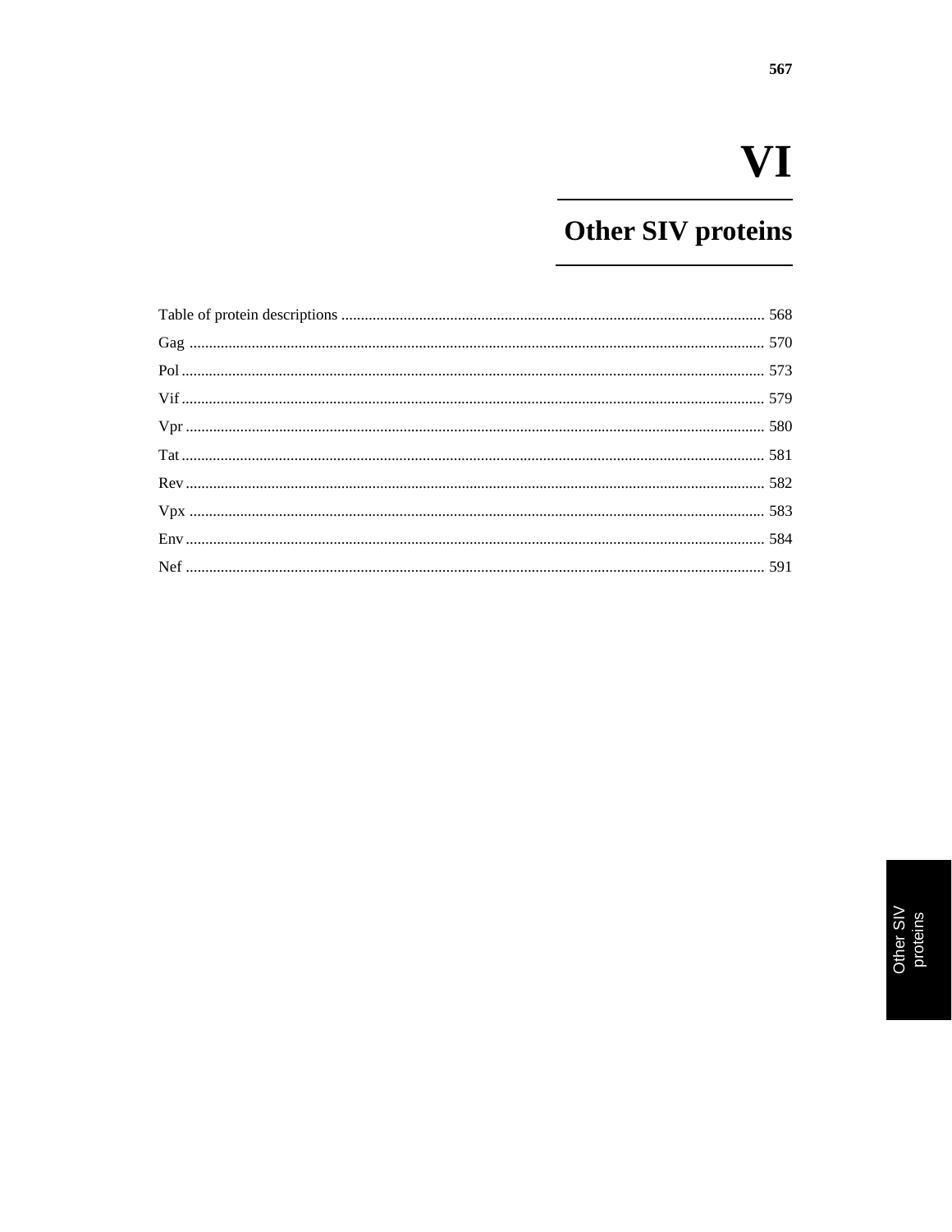# VI

## Other SIV proteins

Table of protein descriptions ............................................................................................................ 568
Gag ................................................................................................................................................... 570
Pol ..................................................................................................................................................... 573
Vif ..................................................................................................................................................... 579
Vpr .................................................................................................................................................... 580
Tat ..................................................................................................................................................... 581
Rev .................................................................................................................................................... 582
Vpx ................................................................................................................................................... 583
Env .................................................................................................................................................... 584
Nef .................................................................................................................................................... 591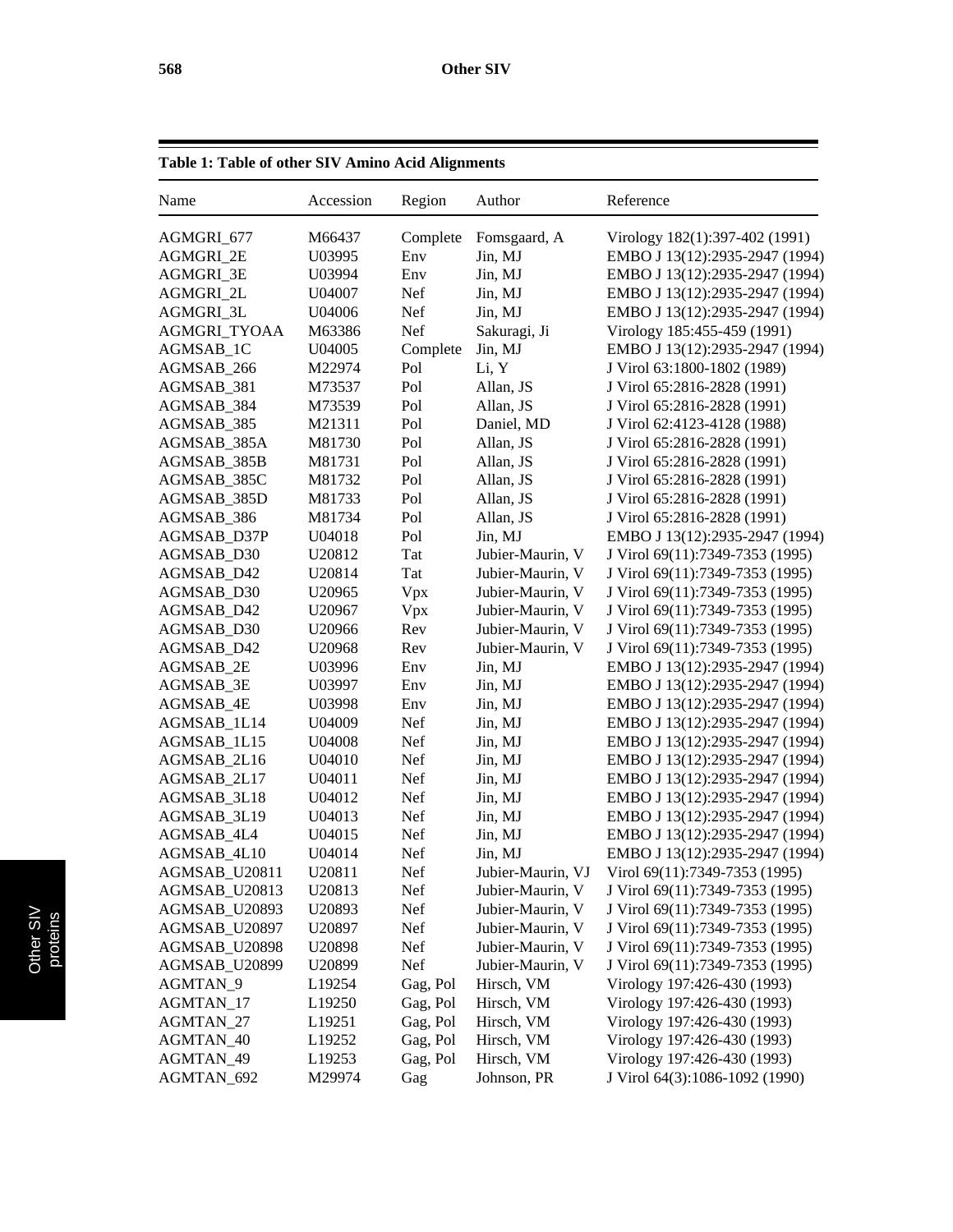**Table 1: Table of other SIV Amino Acid Alignments**

| Name | Accession | Region | Author | Reference |
|---|---|---|---|---|
| AGMGRI_677 | M66437 | Complete | Fomsgaard, A | Virology 182(1):397-402 (1991) |
| AGMGRI_2E | U03995 | Env | Jin, MJ | EMBO J 13(12):2935-2947 (1994) |
| AGMGRI_3E | U03994 | Env | Jin, MJ | EMBO J 13(12):2935-2947 (1994) |
| AGMGRI_2L | U04007 | Nef | Jin, MJ | EMBO J 13(12):2935-2947 (1994) |
| AGMGRI_3L | U04006 | Nef | Jin, MJ | EMBO J 13(12):2935-2947 (1994) |
| AGMGRI_TYOAA | M63386 | Nef | Sakuragi, Ji | Virology 185:455-459 (1991) |
| AGMSAB_1C | U04005 | Complete | Jin, MJ | EMBO J 13(12):2935-2947 (1994) |
| AGMSAB_266 | M22974 | Pol | Li, Y | J Virol 63:1800-1802 (1989) |
| AGMSAB_381 | M73537 | Pol | Allan, JS | J Virol 65:2816-2828 (1991) |
| AGMSAB_384 | M73539 | Pol | Allan, JS | J Virol 65:2816-2828 (1991) |
| AGMSAB_385 | M21311 | Pol | Daniel, MD | J Virol 62:4123-4128 (1988) |
| AGMSAB_385A | M81730 | Pol | Allan, JS | J Virol 65:2816-2828 (1991) |
| AGMSAB_385B | M81731 | Pol | Allan, JS | J Virol 65:2816-2828 (1991) |
| AGMSAB_385C | M81732 | Pol | Allan, JS | J Virol 65:2816-2828 (1991) |
| AGMSAB_385D | M81733 | Pol | Allan, JS | J Virol 65:2816-2828 (1991) |
| AGMSAB_386 | M81734 | Pol | Allan, JS | J Virol 65:2816-2828 (1991) |
| AGMSAB_D37P | U04018 | Pol | Jin, MJ | EMBO J 13(12):2935-2947 (1994) |
| AGMSAB_D30 | U20812 | Tat | Jubier-Maurin, V | J Virol 69(11):7349-7353 (1995) |
| AGMSAB_D42 | U20814 | Tat | Jubier-Maurin, V | J Virol 69(11):7349-7353 (1995) |
| AGMSAB_D30 | U20965 | Vpx | Jubier-Maurin, V | J Virol 69(11):7349-7353 (1995) |
| AGMSAB_D42 | U20967 | Vpx | Jubier-Maurin, V | J Virol 69(11):7349-7353 (1995) |
| AGMSAB_D30 | U20966 | Rev | Jubier-Maurin, V | J Virol 69(11):7349-7353 (1995) |
| AGMSAB_D42 | U20968 | Rev | Jubier-Maurin, V | J Virol 69(11):7349-7353 (1995) |
| AGMSAB_2E | U03996 | Env | Jin, MJ | EMBO J 13(12):2935-2947 (1994) |
| AGMSAB_3E | U03997 | Env | Jin, MJ | EMBO J 13(12):2935-2947 (1994) |
| AGMSAB_4E | U03998 | Env | Jin, MJ | EMBO J 13(12):2935-2947 (1994) |
| AGMSAB_1L14 | U04009 | Nef | Jin, MJ | EMBO J 13(12):2935-2947 (1994) |
| AGMSAB_1L15 | U04008 | Nef | Jin, MJ | EMBO J 13(12):2935-2947 (1994) |
| AGMSAB_2L16 | U04010 | Nef | Jin, MJ | EMBO J 13(12):2935-2947 (1994) |
| AGMSAB_2L17 | U04011 | Nef | Jin, MJ | EMBO J 13(12):2935-2947 (1994) |
| AGMSAB_3L18 | U04012 | Nef | Jin, MJ | EMBO J 13(12):2935-2947 (1994) |
| AGMSAB_3L19 | U04013 | Nef | Jin, MJ | EMBO J 13(12):2935-2947 (1994) |
| AGMSAB_4L4 | U04015 | Nef | Jin, MJ | EMBO J 13(12):2935-2947 (1994) |
| AGMSAB_4L10 | U04014 | Nef | Jin, MJ | EMBO J 13(12):2935-2947 (1994) |
| AGMSAB_U20811 | U20811 | Nef | Jubier-Maurin, VJ | Virol 69(11):7349-7353 (1995) |
| AGMSAB_U20813 | U20813 | Nef | Jubier-Maurin, V | J Virol 69(11):7349-7353 (1995) |
| AGMSAB_U20893 | U20893 | Nef | Jubier-Maurin, V | J Virol 69(11):7349-7353 (1995) |
| AGMSAB_U20897 | U20897 | Nef | Jubier-Maurin, V | J Virol 69(11):7349-7353 (1995) |
| AGMSAB_U20898 | U20898 | Nef | Jubier-Maurin, V | J Virol 69(11):7349-7353 (1995) |
| AGMSAB_U20899 | U20899 | Nef | Jubier-Maurin, V | J Virol 69(11):7349-7353 (1995) |
| AGMTAN_9 | L19254 | Gag, Pol | Hirsch, VM | Virology 197:426-430 (1993) |
| AGMTAN_17 | L19250 | Gag, Pol | Hirsch, VM | Virology 197:426-430 (1993) |
| AGMTAN_27 | L19251 | Gag, Pol | Hirsch, VM | Virology 197:426-430 (1993) |
| AGMTAN_40 | L19252 | Gag, Pol | Hirsch, VM | Virology 197:426-430 (1993) |
| AGMTAN_49 | L19253 | Gag, Pol | Hirsch, VM | Virology 197:426-430 (1993) |
| AGMTAN_692 | M29974 | Gag | Johnson, PR | J Virol 64(3):1086-1092 (1990) |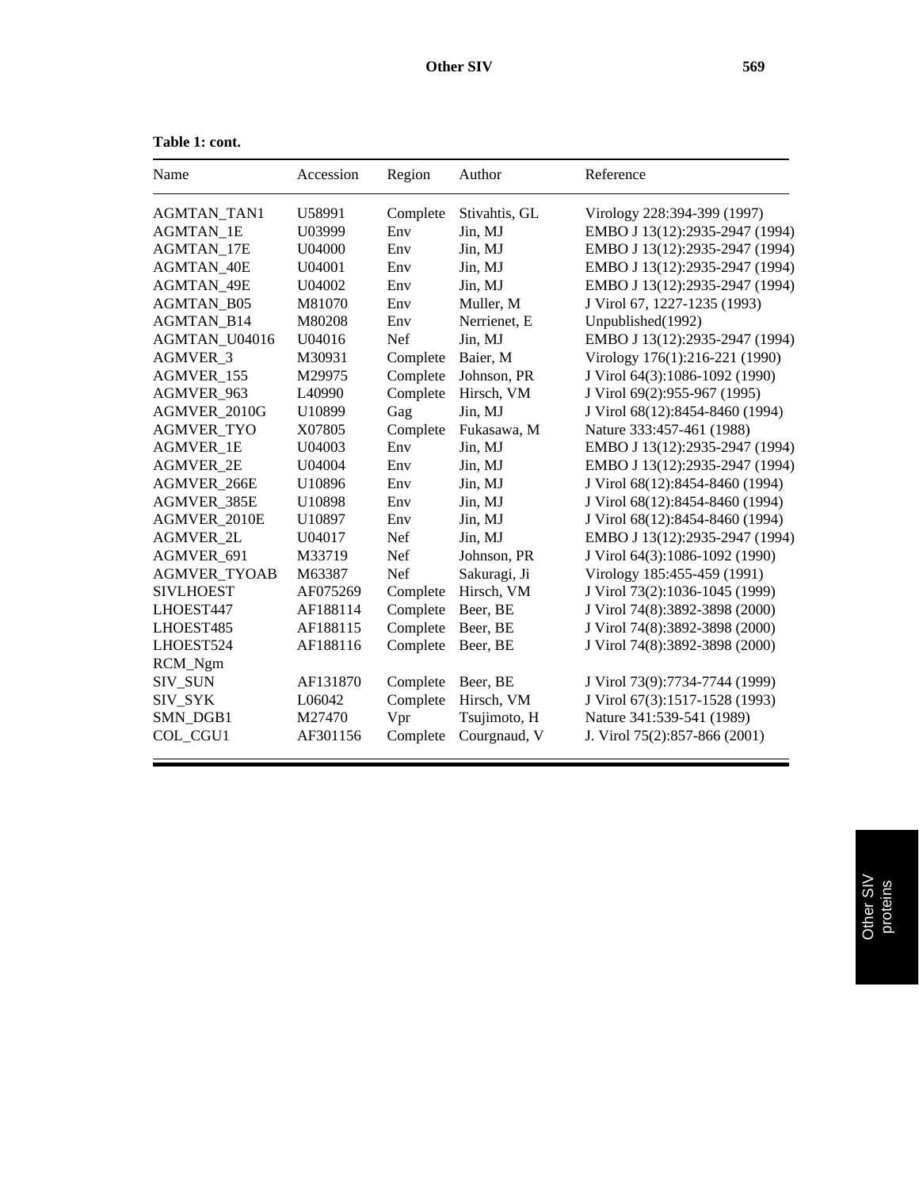**Table 1: cont.**

| Name | Accession | Region | Author | Reference |
|---|---|---|---|---|
| AGMTAN_TAN1 | U58991 | Complete | Stivahtis, GL | Virology 228:394-399 (1997) |
| AGMTAN_1E | U03999 | Env | Jin, MJ | EMBO J 13(12):2935-2947 (1994) |
| AGMTAN_17E | U04000 | Env | Jin, MJ | EMBO J 13(12):2935-2947 (1994) |
| AGMTAN_40E | U04001 | Env | Jin, MJ | EMBO J 13(12):2935-2947 (1994) |
| AGMTAN_49E | U04002 | Env | Jin, MJ | EMBO J 13(12):2935-2947 (1994) |
| AGMTAN_B05 | M81070 | Env | Muller, M | J Virol 67, 1227-1235 (1993) |
| AGMTAN_B14 | M80208 | Env | Nerrienet, E | Unpublished(1992) |
| AGMTAN_U04016 | U04016 | Nef | Jin, MJ | EMBO J 13(12):2935-2947 (1994) |
| AGMVER_3 | M30931 | Complete | Baier, M | Virology 176(1):216-221 (1990) |
| AGMVER_155 | M29975 | Complete | Johnson, PR | J Virol 64(3):1086-1092 (1990) |
| AGMVER_963 | L40990 | Complete | Hirsch, VM | J Virol 69(2):955-967 (1995) |
| AGMVER_2010G | U10899 | Gag | Jin, MJ | J Virol 68(12):8454-8460 (1994) |
| AGMVER_TYO | X07805 | Complete | Fukasawa, M | Nature 333:457-461 (1988) |
| AGMVER_1E | U04003 | Env | Jin, MJ | EMBO J 13(12):2935-2947 (1994) |
| AGMVER_2E | U04004 | Env | Jin, MJ | EMBO J 13(12):2935-2947 (1994) |
| AGMVER_266E | U10896 | Env | Jin, MJ | J Virol 68(12):8454-8460 (1994) |
| AGMVER_385E | U10898 | Env | Jin, MJ | J Virol 68(12):8454-8460 (1994) |
| AGMVER_2010E | U10897 | Env | Jin, MJ | J Virol 68(12):8454-8460 (1994) |
| AGMVER_2L | U04017 | Nef | Jin, MJ | EMBO J 13(12):2935-2947 (1994) |
| AGMVER_691 | M33719 | Nef | Johnson, PR | J Virol 64(3):1086-1092 (1990) |
| AGMVER_TYOAB | M63387 | Nef | Sakuragi, Ji | Virology 185:455-459 (1991) |
| SIVLHOEST | AF075269 | Complete | Hirsch, VM | J Virol 73(2):1036-1045 (1999) |
| LHOEST447 | AF188114 | Complete | Beer, BE | J Virol 74(8):3892-3898 (2000) |
| LHOEST485 | AF188115 | Complete | Beer, BE | J Virol 74(8):3892-3898 (2000) |
| LHOEST524 | AF188116 | Complete | Beer, BE | J Virol 74(8):3892-3898 (2000) |
| RCM_Ngm | | | | |
| SIV_SUN | AF131870 | Complete | Beer, BE | J Virol 73(9):7734-7744 (1999) |
| SIV_SYK | L06042 | Complete | Hirsch, VM | J Virol 67(3):1517-1528 (1993) |
| SMN_DGB1 | M27470 | Vpr | Tsujimoto, H | Nature 341:539-541 (1989) |
| COL_CGU1 | AF301156 | Complete | Courgnaud, V | J. Virol 75(2):857-866 (2001) |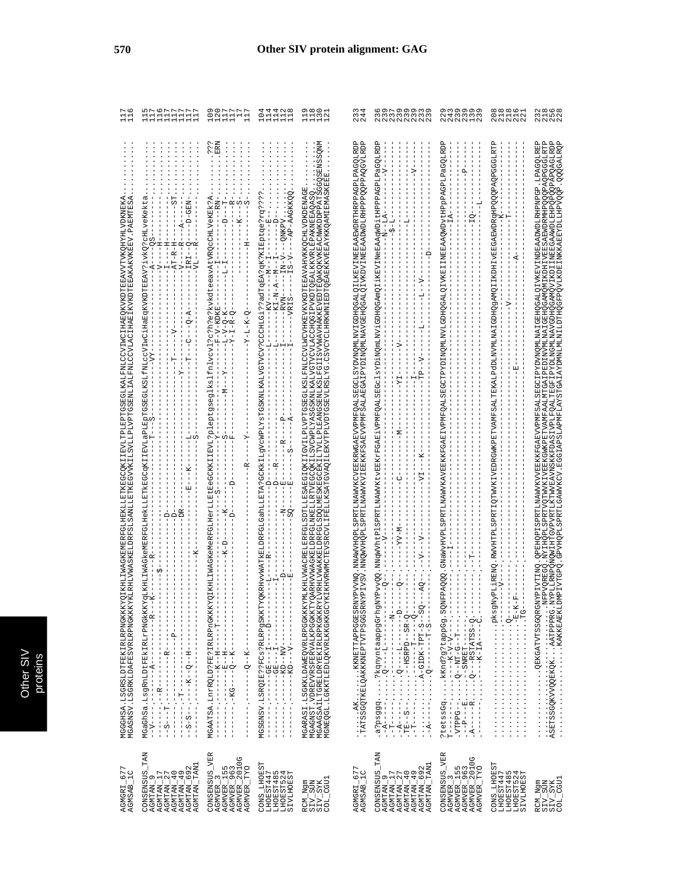# Other SIV protein alignment: GAG

```
AGMGRI_677      MGGGHSA.LSGRSLDTFEKIRLRPNGKKKYQIKHLIWAGKEMERFGLHEKLLETKEGCQKIIEVLTPLEPTGSEGLKALFNLCCVIWCIHAEQKVKDTEEAVVTVKQHYHLVDKNEKA.........  117
AGMSAB_1C       MGASNSV.LSGRKLDAFESVRLRPNGKKKYKLRHLVWASKELDRFSLSANLLETKEGVVKILSVLLPLVPTGSENLIALFNLCCVLACIHAEIKVKDTEEAKAVKEEV.PAEMTESA.........  116

CONSENSUS_TAN   MGaGhSa.LsgRnLDtFEKIRLrPNGkKKYqLKHLIWAGkeMERFGLHeKLLETKEGCqKIIEVLaPLEpTGSEGLKSLfNLccVIwCiHaEqKVKDTEEAV?ivkQ?cHLveKekta.........  115
AGMTAN_9        -V----.------------A-------R---K------R------------------T---S------------------VY-----------------------A----QS-.........  117
AGMTAN_17       ------.--R----------------------$---------------------------------------------------------------------V-----H--.........  116
AGMTAN_27       --S---T------------R--------------------D-----------------------------------------------------------I----H--.........  117
AGMTAN_40       ------.--T-----------P-------------------D---------------------T----V-------------------------------AT-R-H-----ST.........  117
AGMTAN_49       ------.-------------------------------------DR---------------Y--------------------------------------V----R----A----.........  117
AGMTAN_692      --S-S-.--T--K--Q--H--------------------------E---K----L--------T----C----Q-A-------------------------IRI-Q----D-GEN-.........  117
AGMTAN_TAN1     ------.-------------------------K------------------------S----------------------------------------------VL--R----.........  117

CONSENSUS_VER   MGAATSA.LnrRQLD?FE?IRLRPnGKKKYQIKHLIWAGKeMeRFGLHerLLEtEeGCKKIIEVL?pleptgseglkslfnlvcvl?c?he?kvkdteeavatVRQcCHLVeKEk?A.......???  109
AGMVER_3        -------.----K--H------T-------------------------------S------------Y------------------F-V-KDKE-----------I---------RN-.......ERN  120
AGMVER_155      -------.----E--H-----------------------K-D-------K----------------S---------M----Y-----L-V-Q-K-----L-I-------D----T-.........  117
AGMVER_963      -------.KG---Q--K-----------------------D------D-----------------F-----------------Y-I-R-Q------------------R-.........  117
AGMVER_2010G    -------.-------------------------------------------------------------------------------------------------K----S-.........  117
AGMVER_TYO      -------.--------Q--K-------------------------------------R-----Y----------------Y-L-K-Q---------------H--------.........  117

CONS_LHOEST     MGSGNSV.LSRQIE??FCs?RLRPgSKKTYQKRHvvWATKELDRFGLGahLLETA?GCKKILgVcWPLYsTGSKNLKALVGTVCV?CCCHLGi??adTqEA?qK?KIEptqe?rq????.........  104
LHOEST447       ------.----GE----I---D----------------R----------------------------------------L--------KV------M--I-------E--.........  114
LHOEST485       ------.----GE----I-------------I--------------D---R--------------------------L--------KI-N-A--M--I--------D-.........  114
LHOEST524       ------.----KD---NV---------------D-------N------E----R------P--------------I--------RVN-----IN-V--QNKPV-.........  112
SIVLHOEST       ------.----KD---V---------------E----SQ-----E----S------A-------------------I--------VRIS------IS-V--AP-AAGKKQQ.........  118

RCM_Ngm         MGARASI.LSGKKLDAWEQVRLRPGGKKKYMLKHLVWACRELERFGLSDTLLESAEGIQKIIGVILPLVPTGSEGLKSLFNLCCVLWCVHKEVKVKDTEEAVAHVKQCHLVDKDENAGE.........  119
SIV_SUN         MGAGNST.VDREVRSFERVALKPGGKKTYQARHVVWAGKELDRFGLNKELLRTVEGCQKILSVCWPLYASGSKNLKALVGTVCVLACCHQGIPVKDTQEALKKVRLEPAKNEEAQASQ.........  118
SIV_SYK         MGAAGSAILTGRELDRYEKIRLRPKGKKRYLVRHLVWAKKELDRFGLSDQLMESKEGCEKILTVLLPLEANGSENLKSLFGIISVVWAVHAKKEVEDTEQAKQKVKEACNWKDDPPATSGGQSENSSQNM  130
COL_CGU1        MGNEQGL.LGKKTLEDLQKVRLKKGKKGCYKIKHVRWMCTEVSRCVLIFELLKSATGVAQILEKVTPLVDTGSEVLRSLYG.CSVCYCLHRKWNIEDTQEAEKKVEEAYKKQAMIEMASKEEE......  121

AGMGRI_677      .....AK.....KKNETTAPPGGESRNYPVVNQ.NNAWVHQPLSPRTLNAWVKCVEEKRWGAEVVPMFQALSEGCLSYDVNQMLNVIGDHQGALQILKEVINEEAAEWDRTHRPPAGPLPAGQLRDP  233
AGMSAB_1C       .TATSSGQTKELQAKKKNEPTVTPSGGSRNYPIVSV.NNQWVHQPLSPRTLNAWVKVIEEKKFSAEVVPMFSALAEGAIPYDINQMLNAVGEHQGALQIVKDVINEEAADWDLRHPPPQQPPAQGVLRDP  244

CONSENSUS_TAN   .a?psggq.....?kqnyntaappgGrhgNYPvvQQ.NNqWVhtPlSPRTLNAWVKtvEEKrFGAEiVPMFQALSEGclsYDiNQMLNViGDHQGamQIiKEVINeEAAqWDitHPPPAGPLPaGQLRDP  236
AGMTAN_9        .-A----......Q---L------------Q----.-------V---------------------------------------------------------------------------N--LA------V---  239
AGMTAN_17       .-T-----.....-------N------------------------------------------------------------------------------------------------$-L------------  237
AGMTAN_27       .-T-----.....-------------------------YV-M----------C--------M-----------YI-------V--------------------------------------------------  239
AGMTAN_40       .-A-----.....Q-----L------D-----Q-------------------------------------------------------------------------------------L--------------  239
AGMTAN_49       .TE-S---.....--HSRPD--SR-Q----------------------------------------------------------I----------------------------------------V------  239
AGMTAN_692      .-T-----.....------------Q------------------------------------------------------------------------------------------------------------  233
AGMTAN_TAN1     .-A-----.....A-GIDK--TPT-S--SQ---AQ--.-V---V-------------VI---K----------------TP--V------------L------L---V---------D-----------------  239

CONSENSUS_VER   ?tetssGq.....kKnd?g?tappGg.SQNFPAQQQ.GNaWvHVPLSPRTLNAWVKAVEEKKFGAEIVPMFQALSEGCTPYDINQMLNVLGDHQGALQIVKEIINEEAAQWDvtHPpPAGPLPaGQLRDP  229
AGMVER_3        T-----.....---K-V-V---.-------I-----------------------------------------------------------------------------------------IA-----------  243
AGMVER_155      .VTPPG-.....Q--NT-G-T--.----------------------------------------------------------------------------------------------------------------  239
AGMVER_963      .-P---E.....--SNRET----.----------------------------------------------------------------------------------------------------P-----------  239
AGMVER_2010G    .-----R.....Q---RSTATSS-Q.----------T----------------------------------------------------------------------------------------IQ----------  139
AGMVER_TYO      .A----R.....Q---K-IA---C.----------------------------------------------------------------------------------------------------L----------  239

CONS_LHOEST     ...........................pksgNyPLiRENQ.RWVHTPLSPRTIQTWVKIVEDRGWKPETVAMFSALTEKALPdDLNVMLNAIGDHQgAMQIIKDHIVEEGAEWDRqHPQPAQPQPGGGLRTP  208
LHOEST447       ...........................------------.--------------------------------------------------------------------------------K--------------  218
LHOEST485       ...........................Q----V-------.----------------------------------------------V---------------------------------------------  218
LHOEST524       ...........................-E-K-F-------.--------------------E------------------------------------A------------------T----------------  216
SIVLHOEST       ...........................-TG--------.---------------------------------------------------------------------------------------------------  221

RCM_Ngm         ...........................QEKGATVTSSGQRGNYPIVTINQ.QPEHQPISPRTLNAWVKVVEEKKFGAEVVPMFSALSEGCIPYDVNQMLNAIGEHQGALQIVKEVINDEAADWDLRHPNPGP.LPAGQLREP  232
SIV_SUN         ...........................NFPVQREQQ.NYIHQPLSPRTVQTWVKIVEEKGWKPETVAMFAALHTGATPEDINVMLNAIGEHQGAMQMIKDHIVEESAEWDRMHPQQPAQPQGGGLRTP  218
SIV_SYK         ASETSSGQKVVQQEKQK....AATPPPRG.NYPLLRNPQNQWIHTGVPVRTLKTWVEAVNSKKFDASIVPLFQALTEGFIPYDLNGMLNAVGDHQGAMQVIKDINEEGAAWDLEHPQPQQPAPQAGLRDP  256
COL_CGU1        ...........................KAKKEAEKLDMPIVTGPQ.GPVHQPLSPRTLGAWVKCV.EGGIAPSLAPMFLAYSTGAIAYDMNLMLNILDTHQGFPQVLKDEINKAEEVDLLHPVQQP.QQQGALRQP  228
```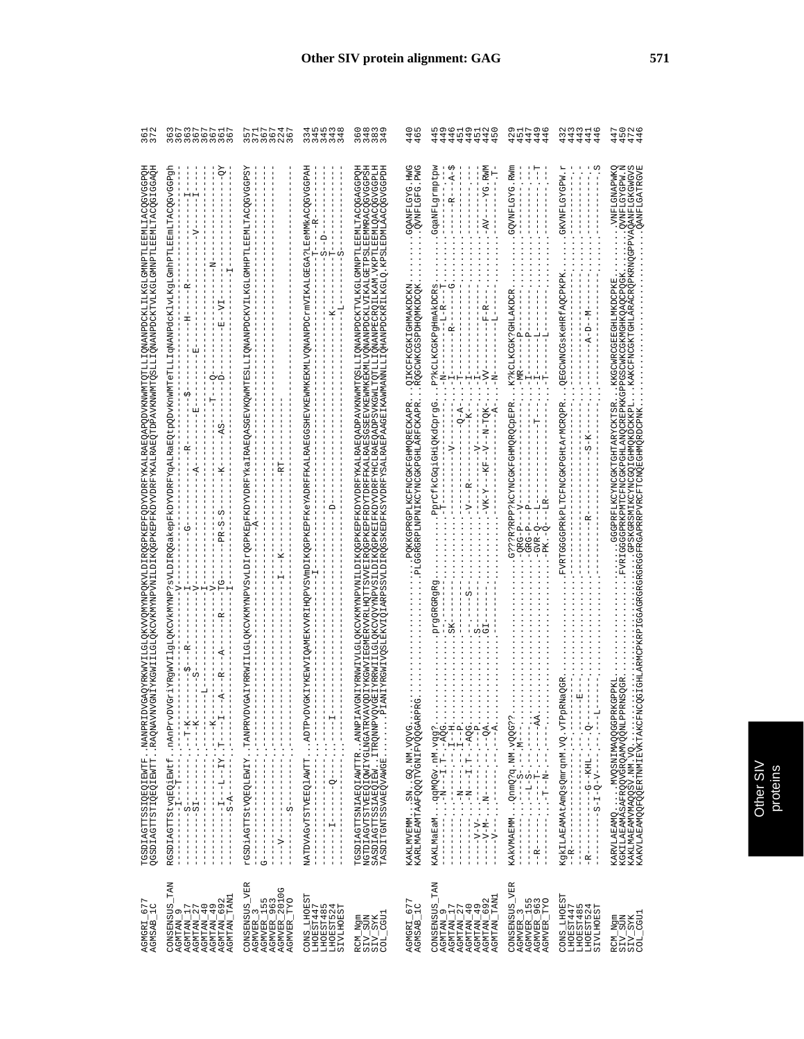```
AGMGRI_677    TGSDIAGTTSSIQEQIEWTF..NANPRIDVGAQYRKWVILGLQKVVQMYNPQKVLDIRQGPKEPFQDYVDRFYKALRAEQAPQDVKNWMTQTLLIQNANPDCKLILKGLGMNPTLEEMLIACQGVGGPQH  361
AGMSAB_1C     QGSDIAGTTSTIQEQIEWTT..RAQNAVNVGNIYKGWIILGLQKCVKMYNPVNILDIKQGPKEPFKDYVDRFYKALRAEQTDPAVKNWMTQSLLIQNANPDCKTVLKGLGMNPTLEEMLTACQGIGGAQH  372

CONSENSUS_TAN RGSDIAGTTStvqEQiEWtf..nAnPrvDVGriYRgWVIlgLQKCVkMYNP?sVLDIRQGakepFkDYVDRFYqALRaEQtpQDVknWMTeTLLIqNANPdcKlVLkGlGmhPTLEEmLTACQGVGGPgh  363
AGMTAN_9      ---------I--T-----..--T-K--------$---R------V---------------G-----------R-------$-------------------H------R---------------I----  367
AGMTAN_17     ---------S---------..--K--------S----------I-----------------------------------------------------------------------------I----  363
AGMTAN_27     ---------SI--------..------------------------V--------------------------A-----------E------------E----------------V----------  367
AGMTAN_40     ---------------------..------L----------------I------------------------------------------------------------------------------  367
AGMTAN_49     ---------------------..--K----------------------V--------------------------T---Q------------------------N-------------------  367
AGMTAN_692    ---------I--L--IY.T---I--A--R--A---R----TG-------PR-S-S-----K-----AS-----D------E--VI-------------------------------QY  361
AGMTAN_TAN1   ---------S-A-------..----------------------I------------------------------------------------------I--------------------  367

CONSENSUS_VER rGSDiAGTTSTVQEQLEWIY.TANPRVDVGAIYRRWIILGLQKCVKMYNPVSVLDIrQGPKEpFKDYVDRFYKaIRAEQASGEVKQWMTESLLIQNANPDCKVILKGLGMHPTLEEMLTACQGVGGPSY  357
AGMVER_3      G------------------..--------------------------------------------A----------------------------------------------------  371
AGMVER_155    -------------------..--------------------------------------------------------------------------------------------------  367
AGMVER_963    -------------------..------------------------------------I--K-------------------RT---------------------------------------  367
AGMVER_2010G  ---V---------------..-------------------------------------------------------------------------------------------------  224
AGMVER_TYO    ---------S---------..--------------------------------------------------------------------------------------------------  367

CONS_LHOEST   NATDVAGVTSTVEEQIAWTT..ADTPVDVGKIYKEWVIQAMEKVVRIHQPVSVmDIKQGPKEPFKeYADRFFKALRAEGGSHEVKEWMKEKMLVQNANPDCrmVIKALGEGA?LEeMMKACQGVGGPAH  334
LHOEST447     -----------------..-----------------------I-----------------------------------------------------------T----R--------  345
LHOEST485     -----I----Q-------..-----I-----------------------------------------------------------------------------S--D----------  345
LHOEST524     -----------------..-------------------------------D---------------------------K--------------------T-------------  343
SIVLHOEST     -----------------..---------------------------------------------------------------L-----------------S------------  348

RCM_Ngm       TGSDIAGTTSNIAEQIAWTTR..ANNPIAVGNIYRNWIVLGLQKCVKMYNPVNILDIKQGPKEPFKDYVDRFYKALRAEQADPAVKNWMTQSLLIQNANPDCKTVLKGLGMNPTLEEMLTACQGAGGPQH  360
SIV_SUN       NGTDIAGVTSTVEEQIQWIYGLNGATRVAVQDIYKGWVIEGMERVVRLHQTTSVVEIRQGPKEPFRDYTDRFFKALRAESGSEEVKEWMKEKMLVQNANPDCKLVIKALGETPSLEEMMRACQGVGGPSH  348
SIV_SYK       SASDIAGTTSSIAEQIEW..ITRQNNPVQVGEIYRRWIILGLQKCVQYYNPVSILDIKQGPKEIFKDYVDRFYHCLRAEQADPSVKGWLTQTLLIQNANPECRQILKAM.VKPTLEEMLQACQGVGGPLH  383
COL_CGU1      TASDITGNTSSVAEQVAWGE......PIANIYRGWIVQSLEKVIQIARPSSVLDIRQGSKEDFKSYVDRFYSALRAEPAAGEIKAWMANNLLIQHANPDCKRILKGLQ.KPSLEDMLAACQGVGGPDH  349

AGMGRI_677    KAKLMVEMM..SN..GQ.NM.VQVG.........................PQKKGPRGPLKCFNCGKFGHMQRECKAPR..QIKCFKCGKIGHMAKDCKN.........GQANFLGYG.HWG  440
AGMSAB_1C     KARLMAEAMTAAFQQQTVGNIFVQQGARPRG...................PLGGRGRPLNPIKCYNCGKPGHLARFCKAPR..RQGCWKCGSPDHQMKDCQK.........QVNFLGFG.PWG  465

CONSENSUS_TAN KAKLMaEaM..qqMQGv.nM.vqg?.........prgGRGRgRg......PprCfkCGqiGHiQKdCprgG..P?kCLKCGKPgHmAKDCRs.........GqaNFLgrmptpw  445
AGMTAN_9      --------..--N---I-T--AQG.........------------------T------------------..-N-------L-R---T..........------------  449
AGMTAN_17     --------.---------I--H.........SK-----------------------V------------..------------------G..........---R---A-$  446
AGMTAN_27     --------.-----N-----I--P......................................--..-T---------R-----..........--------------  451
AGMTAN_40     --------.-----N---I-T--AQG......................V--R-------------Q-A-..-T---------------..........-------------  449
AGMTAN_49     -------.V-V-----...----P......S-.........................-------K--..I-----------------..........------------  451
AGMTAN_692    -------.V-M-N-----QA.......S-.GI-............---VK-Y---KF--V--N-TQK..-VV--------F-R----..........--AV-----YG.RWM  442
AGMTAN_TAN1   --------.--V---------A.................................................-A-..-N--------L-------..........-------T-  450

CONSENSUS_VER KAKVMAEMM..QnmQ?q.NM.vQQG??..................G???R?RPP?kCYNCGKFGHMQRQCpEPR..K?kCLKCGK?GHLAKDCR.........GQVNFLGYG.RWm  429
AGMVER_3      --------.---S---..M----...................QRG-P---V------------------..-MR-------P---------..........---------  451
AGMVER_155    --------.---L-S-...--------..................GRG-P---P------------------..-I---------------..........---------  447
AGMVER_963    -R------.---T----...--AA...................GVR-Q---L-------T---------..-I----------L--------..........--------  449
AGMVER_TYO    --------.--T-N-......................PK-Q---LR-----------------..-T-----------L--------..........---------T  446

CONS_LHOEST   KgkILAEAMAtAmQsQmrqnM.VQ.vTPpRNaQGR............FVRTGGGGPRkPLTCFNCGKPGHtArMCRQPR..QEGCWNCGsKeHRfAQCPKPK.........GKVNFLGYGPW.r  432
LHOEST447     -R----------------..-----.-----------..............................................................--------  443
LHOEST485     -----------------..-----.--E--------............................................................-------  443
LHOEST524     -R---------------G--KHL..-Q----------...........R-----------------S-K--........A-D--M------.........-------  441
SIVLHOEST     ------------S-I-Q-V-...-L...............................................................................-S  446

RCM_Ngm       KARVLAEAMQ....MVQSNIMAQQGGPRKGPPKL..............FVRIGGGPRFLKCYNCGKTGHTARYCKTSR..KKGCWRCGEEGHLMKDCPKE.........VNFLGNAPWKQ  447
SIV_SUN       KGKILAEAMASAFQQVGRQAMVQQNLPPRNSQGR............FVRIGGGGPRKPMTCFNCGKPGHLANQCREPKKGPPGSCWKCGKMGHKQAQCPQGK.........QVNFLGYGPW.N  450
SIV_SYK       KAKLMAEAMVHAQQRGVNMVQG..........................GPSKGRSMIKCYNCGQIGHMQKDCKKPL..KAKCFNCGKTGHLARACRQPRKRNQGPPVAGANFLGKGWG  472
COL_CGU1      KAKVLAEAMQQFQQERTNMIEWKTAKCFNCGGIGHLARMCPKRPIGGAGRGRGRGGFRGAPRRPVRCFTCNQEGHMQRDCPNK...........................QANFLGATRGVE  446
```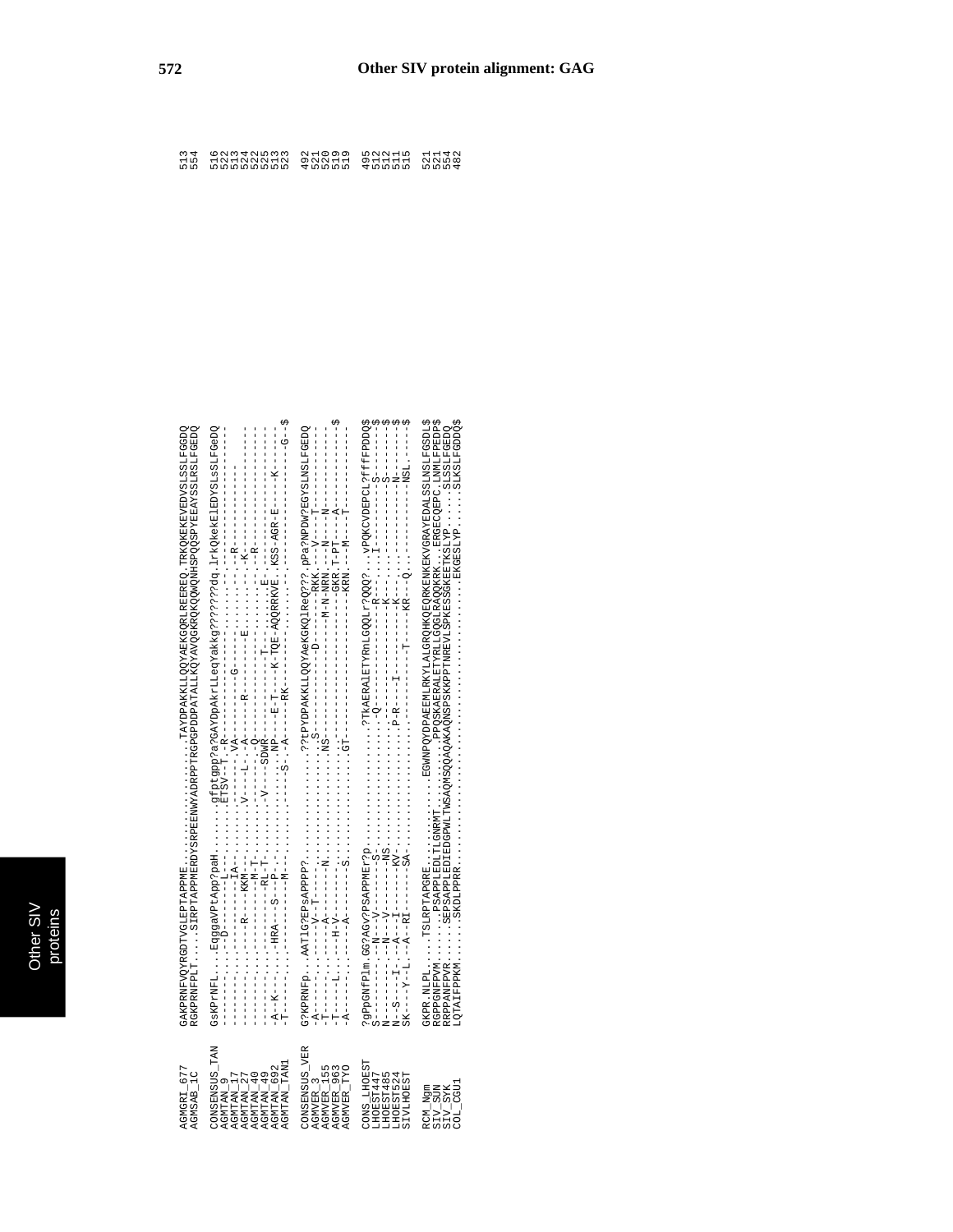# Other SIV protein alignment: GAG

```
AGMGRI_677      GAKPRNFVQYRGDTVGLEPTAPPME......................TAYDPAKKLLQQYAEKGQRLREEREQ.TRKQKEKEVEDVSLSSLFGGDQ   513
AGMSAB_1C       RGKPRNFPLT.....SIRPTAPPMERDYSRPEENWYADRPPTRGPGPDDPATALLKQYAVQGKRQKQQWQNHSPQQSPYEEAYSSLRSLFGEDQ   554

CONSENSUS_TAN   GsKPrNFL....EqggaVPtApp?paH.........gfptgpp?a?GAYDpAkrLLeqYakkg???????dq.lrKQkekElEDYSLsSLFGeDQ   516
AGMTAN_9        --------.....-D-----------L-.........ETSV-T..R--------------------------------------------------   522
AGMTAN_17       --------.....-----------IA-..........-VA-------G---------------.........-R-------------------   513
AGMTAN_27       --------.....-----R----KKM-.........V----L--A------R-----------E........-K-----------------   524
AGMTAN_40       --------.....-------------M-T-........----------Q----------------........-R-----------------   522
AGMTAN_49       --------.....-----------RL--T-........-V----SDWR-------------T--........----------------------   525
AGMTAN_692      -A--K---.....---HRA--S----P-.........NP-----E-T----K-TQE-AQQRRKVE..KSS-AGR-E------K------   513
AGMTAN_TAN1     -T--------.....-----------M-.........S-.A-------RK--------------------------------------G--$   523

CONSENSUS_VER   G?KPRNFp....AATlG?EPsAPPP?...............??tPYDPAKKLLQQYAeKGKQlReQ???.pPa?NPDW?EGYSLNSLFGEDQ   492
AGMVER_3        -A--------.....------V--T-----.............S-----------------D--------RKK.---V---T-----------   521
AGMVER_155      -T--------.....------A-------N.............NS----------------------M-N-NRN.---N----N--------   520
AGMVER_963      -T------L.....---H-V-----------.............-------------------------GKR.T-PT----A----------$   519
AGMVER_TYO      -A--------.....------A-------S.............GT---------------------------KRN.---M----T--------   519

CONS_LHOEST     ?gPpGNfPlm.GG?AGv?PSAPPMEr?p.........................?TkAERAlETYRnLGQQLr?QQQ?...vPQKCVDEPCL?ffffPDDQ$   495
LHOEST447       S---------.--N--V-------S-.........................Q-----------------R---....I-----------S------$   512
LHOEST485       N---------.--N--V-------NS..........................--------------------K---......--------S------$   512
LHOEST524       N--S---I..-A--I-------KV-...........................P-R----I-------K-........----------N------$   511
SIVLHOEST       SK---Y--L..-A--RI------SA-..........................-T------KR--Q............-----NSL.------$   515

RCM_Ngm         GKPR.NLPL........TSLRPTAPGRE.........EGWNPQYDPAEEMLRKYLALGRQHKQEQRKENKEKVGRAYEDALSSLNSLFGSDL$   521
SIV_SUN         RGPPGNFPVM........PSAPPLEDLTLGNRMT.........PPQSKAERALETYRLLGQGLRAQQKRK..ERGECQEPC.LNMLFPEDP$   521
SIV_SYK         RRPPANFPVR........SEPSAPPLEDIEDGPWLTWSAQMSQQAQAKAQNSPSKKPPTNREVLSPKESSGKEETKSLYP.....SLSSLFGEDQ   554
COL_CGU1        LQTAIFPPKM........SKDLPPRR.....................................EKGESLYP......SLKSLFGDDQ$   482
```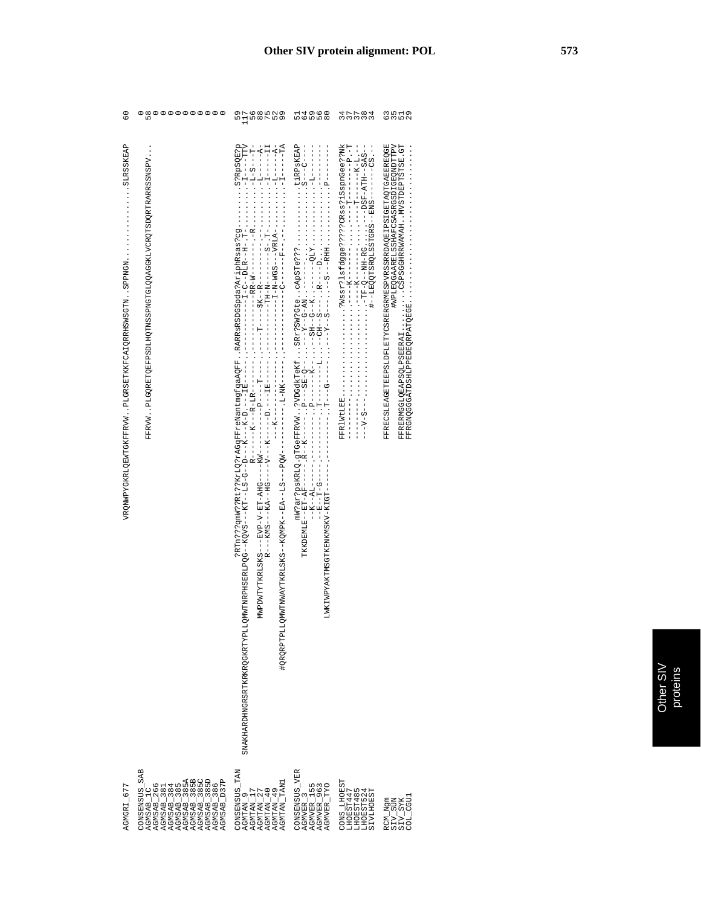# Other SIV protein alignment: POL

```
AGMGRI_677                                                                       VRQMWPYGKRLQEWTGKFFRVW..PLGRSETKKFCAIQRRHSWSGTN..SPPNGN...............SLRSSKEAP    60

CONSENSUS_SAB                                                                                                                                                                     0
AGMSAB_1C                                                                                FFRVW..PLGQRETQEFPSDLHQTNSSPNGTGLQQAGGKLVCRQTSDQRTRARRSSNSPV...                         58
AGMSAB_266                                                                                                                                                                        0
AGMSAB_381                                                                                                                                                                        0
AGMSAB_384                                                                                                                                                                        0
AGMSAB_385                                                                                                                                                                        0
AGMSAB_385A                                                                                                                                                                       0
AGMSAB_385B                                                                                                                                                                       0
AGMSAB_385C                                                                                                                                                                       0
AGMSAB_385D                                                                                                                                                                       0
AGMSAB_386                                                                                                                                                                        0
AGMSAB_D37P                                                                                                                                                                       0

CONSENSUS_TAN                                       ?RTn???qmW??Rt??KrLQ?rAGqFFreNantmgfqaAQFF..RARRsRSDGSpda?AriphRsas?cg..........S?RpSQE?p    59
AGMTAN_9        SNAKHARDHNGRSRTKRKRQGKRTYPLLQMWTNRPHSERLPQG--KQVS---KT--LS-G---D---K---K-D---IE----.-----------I--C--DLR---H--T-..........I----TTV   117
AGMTAN_17                                                          R----K---R--LR---.----------RR-W-------R..........L-S---T-    56
AGMTAN_27                                  MWPDWTYTKRLSKS---EVP-V-ET-AHG---KW-------P---T---.----T----$K--R---------..........L-----A-    88
AGMTAN_40                                            R---KMS---KA--HG---V---K-----D---IE----.---------TH-N-------S--T-..........I-----II    75
AGMTAN_49                                                              ---K--------.---------I-N-WGS---VRLA-.........L-----A-    52
AGMTAN_TAN1                 #QRQRPTPLLQMWTNWAYTKRLSKS--KQMPK--EA--LS--PQW--------.L-NK----.---------C-------F-.......I------TA    99

CONSENSUS_VER                                        mW?ar?psKRLQ.gTGeFFRVW..?VDGdkTeKf..SRr?SW?Gte..cApSTe???............tiRPsKEAP    51
AGMVER_3                                     TKKDEMLE--ET-AF------.R--K---.---P----SE-Q-....-Y--G-AN..---------.............S----C----    64
AGMVER_155                                             --K--AL-------.---------.---P-----K--.....-SH--G--K..---------.............L--------    59
AGMVER_963                                               --E--T-G------.---------.T-------L....CH--S----..R---D.............---------    56
AGMVER_TYO                     LWKIWPYAKTMSGTKENKMSKV-KIGT---------.---------.T---G----....-Y--S----..-S--RHH.............P---------    80

CONS_LHOEST                                                                     FFRlWtLEE.................?Wssr?lsfdgge?????CRss?iSspnGee??Nk    34
LHOEST447                                                                       ---------.................--K-------------.----T-------P--T    37
LHOEST485                                                                       ---------.................--K-------------.-T-------K-L---    37
LHOEST524                                                                       ---V-S---.................TF-Q---NH-RG.....--DSF-ATH--SAS--    38
SIVLHOEST                                                                       .........................#--LEQQTSRQLSSTGRS--ENS------CS.--    34

RCM_Ngm                                                                         FFRECSLEAGETEEPSLDFLETYCSRERGRMESPVRSSRRDAQEIPSIGETAQTGAEEREQGE    63
SIV_SUN                                                                                                              #WPLEQGAARELSSHAFCSASRGSDIGEQNDTTPV    35
SIV_SYK                                                                         FFRERMGGLQEAPSQLPSEERAI.........CSPSGGHRRWAMAH..MVSTDEPTSTSE.GT    51
COL_CGU1                                                                        FFRGNQGGGATDSHLPPEDEQRPATQEGE...................................    29
```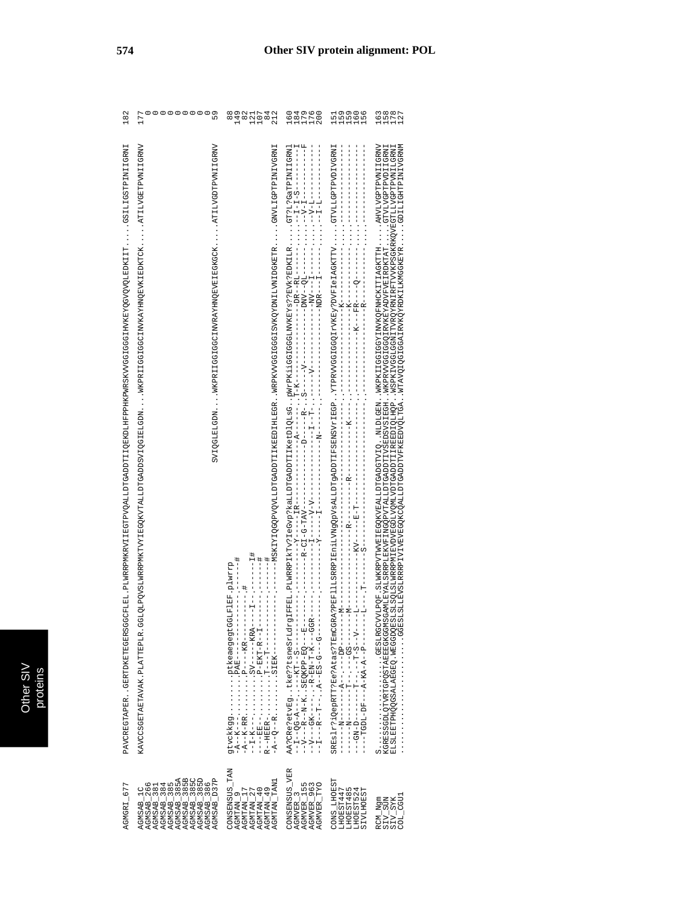## Other SIV protein alignment: POL

```
AGMGRI_677      PAVCREGTAPER..GERTDKETEGERSGGCFLEL.PLWRRPMKRVIIEGTPVQALLDTGADDTIIQEKDLHFPPHKPWRSKVVGGIGGIHVKEYQGVQVQLEDKIIT.....GSILIGSTPINIIGRNI   182

AGMSAB_1C       KAVCCSGETAETAVAK.PLATTEPLR.GGLQLPQVSLWRRPMKTVYIEGQKVTALLDTGADDSVIQGIELGDN....WKPRIIGGIGGCINVKAYHNQEVKIEDKTCK.....ATILVGETPVNIIGRNV   177
AGMSAB_266                                                                                                                                       0
AGMSAB_381                                                                                                                                       0
AGMSAB_384                                                                                                                                       0
AGMSAB_385                                                                                                                                       0
AGMSAB_385A                                                                                                                                      0
AGMSAB_385B                                                                                                                                      0
AGMSAB_385C                                                                                                                                      0
AGMSAB_385D                                                                                                                                      0
AGMSAB_386                                                                                                                                       0
AGMSAB_D37P                                                           SVIQGLELGDN....WKPRIIGGIGGCINVRAYHNQEVEIEGKGCK.....ATILVGDTPVNIIGRNV    59

CONSENSUS_TAN   gtvckkgg.........ptkeaegegtGGLFlEF.plwrrp                                                                                        88
AGMTAN_9        -A--K--...........PAE--------------.------#                                                                                     149
AGMTAN_17       -A--RR............P-----KR---------.#                                                                                            82
AGMTAN_27       --I-K--...........SV----KRA----I---.------I#                                                                                    121
AGMTAN_40       ---EE--...........P-EKT-R--I-------.------#                                                                                     167
AGMTAN_49       R--HEER-..........T---T------------.------#                                                                                      84
AGMTAN_TAN1     -A--Q--R-.........SIEK-------------.-----MSKIYIQGQPVQVLLDTGADDTIIKEEDIHLEGR..WRPKVVGGIGGISVKQYDNILLVNIDGKETR.....GNVLIGPTPINIVGRNI   212

CONSENSUS_VER   AA?CRe?etvEg..tke??tsneSrLdrgIFFEL.PLWRRPIkTv?IeGvp?kaLLDTGADDTIIKetDlQLsG.pWrPKiiGGIGGLNVKEYs??EVk?EDKILR.....GT?L?GaTPINIIGRNI   160
AGMVER_3        --I--QG-A--...KT--S-------------------.------Y-----IR---------------A------.T-K-----------------DR--RL------.....--I-I-S--------I   184
AGMVER_155      --V--R--N-K...SEQKPP-EQ----E---------.--------R-CI-G-TAV------------D----R--.S----V-----------------DNV--QL------.....--V-I-----------F   179
AGMVER_963      --V---GK----...R-EN-T-K---GGR--------.--------------I----V-V-----------I---T-.--------------------INV---I------.....--V-L-----------   176
AGMVER_TYO      --I---R--T-...A--ES-G--G-------------.--------------Y-------I---------------N-.--------------------NDR---I------.....--I-L-----------   200

CONS_LHOEST     SREslr?iQepRTT?Ee?Atas?TEmCGRA?PEFllLSRRPIEniLVNgQpVsALLDTgADDTIFSENSVrIEGP..YTPRVVGGIGGQIrVKEy?DVFIeIAGKTTV.....GTVLLGPTPVDIVGRNI   151
LHOEST447       ------N-------A--.---DP-------M---------------------------------------------.-------------------K-------------.....-----------------   159
LHOEST485       ----N-------T--.-.---GS----M---------------R------------------------------K---.---------------------K-------------.....-----------------   159
LHOEST524       ---GN-D-----T--.---T-S--V---L--------KV-----E-T----------------------------.-----------------K---FR---Q---------.....-----------------   160
SIVLHOEST       ----TGDL-DF---A-KA-A--P-----L---T------S-------------------------------------.----------------------R-------------.....-----------------   156

RCM_Ngm         S.........................GESLRGCVVLPQF.SLWKRPVTWVEIEGQKVEALLDTGADGTVIQ..NLDLGEN..WKPKIIGGIGGYINVKQFNHCKITIAGKTTH.....AHVLVGPTPVNIIGRNV   163
SIV_SUN         KGRESSGDLQTVRTGPQSTAEEEGKGGMSGAMLEYALSRRPLEKVFINGQPVTALLDTGADDTIVSEDSVSIEGH..WKPRVVGGIGGQIRVKEYADVFVEIRDKTAT.....GTVLVGPTPVDIIGRNI   158
SIV_SYK         ELSLEETPHQQGSALAEGEQ.WEGGDQESLSLSQLSLWRRPMIEVDVEGDLVQMLVDTGADDTIIREEDIQLHQP..WSPKIVGGLGGNITVRQYRNIRFTVVKPSGKRKQVEGTLLVGPTPVNILGRNI   178
COL_CGU1        ..........................GGESLSLLEVSLRRRPIVIVEVEGQKCQALLDTGADDTVFKEEDVQLTGA..WTAVQIQGIGGAIRVKQYRDKILKMGGKEYR.....GDILIGHTPINIVGRNM   127
```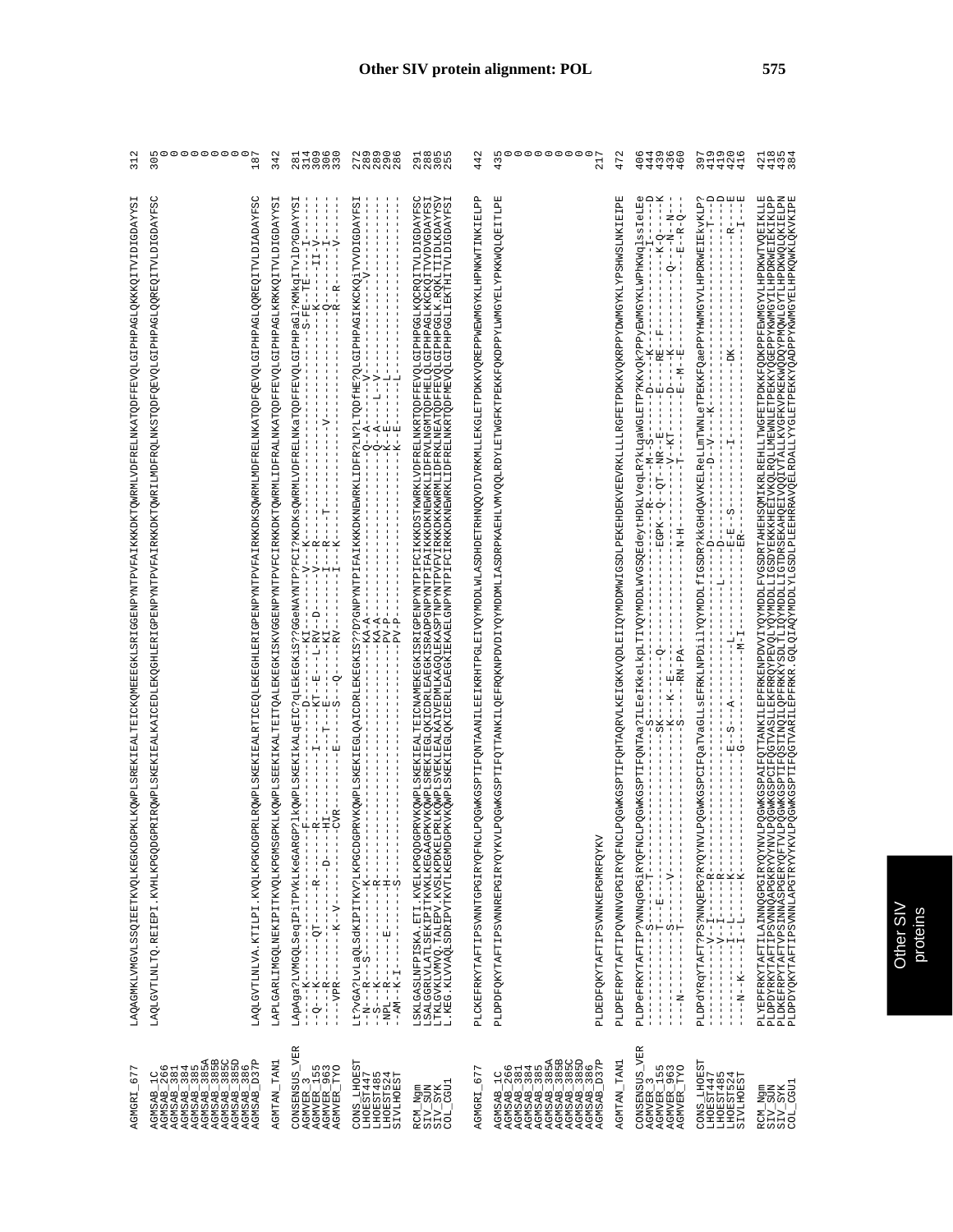# Other SIV protein alignment: POL

```
AGMGRI_677      LAQAGMKLVMGVLSSQIEETKVQLKEGKDGPKLKQWPLSREKIEALTEICKQMEEEGKLSRIGGENPYNTPVFAIKKKDKTQWRMLVDFRELNKATQDFFEVQLGIPHPAGLQKKKQITVIDIGDAYYSI   312

AGMSAB_1C       LAQLGVTLNLTQ.REIEPI.KVHLKPGQDGPRIRQWPLSKEKIEALKAICEDLEKQGHLERIGPENPYNTPVFAIRKKDKTQWRILMDFRQLNKSTQDFQEVQLGIPHPAGLQQREQITVLDIGDAYFSC   305
AGMSAB_266                                                                                                                                        0
AGMSAB_381                                                                                                                                        0
AGMSAB_384                                                                                                                                        0
AGMSAB_385                                                                                                                                        0
AGMSAB_385A                                                                                                                                       0
AGMSAB_385B                                                                                                                                       0
AGMSAB_385C                                                                                                                                       0
AGMSAB_385D                                                                                                                                       0
AGMSAB_386                                                                                                                                        0
AGMSAB_D37P     LAQLGVTLNLVA.KTILPI.KVQLKPGKDGPRLRQWPLSKEKIEALRTICEQLEKEGHLERIGPENPYNTPVFAIRKKDKSQWRMLMDFRELNKATQDFQEVQLGIPHPAGLQQREQITVLDIADAYFSC   187

AGMTAN_TAN1     LAPLGARLIMGQLNEKIPITKVQLKPGMSGPRLKQWPLSEEKIKALTEITQALEKEGKISKVGGENPYNTPVFCIRKKDKTQWRMLIDFRALNKATQDFFEVQLGIPHPAGLKRKKQITVLDIGDAYYSI   342

CONSENSUS_VER   LApAga?LVMGQLSeqIPiTPVkLKeGARGP?lkQWPLSKEKIkALqEIC?qLEKEGKiS?GGeNAYNTP?FCI?KKDKsQWRMLVDFRELNKaTQDFFEVQLGIPHPaGl?KMKqITvlD?GDAYYSI   281
AGMVER_3        ----K--------------------------F--------------------------D----------------V--K-------------------------------------S-FE--TE------I-----   314
AGMVER_155      -Q---K------QT------R-------R-------------------I-----KT--E---L-RV--D-------V--R-----------------------------------K------II-V------   309
AGMVER_963      -----R------------D-----HI-----------T--E----------------KI-----------I--R-----T-----------------V---------------Q--------I------   306
AGMVER_TYO      ----VPR--------K--V--------CVR-----------E-------S--Q---RV--------I--K-----------------------------------------R--R------V------   330

CONS_LHOEST     Lt?vGA?LvLaQLSdKIPITKV?LKPGCDGPRVKQWPLSKEKIEGLQAICDRLEKEGKIS??D?GNPYNTPIFAIKKKDKNEWRKLIDFR?LN?LTQDfHE?QLGIPHPAGIKKGKQiTVVDIGDAYFSI   272
LHOEST447       -N---R----S------------K-----------------------------------------KA-A-------------------------Q--A-----V-----------------------V------   289
LHOEST485       -S---K----R-------------R---------------------------------------KA-A-------------------------Q--A-----L--V-----------------------------   289
LHOEST524       -NPL--R-----E-----------H-----------------------------------------PV-P------------------------K--E-----L-------------------------------   290
SIVLHOEST       -AM--K-I---------------S------------------------------------------PV-P------------------------K--E-----L-------------------------------   286

RCM_Ngm         LSKLGASLNFPISKA.ETI.KVELKPGQDGPRVKQWPLSKEKIEALTEICNAMEKEGKISRIGPENPYNTPIFCIKKKDSTKWRKLVDFRELNKRTQDFFEVQLGIPHPGGLKQCRQITVLDIGDAYFSC   291
SIV_SUN         LSALGGRLVLATLSEKIPITVKVKLKEGAAGPKVKQWPLSREKIEGLQKICDRLEAEGKISRADPGNPYNTPIFAIKKKDKNEWRKLIDFRVLNGMTQDFHEVQLGIPHPAGLKKCKQITVVDVGDAYFSI   288
SIV_SYK         LTKLGVKLVMVQ.TALEPV.KVSLKPDKELPRLKQWPLSVEKIEALKAIVEDMLKAGQLEKASPTNPYNTPVFVIRKKDKKWRMLIDFRKLNEATQDFFEVQLGIPHPGGLK.RQKLITIDLKDAYFSV   305
COL_CGU1        L.KEG.KLVVAQLSDRIPVTKVTLKEGMDGPKVKQWPLSKEIEGLQKICERLEAEGKIEKAELGNPYNTPIFCIKKKDKNEWRKLIDFRELNKRTQDFMEVQLGIPHPGGLIEKTHITVLDIGDAYFSI   255

AGMGRI_677      PLCKEFRKYTAFTIPSVNNTGPGIRYQFNCLPQGWKGSPTIFQNTAANILEEIKRHTPGLEIVQYMDDLWLASDHDETRHNQQVDIVRKMLLEKGLETPDKKVQREPPWEWMGYKLHPNKWTINKIELPP   442

AGMSAB_1C       PLDPDFQKYTAFTIPSVNNREPGIRYQYKVLPQGWKGSPTIFQTTANKILQEFRQKNPDVDIYQYMDDMLIASDRPKAEHLVMVQQLRDYLETWGFKTPEKKFQKDPPYLWMGYELYPKKWQLQEITLPE   435
AGMSAB_266                                                                                                                                        0
AGMSAB_381                                                                                                                                        0
AGMSAB_384                                                                                                                                        0
AGMSAB_385                                                                                                                                        0
AGMSAB_385A                                                                                                                                       0
AGMSAB_385B                                                                                                                                       0
AGMSAB_385C                                                                                                                                       0
AGMSAB_385D                                                                                                                                       0
AGMSAB_386                                                                                                                                        0
AGMSAB_D37P     PLDEDFQKYTAFTIPSVNNKEPGMRFQYKV                                                                                                   217

AGMTAN_TAN1     PLDPEFRPYTAFTIPQVNNVGPGIRYQFNCLPQGWKGSPTIFQHTAQRVLKEIGKKVQDLEIIQYMDDMWIGSDLPEKEHDEKVEEVRKLLLLRGFETPDKKVQKRPPYDWMGYKLYPSHWSLNKIEIPE   472

CONSENSUS_VER   PLDPeFRKYTAFTIP?VNNqGPGiRYQFNCLPQGWKGSPTIFQNTAa?ILEeIKkeLkpLTIVQYMDDLWVGSQEdeytHDkLVeqLR?kLqaWGLETP?KKvQk?PPyEWMGYkLWPhKWqlssIeLEe   406
AGMVER_3        -------------S----T-----------------------------S---------------------------------R-----M--S---------D-----K--------------------I------D   444
AGMVER_155      ------------T----E-----------------------------SK--------Q---------------------EGPK--Q--QT--NR--E------E----RE--F---------------K-Q----K   439
AGMVER_963      ------------S------V---------------------------K---K--E---------------------------V--KT------D----K----------------Q----N--N--   436
AGMVER_TYO      ---N---------T-------------------------------------S----RN-PA----------------------N-H------T-----------E--M--E-------------E--R-Q--   460

CONS_LHOEST     PLDPdYRqYTAFT?PS?NNQEPG?RYQYNVLPQGWKGSPCIFQaTVaGLLsEFRKLNPDiilYQYMDDLfIGSDR?kkGHdQAVKELReLLmTWNLeTPEKKFQaePPYHWMGYVLHPDRWEIEkvKLP?   397
LHOEST447       ------------V--I------R-----------------------------------L-----D--------------------D--V-----K-----------------------------T---D   419
LHOEST485       ------------V--I------R----------------------------------------D---------------------------------------------------------------D   419
LHOEST524       ---------I--L-----K-----------------E--S---A-----------L-----------E--E--S------I----------------DK-------------------R---E   420
SIVLHOEST       ---N--K-----I--L-----K-----------------G-----------------M-I----------ER--------------------------------------------------I---E   416

RCM_Ngm         PLYEPFRKYTAFTILAINNQGPGIRYQYNVLPQGWKGSPAIFQTTANKILEPFRKENPDVVIYQYMDDLFVGSDRTAHEHSQMIKRLREHLLTWGFETPDKKFQKDKPPFEWMGYVLHPDKWTVQEIKLLE   421
SIV_SUN         PLDPFRKYTAFTVPSVNNQAPGKRYVYNVLPQGWKGSPCIFQGTVASLLEPFRRQYPEVQLYQYMDDLLIGSDYEKKAHEEIVKQLRQLLMEWNLETPEKKYQEEPPYKWMGYILHPDRWEIEKIKLPN   418
SIV_SYK         PLDKEFRKYTAFTVPSINNASPGERYQFTVLPQGWKGSPSTINQQSTIANILDPFRKKYSDLTLIQYMDDILIGSTRSEKAHQEIVQTVTALLKYGFKVPEPKWQMQWQPPNQWLGYKLHPDKWEIEKLEIPN   435
COL_CGU1        PLDPDYQKYTAFTIPSVNNLAPGTRYVYKVLPQGWKGSPTIFQGTVARILEPFRKR.GQLQIAQYMDDLYLGSDLPLEEHRRAVQELRDALLYYGLETPEKKYQADPPYKWMGYELHPKQWKLQKVKIPE   384
```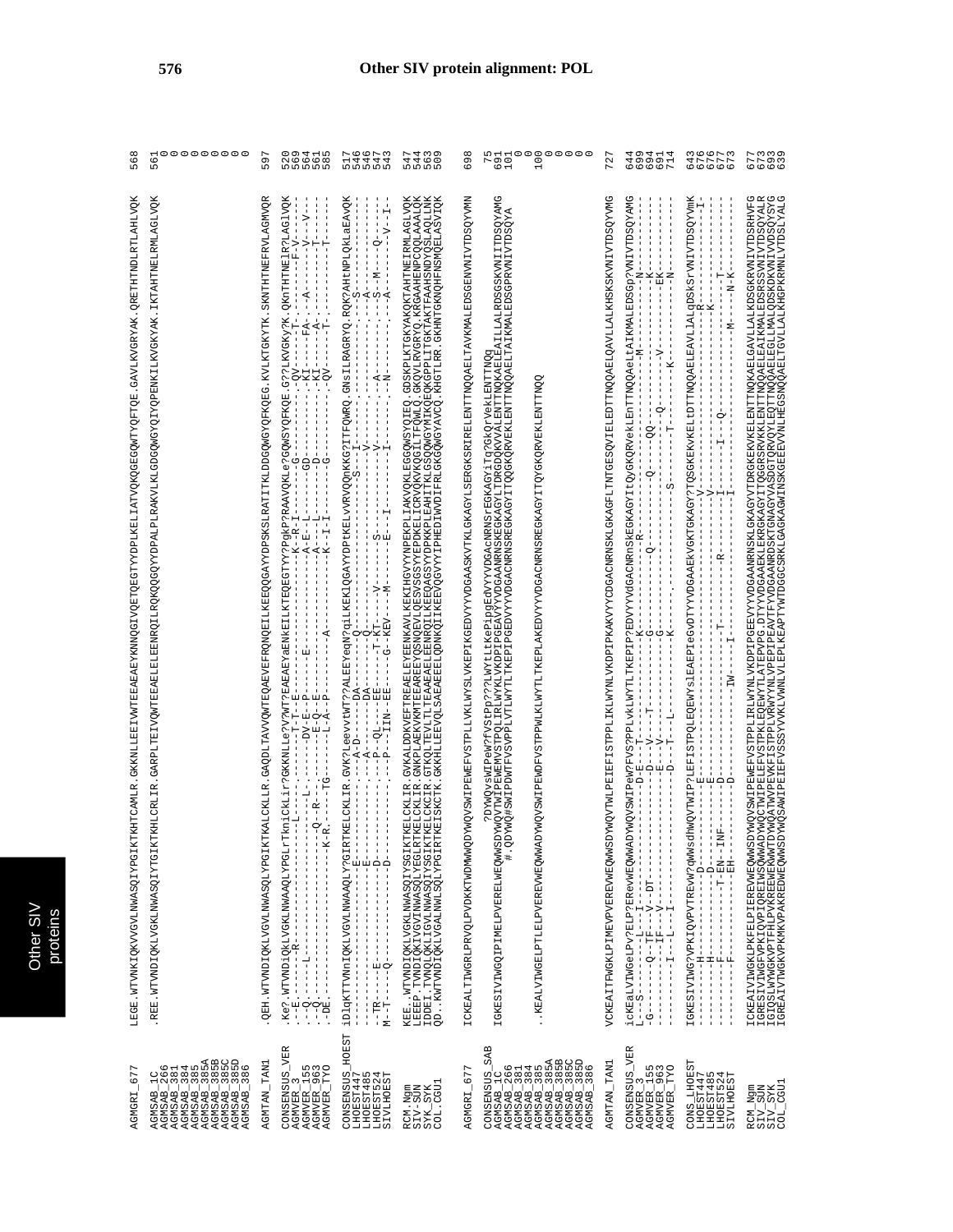# Other SIV protein alignment: POL

```
AGMGRI_677      LEGE.WTVNKIQKVVGVLNWASQIYPGIKTKHTCAMLR.GKKNLLEEIVWTEEAEAEYKNNQGIVQETQEGTYYDPLKELIATVQKQGEGQWTYQFTQE.GAVLKVGRYAK.QRETHTNDLRTLAHLVQK  568

AGMSAB_1C       .REE.WTVNDIQKLVGKLNWASQIYTGIKTKHLCRLIR.GARPLTEIVQWTEEAELELEENRQILRQKQQGQYYDPALPLRAKVLKLGDGQWGYQIYQPENKILKVGKYAK.IKTAHTNELRMLAGLVQK  561
AGMSAB_266                                                                                                                                          0
AGMSAB_381                                                                                                                                          0
AGMSAB_384                                                                                                                                          0
AGMSAB_385                                                                                                                                          0
AGMSAB_385A                                                                                                                                         0
AGMSAB_385B                                                                                                                                         0
AGMSAB_385C                                                                                                                                         0
AGMSAB_385D                                                                                                                                         0
AGMSAB_386                                                                                                                                          0

AGMTAN_TAN1     .QEH.WTVNDIQKLVGVLNWASQLYPGIKTKALCKLLR.GAQDLTAVVQWTEQAEVEFRQNQEILKEEQQGAYYDPSKSLRATITKLDDGQWGYQFKQEG.KVLKTGKYTK.SKNTHTNEFRVLAGMVQR  597

CONSENSUS_VER   .Ke?.WTVNDIQKLVGKLNWAAQLYPGLrTknicKLir?GKKNLLe?V?WT?EAEAEYaENKEILKTEQEGTYY?PqKP?RAAVQKLe?GQWSYQFKQE.G??LKVGKy?K.QKnTHTNElR?LAGlVQK  520
AGMVER_3        .--E.------------R---------------------L---.--------T-T-E----------------------K--R-I---------G----------QV-----T--------F-V-----  569
AGMVER_155      .--Q.------L---------------------------L-.------DV-E--P------E-----------------A-E--L------GD--------KI-----FA---A-------V---V---  564
AGMVER_963      .--Q.------------------------------Q--R--.------E-Q--E------------------------A----L---------D--------KI-----A------------T------  561
AGMVER_TYO      .-DE.-------------------------------K-R.-----TG------L-A-P-------A----------K--I-I-------G---------QV------T-------------T------  585

CONSENSUS_HOEST iDlqKTTVNnIQKLVGVLNWAAQLY?GIRTKELCKLIR.GVK?LeevvtWT??ALEEYeqN?qiLKEKlQGAYYDPtKELvVRVQQnKKG?ITFQWRQ.GNsILRAGRYQ.RQK?AHtNPLQKLaEAVQK  517
LHOEST447       ---------------------------E-----------.---A-D-------DA------Q---------------------------S---I-----------------S-----------------  546
LHOEST485       ---------------------------E-----------.---A---------DA--------------------------------V---------------------A-----------------  546
LHOEST524       --TR-----E---------------D-------------.---P--QL----EE-----T-KT----V---------S-------------V------------A------S--M----Q--------  547
SIVLHOEST       M--T-----Q---------------D-------------.---P--IIN-EE-----G--KEV---M-------E---I-------------I-----------N------A--------V--I-  543

RCM_Ngm         KEE..WTVNDIQKLVGKLNWASQIYSGIKTKELCKLIR.GVKALDDKVEFTREAELEYEENKAVLKEKIHGVYYNPEKPLIAKVQKLEGGQWSYQIEQ.GDSKPLKTGKYAKQKTAHTNEIRMLAGLVQK  547
SIV-SUN         LEEEP.TVNDIQKIVGVINWASQLYEGLRTKELCKLIR.GNKPLAEKVKMTEEAREEYQSNQEVLQESVSGSYYEPDKELICRVQKVKQGILTFQWLQ.GKQVLRVGRYQ.KRGAAHENPCQQLAAALQK  544
SYK_SYK         IDDEI.TVNQLQKLIGVLNWASQIYSGIKTKELCKCIR.GTKQLTEVLTLTEAAEAELEENRQILKEEQAGSYYDPKKPLEAHITKLGSQQWGYMIKQEQKGPPLITGKTAKTFAAHSNDYQSLAQLLNK  563
COL_CGU1        QD..KWTVNDIQKLVGALNWLSQLYPGIRTKEISKCTK.GKKHLLEEVQLSAEAEEELDNKQIIKEEVQGVYYIPHEDIWVDIFRLGKGQWGYAVCQ.KHGTLRR.GKHNTGKNQHFNSMQELASVIQK  509

AGMGRI_677      ICKEALTIWGRLPRVQLPVDKKTWDMWWQDYWQVSWIPEWEFVSTPPLLVKLWYSLVKEPIKGEDVYYVDGAASKVTKLGKAGYLSERGKSRIRELENTTNQQAELTAVKMALEDSGENVNIVTDSQYVMN  698

CONSENSUS_SAB                                ?DYWQvsWIPeW?FVStPp???LWYtLtKePipgEdVYYVDGACNRNSrEGKAGYiTq?GkQrVekLENTTNQq  75
AGMSAB_1C       IGKESIVIWGQIPIMELPVERELWEQWWSDYWQVTWIPEWEMVSTPPQLIRLWYKLVKDPIPGEAVYYVDGAANRNSKEGKAGYLTDRGDQKVVALENTTNQKAELEAILLALRDSGSKVNIITDSQYAMG  691
AGMSAB_266                                       #.QDYWQ#SWIPDWTFVSVPPLVTLWYTLTKEPIPGEDVYYVDGACNRNSREGKAGYITQGKQRVEKLENTTNQQAELTAIKMALEDSGPRVNIVTDSQYA  101
AGMSAB_381                                                                                                                                          0
AGMSAB_384                                                                                                                                          0
AGMSAB_385      ..KEALVIWGELPTLELPVEREVWEQWWADYWQVSWIPEWDFVSTPPWLKLWYTLTKEPLAKEDVYYVDGACNRNSREGKAGYITQYGKQRVEKLENTTNQQ  100
AGMSAB_385A                                                                                                                                         0
AGMSAB_385B                                                                                                                                         0
AGMSAB_385C                                                                                                                                         0
AGMSAB_385D                                                                                                                                         0
AGMSAB_386                                                                                                                                          0

AGMTAN_TAN1     VCKEAITFWGKLPIMEVPVEREVWEQWWSDYWQVTWLPEIEFISTPPLIKLWYNLVKDPIPKAKVYYCDGACNRNSKLGKAGFLTNTGESQVIELEDTTNQQAELQAVLLALKHSKSKVNIVTDSQYVMG  727

CONSENSUS_VER   icKEaLVIWGeLPv?ELP?ERevWeQWWADYWQVSWIPeW?FVS?PPLvKLWYTLTKEPIP?EDVYYVdGACNRnSKEGKAGYItQyGKQRVekLEnTTNQQaeLtAIKMALEDSGp?VNIVTDSQYAMG  644
AGMVER_3        L--S--------L---I---------------------D-E--T---------------K-------------R----------------------------M-------------N------------  699
AGMVER_155      -G-------Q--TF---V--DT---------------------D---V------T---------G--------Q-----------Q---QQ--------------------K-----------------  694
AGMVER_963      ---------------IF---V----------------------E---V-----------------G--------------------------Q-----------V---------EK--------------  691
AGMVER_TYO      --------I---L---I----------------------D--T---L----------------K--------------S-------------T-----------K---------N----------  714

CONS_LHOEST     IGKESIVIWG?VPKIQVPVTREVW?qWWsdhWQVTWIP?LEFISTPPQLEQEWYslEAEPIeGvDTYYVDGAAEKVGKTGKAGY?TQSGKEKVKELtDTTNQQAELEAVLlALqDSKSrVNIVTDSQYVmK  643
LHOEST447       ---------H-------------E----------------------------------------------------------V---------------------------R----------------I  676
LHOEST485       ---------------------D-------E-----------------------------------------------V-------------------------------K-------------------  676
LHOEST524       ---------F--------T-EN--INF------D-------------------------T----------------R---------I----I----Q------------------T-------------  677
SIVLHOEST       ---------F---------------EH------D--------------------IW----I---------------------------I-----------------------M-----N-K--------  673

RCM_Ngm         ICKEAIVIWGKLPKFELPIEREVWEQWWSDYWQVSWIPEWEFVSTPPLIRLWYNLVKDPIPGEEVYYVDGAANRNSKLGKAGYVTDRGKEKVKELENTTNQKAELGAVLLALKDSGKRVNIVTDSRHVFG  677
SIV_SUN         IGRESIVIWGFVPKIQVPIQREIWSQWWADYWQCTWIPELEFVSTPPKLEQEWYTLATEPVPG.DTYYVDGAAEKLEKRGKAGYITQGGRSRVKKLENTTNQQAELEAIKMALEDSRSSVNIVTDSQYALR  673
SYK_SYK         IGIQSLVWKGKVPTFHLPVKREEWEKWWTDYWQATWVPEVEFLVPPLVRWVYNLVPEPIPEAVTFYVDGAANRDSKTGNAGYVASDGTQRVCQYTEQTTNQQAELEGLLMALQDSKQKKNIVTDSQYSTG  693
COL_CGU1        IGREAIVTWGKVPKMKVPAKREDWEQWWSDYWQSAWIPEIEFVSSSYVVKLVWNLVEPLKEAPTYWTDGGCSRKLGAGKAGWINSKGEEEVVNLHEGSNQQAELTGVLLALKHGPKRMNLVTDSLYALG  639
```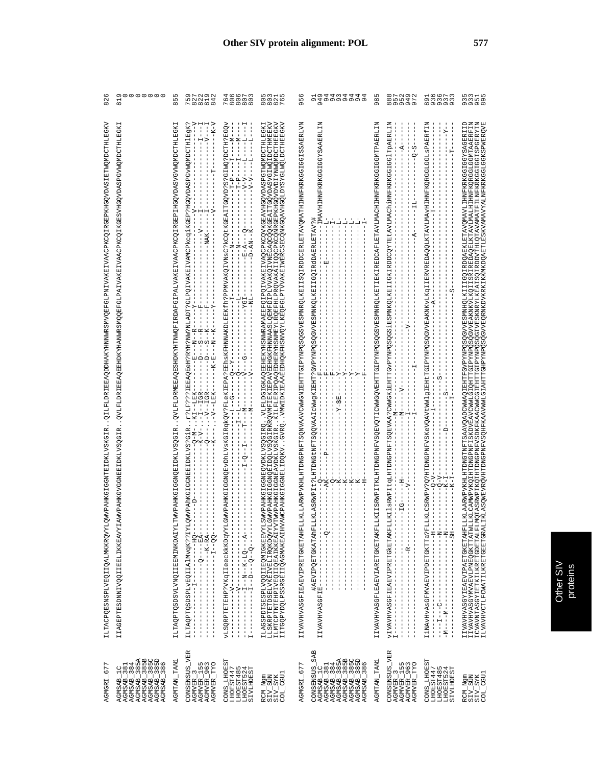## Other SIV protein alignment: POL

```
AGMGRI_677     ILTACPQESNSPLVEQIIQALMKKRQVYLQWVPAHKGIGGNTEIDKLVSKGIR..QILFLDRIEEAQDDHAKYHNNWRSMVQEFGLPNIVAKEIVAACPKCQIRGEPKHGQVDASIETWQMDCTHLEGKV  826

AGMSAB_1C      IIAGEPTESDNNIVQQIIEELIKKEAVYIAWVPAHKGVGGNEEIDKLVSQGIR..QVLFLDRIEEAQEEHDKYHANWRSMQQEFGLPAIVAKEIVAACPKCQIKGESVHGQVDASPGVWQMDCTHLEGKI  819
AGMSAB_381                                                                                                                                              0
AGMSAB_384                                                                                                                                              0
AGMSAB_385A                                                                                                                                             0
AGMSAB_385B                                                                                                                                             0
AGMSAB_385C                                                                                                                                             0
AGMSAB_385D                                                                                                                                             0
AGMSAB_386                                                                                                                                              0

AGMTAN_TAN1    ILTAQPTQSDSVLVNQIIEEMINKDAIYLTWVPAHKGIGGNQEIDKLVSQGIR..QVLFLDRMEEAQESHDKYHTNWQFIRDAFGIPALVAKEIVAACPKCQIRGEPIHGQVDASVGVWQMDCTHLEGKI  855

CONSENSUS_VER  ILTAQPTQSDSPLyEQIIAlMvqK??IYLQWVPAhKGIGGNEEIDKLVS?GiR..r?LF??IEEAQEeH?RYH?NW?NLADT?GLPQIVAKEIVAMCPKcqiKGEP?HGQVDASPGvWQMDCTHlEgK?  759
AGMVER_3       ----------------I---------HQ------------D-----------------Q-M-..KI--LEK--------E--N--R-----Y--------------------------------------------V  827
AGMVER_155     -------------------Q------EA-----------------------------K-V-..I--IGR--------D--S--R-----F-----------------------V------I-----------I--I  822
AGMVER_9063    -------------------------K-RA-----------------------------Q--..-V--LEK--------S--S--K-----F------------------------NAK-----I-----------V--I  819
AGMVER_TYO     -----------------I-------I--QQ-----------------------------K--..-V--LEK--------K--E--N--K-----Y-----------------------V-------------T--------K-V  842

CONS_LHOEST    vLSQRPTETEHP?VKqIIeecKkKDqVYLGWVPAHKGIGGNQEvDhLVsKGIRqKQV?FLeKIEPA?EEhsKFHNNAKDLEEKfh?PPMVAKQIVNsc?KCQtKGEAITGQVD?S?GIWQ?DCTH?EGQv  764
LHOEST447      ---------V-------------------------------------------------L--G-----Q--Y-------------------------I--------N-------------T-P--I---M---  806
LHOEST485      ---------V-------------------------------------------------I--L-------Q-------------------------------------N-------------T-P--I---M---  806
LHOEST524      ------I---N--K-LQ---A-------------------I-Q--I---T---M-------V-------G-------------------YGI-------E-A----Q---------V-V---L---L---I  807
SIVLHOEST      I-----I---D---Q--Q---------------------------------------M-------V---------------------------NL--------D-AN--K-------V-V---L---L----  803

RCM_Ngm        ILAGSPDTSESPLVQQIIEQMIGKEEVYLSWVPAHKGIGGNEQVDKLVSQGIRQ..VLFLDGIGKAQEEHEKYHSNWRAMAEEFQIPQIVAKEIVAQCPKCQVKGEAVHGQVDASPGTWQMDCTHLEGKI  805
SIV_SUN        LLSKRPTETDSELVKEIVELIRQKDQVYLGWVPAHKGIGGNQEIDQLVSQGIRKRQVMFIEKIEPAVEEHGKFHNNAASLQEMFDIPLVVAKQIVNECAQCQQKGEAITGQVDASVGIWQIDCTHMEEKV  803
SIV_SYK        ILMTCPTNTEHPIVEQIIQEAIKKEAIYVTWVPAHKGIGGNEAVDKLVSKGIR..KILFLERIPQAQEDHERYHSNMEYLRQEFHLPRQVAKAIIQQCPKCQNRGEPKHGQVDVDIYNWQMDCTHEEGKV  821
COL_CGU1       IITGQPTDQLPSSRGEIIQAGMAKEAIHVAWCPAHKGIGGNELIDQKV..GVRQ..VMWIDKIEAAEEDHQKFHSNVQYLKEQFGLPTVVAKEIWERCSECQNKGQAVHGQLDYSYGLWQLDCTHEEGKV  765

AGMGRI_677     IIVAVHVASGFIEAEVIPRETGKETAHFLLKLLARWPVKHLHTDNGPNFTSQNVAAVCWWGNIEHTTGIPYNPQSQGSVESMNRQLKEIISQIRDDCERLETAVQMATHIHNFKRKGGIGGISSAERLVN  956

CONSENSUS_SAB  IIVAVHVASGFIE---------Q---------#AEVIPQETGKATAhFLLKLASRWPIt?LHTDNGtNFTSQQVAAIcWWgKIEHT?GVPYNPQSQGVVESMNKQLKEIIGQIRdDAERLETAV?#-IMAVHIHNFKRKGGIGGYSAAERLIN  91
AGMSAB_1C      -------------------------AK-----P-----------------------------F---------------------------------E-------L-                 949
AGMSAB_381     ----------------------------Q------------------------F----------------------------------------------L-                     94
AGMSAB_384     -------------------------------------------------------------Y-$E-----Y----------------------------I-                    94
AGMSAB_385A    ----------------------------Q-------------------------------------------------------------------------L-                 93
AGMSAB_385B    ----------------------------K-------------------------------------Y-------------------------------------L-                 94
AGMSAB_385C    ----------------------------K-------------------------------------Y-------------------------------------L-                 94
AGMSAB_385D    ----------------------------K-------------------------------------Y-------------------------------------L-                 94
AGMSAB_386     ----------------------------H--------------------------------------F-------------------------------------I-                94

AGMTAN_TAN1    IIVAVHVASGFLEAEVIARETGKETAKFLLKIISRWPITKLHTDNGPNFVSQEVQTICWWGQVEHTTGIPYNPQSQGSVESMNRQLKETIEKIREDCAFLETAVLMACHIHNFKRKGGIGGMTPAERLIN  985

CONSENSUS_VER  vIVAVHVASGFIEAEVIPRETGKETAKFLLKIlsRWPItqLHTDNGPNFTSQEVAA?CWWGKiEHTTGvPYNPQSQGSiESMNKQLKEIIGKIRDDCQYTEtAVLMAChiHNFKRKGGIGGlTpAERLIN  888
AGMVER_3       I----------------------------------------M-----------------------------------------------------------------------------  957
AGMVER_155     ---------------------------IG------H---------M------V---------------------------------------------------------A----------  952
AGMVER_9063    ------------R-----------V-----------------I----------------V-----------------------------------------------------------  949
AGMVER_TYO     --------------------------------------I--------I--------------------------A-------IL--------Q-S-------------------------  972

CONS_LHOEST    IiNAVHVAsGFMVAEVIPDETGKTTa?FLLKLCSRWPV?Q?HTDNGPNFVSKeVQAVtWWlgIEHtTGIPYNPQSQGVVEAKNKvLKqIIERVREDAQQLKTAVLMAvHIHNFKQRGGLGGLsPAERfIN  891
LHOEST447      --------------------H---------Q-V--------------I---------------A-------------------T-----------------------------------  936
LHOEST485      --I---C-------------N---------Q-V--------------------------------S-------------------------------------------------Y--  936
LHOEST524      -M---M-------------N--------K-I----------D------------S-------------------------------------------------------Y-  937
SIVLHOEST      ------------------SH--------K-I-----------------I-----------------------------S---------------------T-----  933

RCM_Ngm        IIVAVHVASGYIEAEVIPAETGKETAHFLLKLLAARWPVKHLHTDNGTNFTSAAVQADCWWAQIEHTFGVPYNPQSQGVVESMNHQLKIIIGQIRDQAEKLETAVQMAVLIHNFKRKGGIGGYSAGERID  935
SIV_SUN        IIVAVHVASGYMVAEVLPNEQGKTTATWLLKLCAMWPVKQIHTDNGPNFISKDVEAVCWWLGIGHTTGIPYNPQSQGVVEAKNKVLKQIISRIREDAQELKTAVLMALHIHNFKQRGGLGGMTAAERFIN  933
SIV_SYK        ICVAVNTASGYIETKILKRETGDETALFLMQIASRWPIKQIHTDNGPNFVSDKFKAACWWCGIEHTTGIPYNPQSQGIVESKNRYLKEAISQIRDDVTHLQTAVAMATFILNFKRKGGIGGISPGERYIN  951
COL_CGU1       ILVAVHVCTLFCWATILKRETGEETGRALIKLASQWEVRQVHTDNGPNFVSQHFKAAVWWLGIAHTTGHPYNPQSQGVVEQRNKDVKRKIKKMKDQAETLESKVAMVALNFKRKGGLGGKSPWERQVE  895
```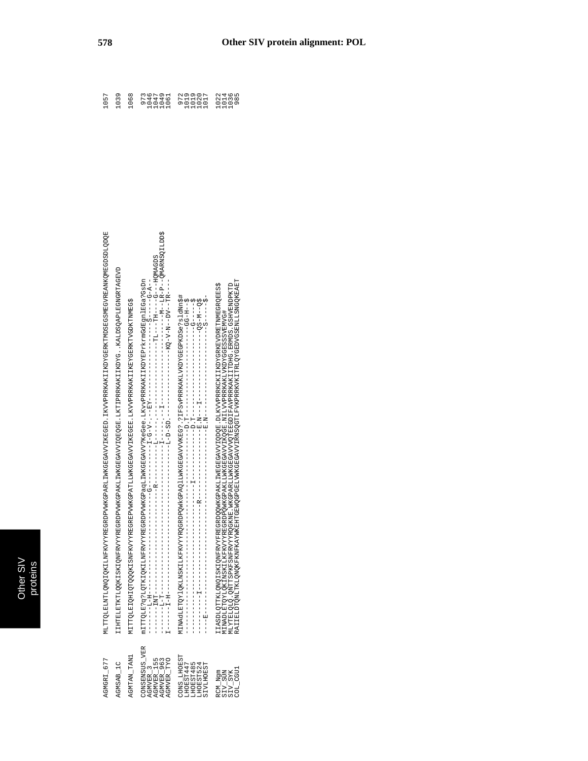## Other SIV protein alignment: POL

```
AGMGRI_677     MLTTQLELNTLQNQIQKILNFKVYYREGRDPVWKGPARLIWKGEGAVVIKEGED.IKVVPRRRKAKIIKDYGERKTMDSEGSMEGVREANKQMEGDSDLQDQE  1057

AGMSAB_1C      IIHTELETKTLQQKISKIQNFRVYYREGRDPVWKGPAKLIWKGEGAVVIQEQGE.LKTIPRRKAKIIKDYG..KALDSQAPLEGNGRTAGEVD             1039

AGMTAN_TAN1    MITTQLEIQHIQTQQQKISNFKVYYREGREPVWKGPATLLWKGEGAVVIKEGEE.LKVVPRRKAKIIKEYGERKTVGDKTNMEG$                    1068

CONSENSUS_VER  mITTQLE?q?LQTKIQKILNFRVYYREGRDPVWKGPaqLIWKGEGAVV?KeGee.LKvvPRRKAKIIKDYEPrkrmGdEgnlEGa?GsDn               973
AGMVER_3       ------L-H------------------------G--------I-G-V-.--EY------------------S-------G-A--                      1046
AGMVER_155     ------INT-------------------------------R---------L-----------TL----TH----G---HQMAGDS                     1047
AGMVER_963     ------L-T--------------------------------I---.--I-----------------------M--LR-P--QMARNSQILDD$           1049
AGMVER_TYO     I-----I-H-------------------------------------L-D-SD.-------------KQ-V-N--DV--TR----                      1061

CONS_LHOEST    MINAdLETQYlQKLNSKILKFKVYYRQGRDPQWkGPAQlLWKGEGAVVVKEG?.?IFSvPRRKAKLVKDYGEGPKDSe?sldNn$#                     972
LHOEST447      ------------------------------------------------D.T--------------------GG-H--$                          1019
LHOEST485      --------I---------------------------I-----------D.T--------------------G----$                            1019
LHOEST524      ------I-------------------R------------------E.N---I-------------------QS--M--Q$                         1020
SIVLHOEST      ---E------------------------------------------E.N---------------------S----$-                           1017

RCM_Ngm        IIASDLQTTKLQNQISKIQNFRVYFREGRDQQWKGPAKLIWEGEGAVVIQDQE.DLKVVPRRKCKIIKDYGRKEVDRETNMEGRQEES$                  1022
SIV_SUN        MINADLETQYLQKINSKILKFKVYYREGRDPQWKGPAKLLWKGEGAVVIKQGE.NILVVPRRKAKLVKDYGGESSSVEMVG#                        1014
SIV_SYK        MLYTELQLQ.QNTTSPKFSNFRVYYRQGKNE.WKGPARLLWKGEGAVVQTEEGDIFAVPRRKAKIITDHG.ERMDS.GSHVENDPKTD                  1036
COL_CGU1       RAIIELDTQNLTKLQNQKFKNFKAYWKEHTGEWQGPGELVWKGEGAVVIRNSQGTLFVKPRRKVKITRLQYGEDVGSENLLSNGQKEAET                985
```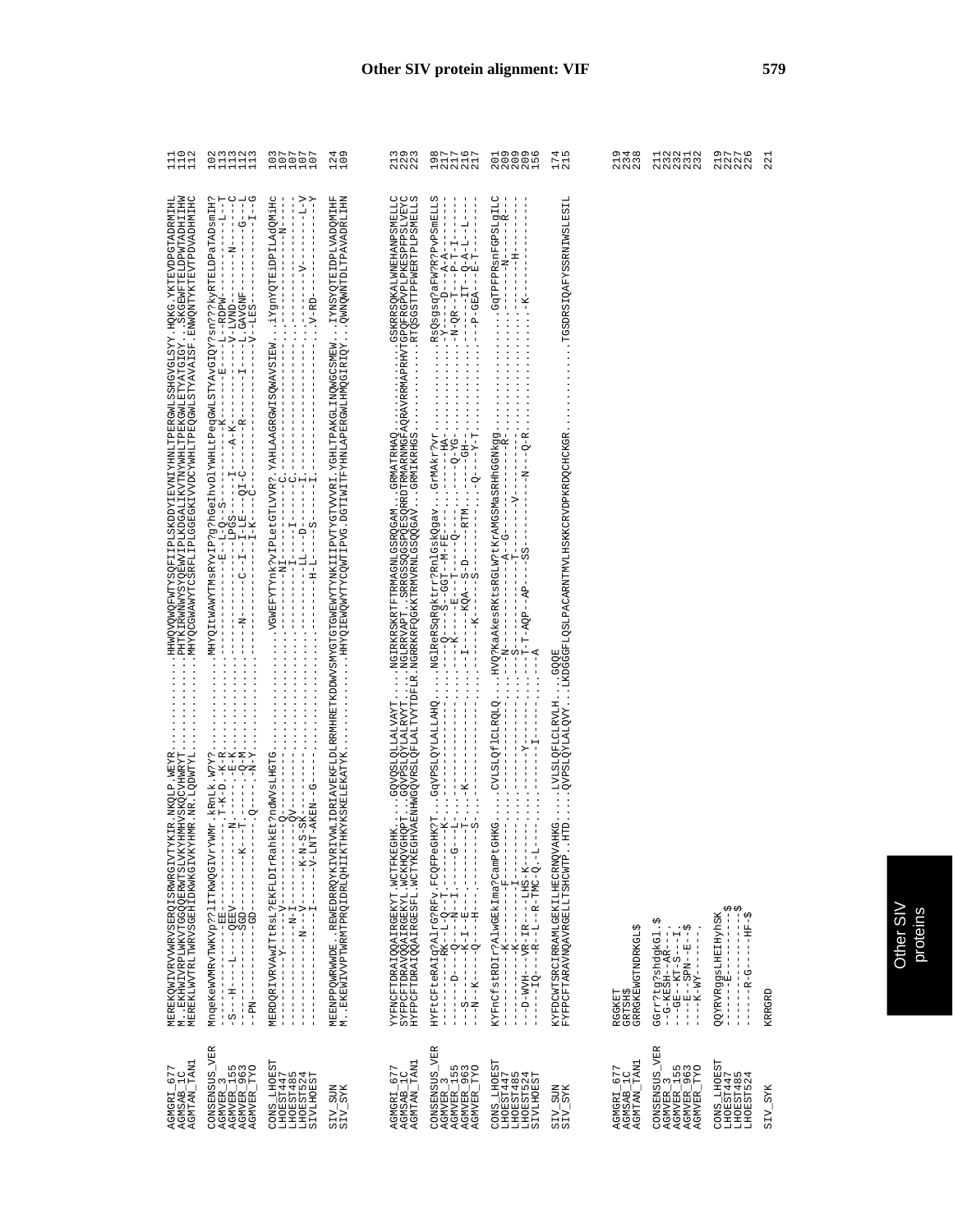# Other SIV protein alignment: VIF

```
AGMGRI_677      MEREKQWIVRVWVRVSERQISRWRGIVTYKIR.NKQLP.WEYR..........HHWQVQWQFWTYSQEFIIPLSKDDYIEVNIYHNLTPERGWLSSHGVGLSYY.HQKG.YKTEVDPGTADRMIHL  111
AGMSAB_1C       M..EKHWIVRPLWKVTGGQERWTSLVKYHMHVSKQCVHWRYT...........PHTKIRWNWYSYQEWVIPLKDGALIKVTNYWHLTPEKGWLETYATGIGY..SKGEWFTELDPWTADHIIHW  110
AGMTAN_TAN1     MEREKLWVTRLTWRVSGEHIDKWKGIVKYHMR.NR.LQDWTYL..........MHYQCGWAWYTCSRFLIPLGGEGKIVVDCYWHLTPEQGWLSTYAVAISF.ENWQNTYKTEVTPDVADHMIHC  112

CONSENSUS_VER   MnqeKeWVMRVTWKVp?lITKWQGIVrYWMr.kRnLk.W?Y?...........MHYQItWAWYTMsRYVIP?g?hGeIhvDlYWHLtPeqGWLSTYAvGIQY?sn???kyRTELDPaTADsmIH?  102
AGMVER_3        ---------EE-------------------.T-K-D.-K-R............---------------E--L-Q--S-----------K--------E-----L--RDPW----------L--T  113
AGMVER_155      -S---H----L----QEEV-----------N------E-K.............---------------LPGS-----I-----A-K-------V-LVND--------N-----C  113
AGMVER_963      -----------------SGD-------K---T------Q-M............-------N------C--I--I-LE---QI-C------R-------I----L.GAVGNF-------G---L  112
AGMVER_TYO      --PN-----------GD-----------------Q-----N-Y..........--------------------I-K----C-------------------V--LES--------I--G  113

CONS_LHOEST     MERDQRIVRVAwITtRsL?EKFLDIrRahKEt?ndWVsLHGTG...........VGWEFYTYnk?vIPLetGTLVVR?.YAHLAAGRGWISQWAVSIEW..iYgnYQTEiDPIlAdQMiHc  103
LHOEST447       --------Y------V-----------Q-------.........................NI-----------C-------------------------------------------N----  107
LHOEST485       ----------------N-I--------QV------..........................I----I------C--------------------------------------------  107
LHOEST524       -----------N----V------K-N-S-SK--..........................LL----D------I-------------------------------V--------L-V  107
SIVLHOEST       -----------------I------V-LNT-AKEN--G--.........................H-L-----S-----I-----------------------------V-RD-----Y  107

SIV_SUN         MEENPPQWRWWDE..REWEDRRQYKIVRIVWLIDRIAVEKFLDLRRMHRETKDDWVSMYGTGTGWEWVTYNKIIIPVTYGTVVVRI.YGHLTPAKGLINQWGCSMEW..IYNSYQTEIDPLVADQMIHF  124
SIV_SYK         M..EKEWIVVPTWRMTPRQIDRLQHIIKTHKYKSKELEKATYK..........HHYQIEWQWYTYCQWTIPVG.DGTIWITFYHNLAPERGWLHMQGIRIQY...QWNQWNTDLTPAVADRLIHN  109


AGMGRI_677      YFFNCFTDRAIQQAIRGEKYT.WCTFKEGHK.....GQVQSLQLLALVAYT.....NGIRKRSKRTFTRMAGNLGSRQGAM...GRMATRHAQ.....................GSKRRSQKALWNEHANPSMELLC  213
AGMSAB_1C       SYFPCFTDRAVQQAIRGEKYL.WCKHQVGHQPT...GQVPSLQYLALRVYT.....NGLRRVAPT..SRRGSSQGPESQRRDTRMARNMGFAQRAVRRMAPRHVTGPQFRGPVPLPKESPFPSLVEYC  229
AGMTAN_TAN1     HYFPCFTDRAIQQAIRGESFL.WCTYKEGHVAENHWGQVRSLQFLALTVYTDFLR.NGRRKRFQGKKTRMVRNLGSQQGAV...GRMIKRHGS.............RTQSGSTTPFWERTPLPSMELLS  223

CONSENSUS_VER   HYFtCFteRAIQ?AlrG?RFv.FCQFPeGHK?T...GqVPSLQYLALLAHQ.....NGlReRSqRqKtrr?RnlGskQgav...GrMAkr?vr..............RsQsgsq?aFW?R?PvPSmELLS  198
AGMVER_3        ---------RK--L-Q--T-------K-----.............Q-----S--GGT--M-FE---.....-HA........................Y----D---A-A-------  217
AGMVER_155      ------D---Q---N--I-------G----L--................K----E----T------Q-----...Q-YG................N-QR--T---P-T-I-------  217
AGMVER_963      --S--------K--I--E-----------T---.K..............I-----KQA--S-D----RTM......-GH-.................IT--Q-A-L--L------  216
AGMVER_TYO      --N--K----Q---H-------S-.........................K-----S-----........Q----Y-T..................P-GEA---E-T--------  217

CONS_LHOEST     KYFnCfstRDIr?AlwGEKIma?CamPtGHKG.....CVLSLQflCLRQLQ.....HVQ?kAkesRKtsRGLW?tKrAMGSMaSRHhGGNkgg..............GqTPFPRsnFGPSLgILC  201
LHOEST447       -------K----------F------.........................N----------A--G------R-...............-----N------R---  209
LHOEST485       --------I----------............................S----------T------V------..................-----H-------  209
LHOEST524       --D-WVH---VR-IR---LHS-K-------Y-----.............T-T-AQP--AP---SS--------N---Q-R..................K-----------  209
SIVLHOEST       -----IQ---R--L--R-TMC-Q.-L--------I------..........A                                                              156

SIV_SUN         KYFDCWTSRCIRRAMLGEKILHECRNQVAHKG.....LVLSLQFLCLRVLH...GQQE.............................................TGSDRSIQAFYSSRNIWSLESIL  174
SIV_SYK         FYFPCFTARAVNQAVRGELLTSHCWTP..HTD.....QVPSLQYLALQVY...LKDGGGFLQSLPACARNTMVLHSKKCRVDPKRDQCHCKGR.                                  215


AGMGRI_677      RGGKET                                                      219
AGMSAB_1C       GRTSH$                                                      234
AGMTAN_TAN1     GRRGKEWGTNDRKGL$                                            238

CONSENSUS_VER   GGrr?tg?shdqKGl.$                                           211
AGMVER_3        --G-KESH--AR----.                                           232
AGMVER_155      --GE--KT-S---I-.                                            232
AGMVER_963      -----E--SPN--E--$                                           231
AGMVER_TYO      -----K-WY--------.                                          232

CONS_LHOEST     QQYRVRggsLHEIHyhSK                                          219
LHOEST447       ------E----------$                                          227
LHOEST485       -----------------$                                          227
LHOEST524       ------R-G-----HF-$                                          226

SIV_SYK         KRRGRD                                                      221
```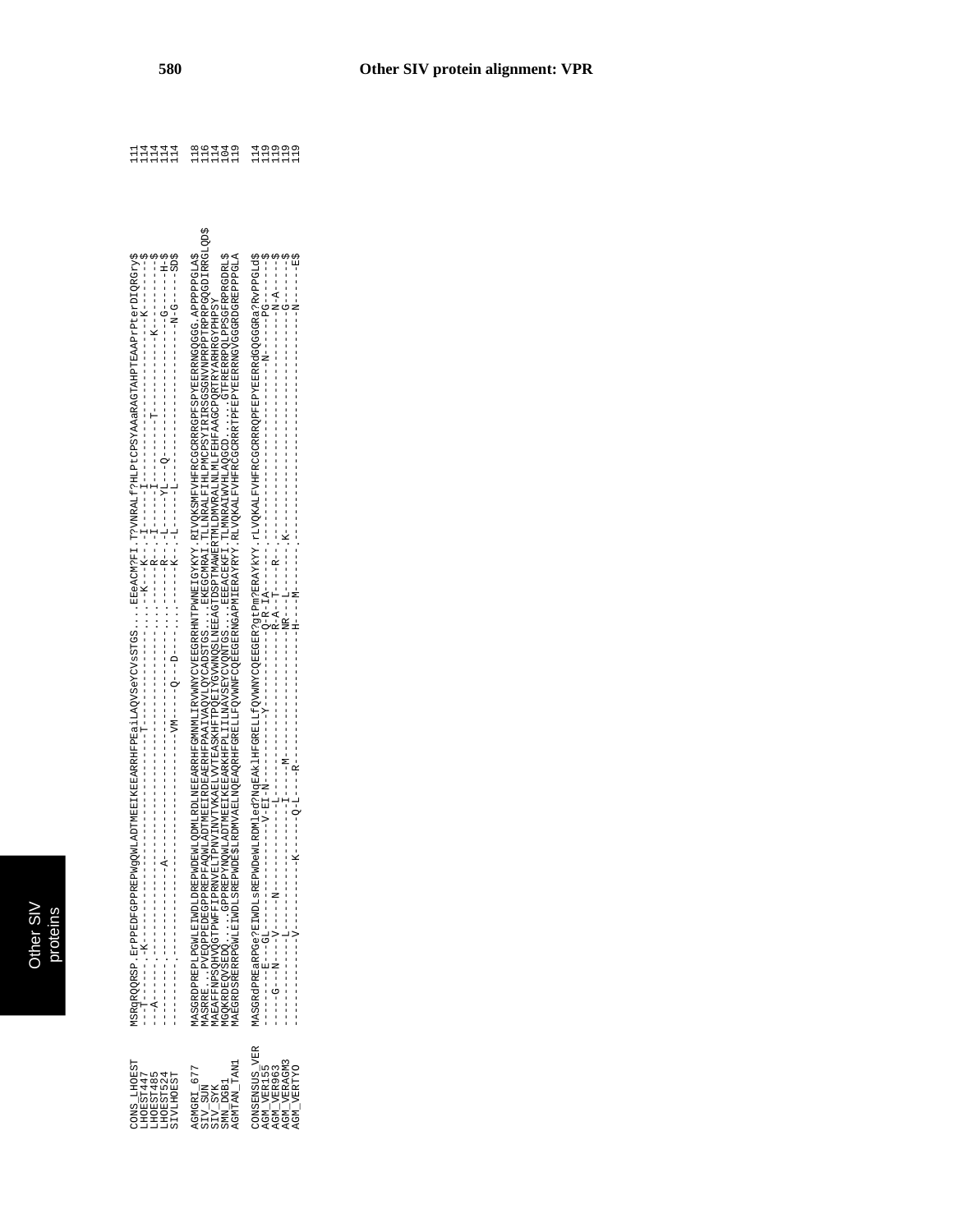# Other SIV protein alignment: VPR

```
CONS_LHOEST     MSRqRQRSP.ErPPEDFGPPREPWqQWLADTMEEIKEEARRHFPEaiLAQVSeYCVsSTGS....EEeACM?FI.T?VNRALf?HLPtCPSYAAaRAGTAHPTEAAPrPterDIQRGry$   111
LHOEST447       --T------.-K------------------------------------T----------------......--K---K--.-I-----I---------------------------------K-------$   114
LHOEST485       --A------.-----------------------------------------------------........------R--.-I-----I------T----------------K--------$   114
LHOEST524       ---------.-------------A-----------------------------------------......------R--.-L-----YL---Q-------------------------G-----H-$   114
SIVLHOEST       ---------.-------------------------------------VM-----Q---D------......------K--.-L-----L--------------------------------N-G-----SD$   114

AGMGRI_677      MASGRDPREPLPGWLEIWDLDREPWDEWLQDMLRDLNEEARRHFGMNMLIRVWNYCVEEGRRHNTPWNEIGYKYY.RIVQKSMFVHFRCGCRRRGPFSPYEERRNGQGGG.APPPPPGLA$   118
SIV_SUN         MASRRE...PVEQPPEDEGPPREPFAQWLADTMEEIRDEAERHFPAAIVAQVLQYCADSTGS.....EKEGCMRAI.TLLNRALFIHLPMCPSYIRIRSGSGNVNPRPPTRPRPGQGDIRRGLQD$   116
SIV_SYK         MAEAFFNPSQHVQGTPWFFIPRNVELTPNVINVTVKAELVVTEASKHFTPQEIYGVWNQSLNEEAGTDSPTMAWERTMLDMVRALNLMLFEHFAAGCPQRTRYARHRGYPHPSY   114
SMN_DGB1        MGQKRDEQVSEDQ......GPPREPYNQWLADTMEEIKEEARKHFPLIILNAVSEYCVQNTGS....EEEACEKFI.TLMNRAIWVHLAQGCD......GTFRERRPQLPPSGFRPRGDRL$   104
AGMTAN_TAN1     MAEGRDSRERRPGWLEIWDLSREPWDE$LRDMVAELNQEAQRHFGRELLFQVWNFCQEEGERNGAPMIERAYRYY.RLVQKALFVHFRCGCRRRTPFEPYEERRNGVGGGRDGREPPPPGLA   119

CONSENSUS_VER   MASGRdPREaRPGe?EIWDLsREPWDewLRDMled?NqEAklHFGRELLfQVWNYCQEEGER?gtPm?ERAYkYY.rLVQKALFVHFRCGCRRRQPFEPYEERRdGQGGRa?RvPPGLd$   114
AGM_VER155      -----E---GL--------------V-EI-N----------Y----------Q-R-IA-----.-------------------------------N---------PG-----$   119
AGM_VER063      ----G----N----V-----N---------L-----------------------R-A--T---.R--------------------------------------N-A-----$   119
AGM_VERAGM3     ----------L------------------I-----M-----------------NR---L-----.K--------------------------------------G------$   119
AGM_VERTYO      -----------V-----------K-----Q-L----R------------------H---M-----.----------------------------------------N-----E$   119
```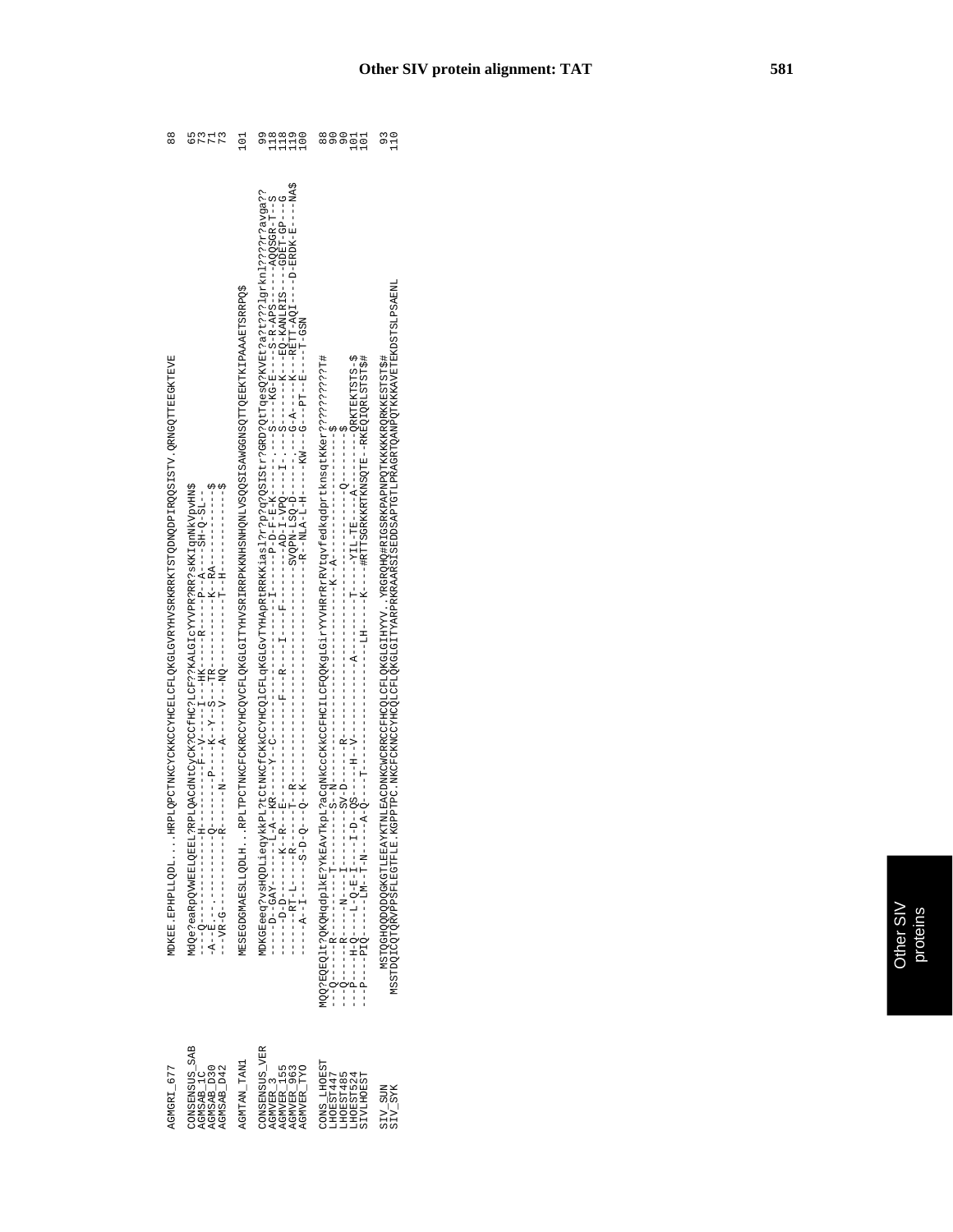# Other SIV protein alignment: TAT

```
AGMGRI_677       MDKEE.EPHPLLQDL....HRPLQPCTNKCYCKKCCYHCELCFLQKGLGVRYHVSRKRRKTSTQDNQDPIRQQSISTV.QRNGQTTEEGKTEVE  88

CONSENSUS_SAB    MdQe?eaRpQVWEELQEEL?RPLQACdNtCyCK?CCfHC?LCF??KALGIcYYVPR?RR?sKKIqnNKVpvHN$  65
AGMSAB_1C        ---Q--------------H----------F--V----I--HK----R----P--A----SH-Q-SL--  73
AGMSAB_D30       -A--E-.--------------Q-------P----K--Y--S---TR----------K--RA-----------$  71
AGMSAB_D42       ---VR-G--------------R------N------A----V--NQ----------T--H-------------$  73

AGMTAN_TAN1      MESEGDGMAESLLQDLH..RPLTPCTNKCFCKRCCYHCQVCFLQKGLGITYHVSRIRRPKKNHSNHQNLVSQQSISAWGGNSQTTQEEKTKIPAAAETSRRPQ$  101

CONSENSUS_VER    MDKGEeeq?vsHQDLieqykkPL?tCtNKCfCKkCCYHCQlCFLqKGLGVTYHAPRtRRKKiasl?r?p?q?QSIStr?GRD?QtTqesQ?KVEt?a?t??lgrknl????r?avga??  99
AGMVER_3         -----D--GAY------L-A--KR----Y--C-----------------I--------S----KG-E----S-R-APS-----AQQSGR-T--S  118
AGMVER_155       -----D-D------K--R---E--------------F---R----I---F-------AD-I-VPQ----I-.---S------K---EQ-KANLRIS----GDET-GP---G  118
AGMVER_963       -------RT-L-----R-----T--R---------------------------------SVQPN-LSQ-D-----.---G-A-----K---RETT-AQI----D-ERDK-E----NA$  119
AGMVER_TYO       -----A--I-----S-D-Q---Q--K-------------------------------------R--NLA-L-H-----KW---G---PT---E----T-GSN  100

CONS_LHOEST      MQQ?EQEQltPQKQHqdplkE?YkEAVTkpL?aCqNkCcCKkCCFHCILCFQQKgLGirYYVHRrRrRVtqvfedkqdprtknsqtkKer??????????T#  88
LHOEST447        ---Q-------R---------T-----------S--N--------------------------------K--A---------------------$  90
LHOEST485        ---Q-------R------N-----I--------SV-D----R--------------------------------------------Q--------$  90
LHOEST524        ---P----H-Q----L-Q-E-I-----I-D--QS-----H--V------------A----------T-----YIL-TE---A---------QRKTEKTSTS-$  101
SIVLHOEST        ---P------PIQ-----LM--T-N-----A-Q----T---------------------LH-----K---#RTTSGRKKRTKNSQTE--RKEQIQRLSTST$#  101

SIV_SUN          MSTQGHQQDQDQGKGTLEEAYKTNLEACDNKCWCRRCCFHCQLCFLQKGLGIHYYV..YRGRQHQ#RIGSRKPAPNPQTKKKKRQRKKESTSTS$#  93
SIV_SYK          MSSTDQICQTQRVPPSFLEGTFLE.KGPPTPC.NKCFCKNCCYHCQLCFLQKGLGITYYARPRKRAARSISEDDSAPTGTLPRAGRTQANPQTKKKAVETEKDSTSLPSAENL  110
```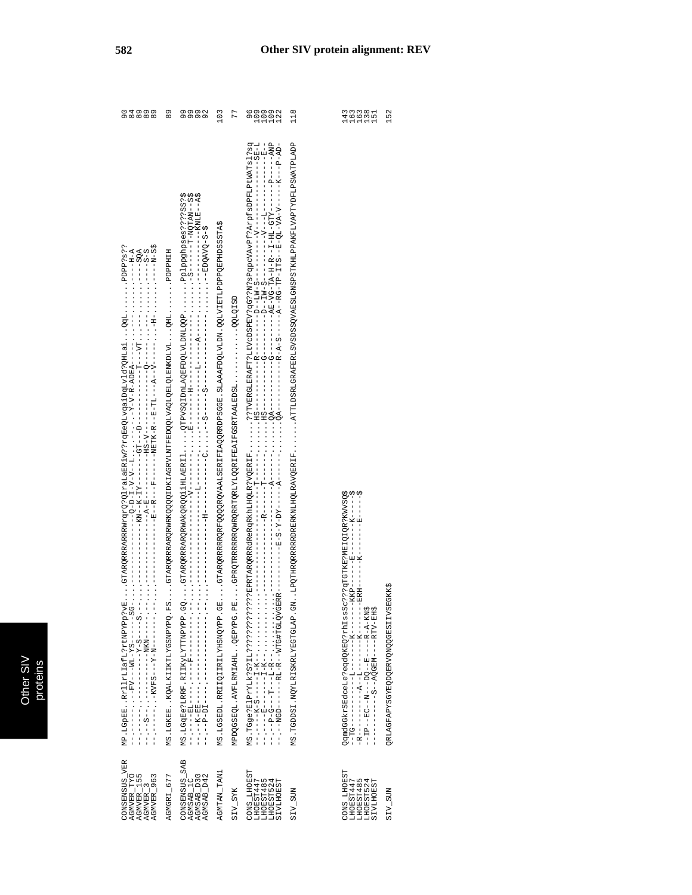# Other SIV protein alignment: REV

```
CONSENSUS_VER   MP.LGpEE..RrllrLIafL?rtNPYPp?vE....GTARQRRRARRRWrqrQ?QlraLaERiw??rqEeQLvqaiDqLvld?QHLai....QqL........PDPP?s??   90
AGMVER_TYO      --.-------.--FV---WL-YS-----SG-.....---------------------Q-D-I-V-V--L.--.-.---Y-V-R-ADEA--.---.........---H-A   84
AGMVER_155      --.-------.------------Y-S---S-.....------------------KN--K-IY-----GT--D-------------T----VT....-..........SQA   89
AGMVER_3        --.--S----.----------NKN-----.....------------------A-E-------HS-V-------------Q----.--.........--S-S   89
AGMVER_963      --.-------.-KVFS---Y-N-----.....-------------E--R---F-----NETK-R--E-TL--A--V------.-H-..........---N-S$   89

AGMGRI_677      MS.LGKEE..KQALKIIKTLYGSNPYPQ.FS...GTARQRRRARQRWRKQQQQIDKIAGRVLNTFEDQQLVAQLQELQLENKDLVL....QHL.......PDPPHIH   89

CONSENSUS_SAB   MS.LGqEe?LRRF.RIIKyLYTTNPYPP.GQ....GTARQRRRARQRWAKQRQQiiHLAERIl......QTPVSQIDhLAQEFDQLVLDNLQQP.......Pplppghpses????SS?$   99
AGMSAB_1C       --.-----EL--.-----F-----------.--....---------------------------V-.........E-------H------------.......-S------T-NQTAN--S$   99
AGMSAB_D30      --.--K-EE--.----------------.--....---------------------------L-......---------L------A------.......-----------KNLE--A$   99
AGMSAB_D42      --.--P-DI--.----------------.--....-------------------H---------C......-S-----S----------------.......-----EDQAVQ-S-$   92

AGMTAN_TAN1     MS.LGSEDL.RRIIQIIRILYHSNQYPP.GE...GTARQRRRRRQRFQQQRQVAALSERIFIAQQRRDPSGGE.SLAAAFDQLVLDN.QQLVIETLPDPPQEPHDSSSTA$   103

SIV_SYK         MPDQGSEQL.AVFLRMIAHL.QEPYPG.PE....GPRQTRRRRRRQWRQRRTQRLYLQQRIFEAIFGSRTAALEDSL..........QQLQISD   77

CONS_LHOEST     MS.TGge?ElPrYLk?S?IL???????????????EPRTARQRRRdReRqRkhLHQLR?VQERIF.......??TVERGLERAFT?LtVcDSPEV?qG??N?sPqpcVAvPf?ArpfsDPFLPtWATsl?sq   96
LHOEST447       --.---K-S----I-K-----------------------------------------T-----.......HS---------R---------D--LW-S------V---------------SE-L   109
LHOEST485       --.---E-----I-K----------------------------------R-----T-----.......HS--------G--------D--IW-S---------V--L-----------E-   109
LHOEST524       --.---P-G--T---L-R--------------------------------------A-----.......QA--------G-------AE-VG-TA-H-R--I-HL-GTY------P----ANP   109
SIVLHOEST       --.--NGD-----RL-R--WTG#TGLQVGERR---------E-S-Y-DY----A-----.......QA---------R-A-S----A--RG-TP-ITS--E-QL-VA-V-----K---P-AD-   122

SIV_SUN         MS.TGDDSI.NQYLRISKRLYEGTGLAP.GN.LPQTHRQRRRRDRERKNLHQLRAVQERIF......ATTLDSRLGRAFERLSVSDSSQVAESLGNSPSTKHLPPAKFLVAPTYDFLPSWATPLADP   118


CONS_LHOEST     QqmdGGkrSEdceLe?eqdQKEQ?rhIssSc???qTGTKE?MEIQIQR?KWVSQ$   143
LHOEST447       -TG--------L-----K------KKP------E------K---$   163
LHOEST485       -R---------A--L----K-----ERH------K--------E---$   163
LHOEST524       -IP--EC--N---DQ--E----R-A-KN$   138
SIVLHOEST       -----------S--AQGEM----RTV-EH$   151

SIV_SUN         QRLAGFAPYSGYEQDQERVQNQQGESIIVSEGKK$   152
```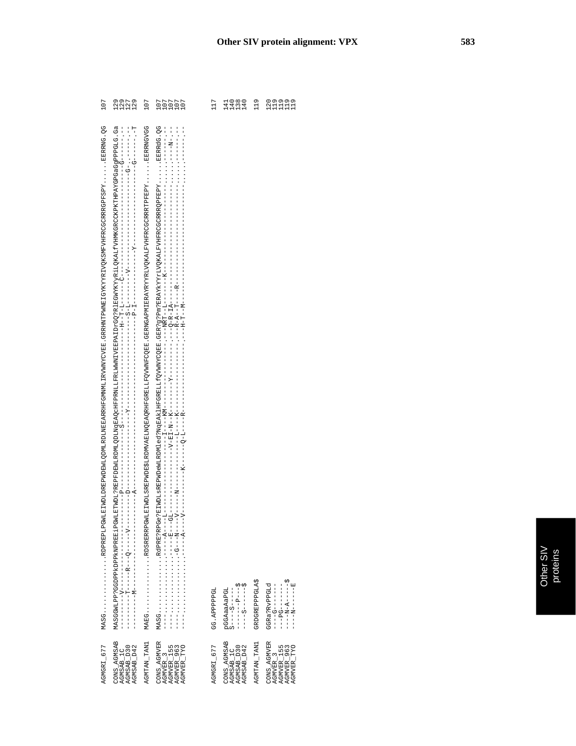# Other SIV protein alignment: VPX

```
AGMGRI_677    MASG...........RDPREPLPGWLEIWDLDREPWDEWLQDMLRDLNEEARRHFGMNMLIRVWNYCVEE.GRRHNTPWNEIGYKYYRIVQKSMFVHFRCGCRRRGPFSPY......EERRNG.QG  107

CONS_AGMSAB   MASGGWLPP?GGDPPkDPPkNPREEiPGWLETWDL?REPFDEWLRDMLQDLNqEAQcHFPRNLLFRLWWNIVEEPAIDrGQ?RlEGWYKYyRiLQKALfVHMKGRCCKPKTHPAYGPGaGgPPPGLG.Ga  129
AGMSAB_1C     --------V-----------------------P---------------S----------------------------H--T-L------C---------------------------G-.---  129
AGMSAB_D30    --------T-----R---Q-----V-------D----------------Y---------------------------S-L-------V--------------------------G-.---.--  127
AGMSAB_D42    --------M-----------------------A------------------------------------------P-I-----------Y----------------------------G-----.-T  129

AGMTAN_TAN1   MAEG...........RDSRERRPGWLEIWDLSREPWDE$LRDMVAELNQEAQRHFGRELLFQVWNFCQEE.GERNGAPMIERAYRYYRLVQKALFVHFRCGCRRRTPFEPY......EERRNGVGG  107

CONS_AGMVER   MASG...........RdPRE?RPGe?EIWDLsREPWDewLRDMled?NqEAklHFGRELLfQVWNYCQEE.GER?g?Pm?ERAYKYYrLVQKALFVHFRCGCRRRQPFEPY......EERRdG.QG  107
AGMVER_3      ...............----A---L------------------I---KM------------------------NRT-L-------K-------------------------......--------  107
AGMVER_155    ...............---E--GL-----------------V-EI-N--K--------Y--------------Q-R-IA---------------------------------......-------N-  107
AGMVER_963    ...............-G--N---V-----N--------L---K-----------------------------R-A--T---R------------------------------......--------  107
AGMVER_TYO    ...............----A---V-------K------Q-L---R---------------------------H-T--M-----------------------------------......--------  107

AGMGRI_677    GG.APPPPPGL     117

CONS_AGMSAB   pGGAaaAaPGL     141
AGMSAB_1C     S---S-----      140
AGMSAB_D30    -----P---$      138
AGMSAB_D42    ----S-----$     140

AGMTAN_TAN1   GRDGREPPPGLA$   119

CONS_AGMVER   GGRa?RvPPGLd    120
AGMVER_3      ----G------     119
AGMVER_155    ---PG------     119
AGMVER_963    ----N-A-----$   119
AGMVER_TYO    ----N-----E     119
```

Other SIV proteins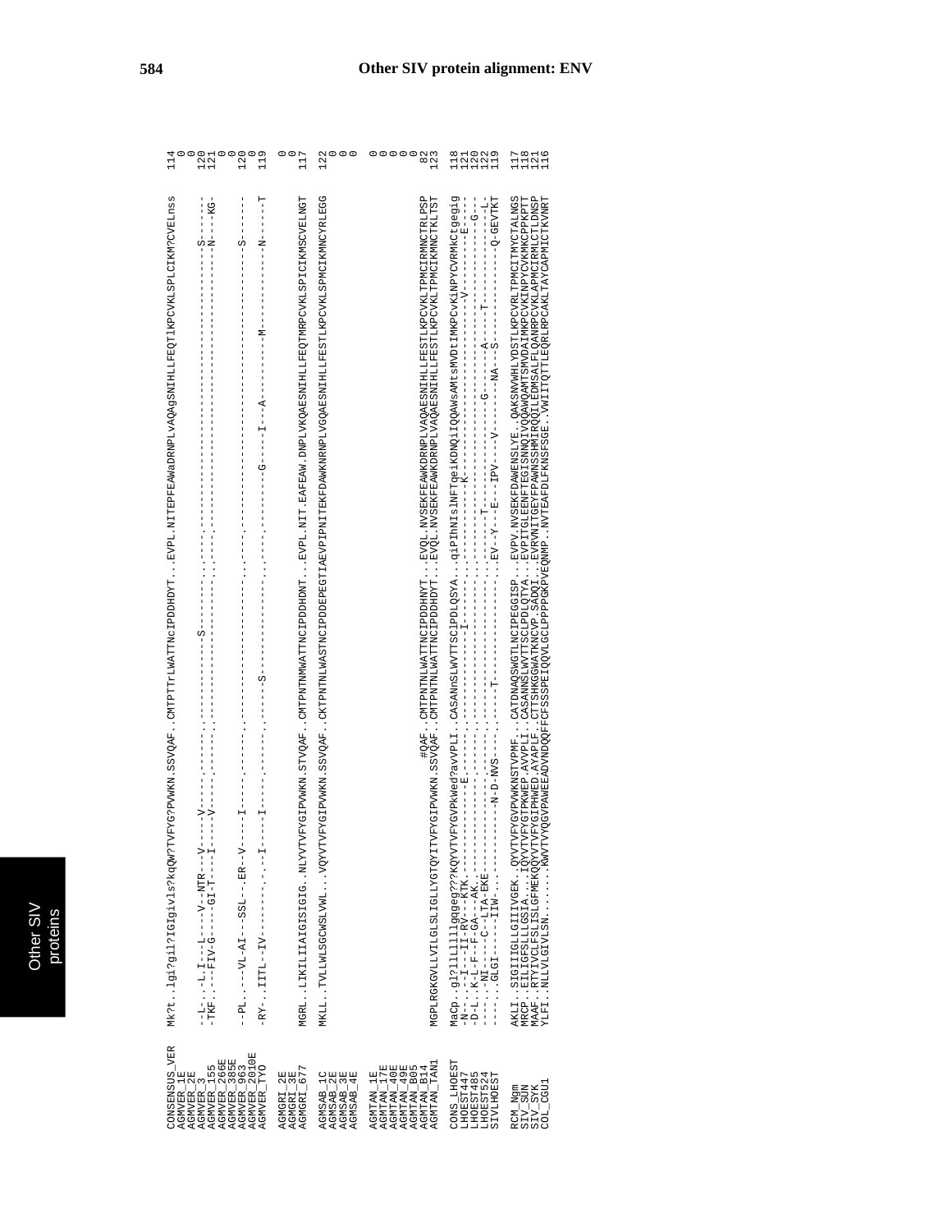## Other SIV protein alignment: ENV

```
CONSENSUS_VER   Mk?t..lgi?gil?IGIgivls?kqQW?TVFYG?PVWKN.SSVQAF..CMTPTTrLWATTNCIPDDHDYT...EVPL.NITEPFEAWaDRNPLVAQAgSNIHLLFEQTlKPCVKLSPLCIKM?CVELnss  114
AGMVER_1E                                                                                                                                      0
AGMVER_2E                                                                                                                                      0
AGMVER_3        --L-.-L.I---L----V--NTR---V-----.------.------------S-------..------.-------------------------------------------------S-------  120
AGMVER_155      -TKF.---FIV-G-----GI-T----I-----V-----.------.------------------..------.--------------------------------------------------N----KG-  121
AGMVER_266E                                                                                                                                    0
AGMVER_385E                                                                                                                                    0
AGMVER_9063     --PL.----VL-AI---SSL--.ER--V-----I-----.------.------------------..------.-------------------------------------------------S-------  120
AGMVER_2010E                                                                                                                                   0
AGMVER_TYO      -RY-..IITL--IV---------.--I-----I-----.------.------S------------..------.-----G-----I---A----------M------------------N-------T  119

AGMGRI_2E                                                                                                                                      0
AGMGRI_3E                                                                                                                                      0
AGMGRI_677      MGRL..LIKILIIAIGISIGIG..NLYVTVFYGIPVWKN.STVQAF..CMTPNTNMWATTNCIPDDHDNT...EVPL.NIT.EAFEAW.DNPLVKQAESNIHLLFEQTMRPCVKLSPICIKMSCVELNGT  117

AGMSAB_1C       MKLL..TVLLWLSGCWSLVWL...VQYVTVFYGIPVWKN.SSVQAF..CKTPNTNLWASTNCIPDDEPEGTIAEVPIPNITEKFDAWKNRNPLVGQAESNIHLLFESTLKPCVKLSPMCIKMNCYRLEGG  122
AGMSAB_2E                                                                                                                                      0
AGMSAB_3E                                                                                                                                      0
AGMSAB_4E                                                                                                                                      0

AGMTAN_1E                                                                                                                                      0
AGMTAN_17E                                                                                                                                     0
AGMTAN_40E                                                                                                                                     0
AGMTAN_49E                                                                                                                                     0
AGMTAN_B05                                                                                                                                     0
AGMTAN_B14                                         #QAF..CMTPNTNLWATTNCIPDDHNYT...EVQL.NVSEKFEAWKDRNPLVAQAESNIHLLFESTLKPCVKLTPMCIRMNCTRLPSP   82
AGMTAN_TAN1     MGPLRGKGVLLVILGLSLIGLLYGTQYITVFYGIPVWKN.SSVQAF..CMTPNTNLWATTNCIPDDHDYT...EVQL.NVSEKFEAWKDRNPLVAQAESNIHLLFESTLKPCVKLTPMCIKMNCTKLTST  123

CONS_LHOEST     MaCp..gl?llLlllgqgeg???KQYVTVFYGVPkWed?avVPLI..CASANnSLWVTTSClPDLQSYA...qiPIhNIslNFTqeikDNQiIQQAWsAMtsMVDtIMKPCvKiNPYCVRMKCtgegig  118
LHOEST447       -N-..-I---II-RV--KTK.-----------E-------.--------------I-------.------K----------------------------------V---------E----  121
LHOEST485       -D-L..K-L-F--F-GA--AK.-------------------.----------------------.--------------------------------------------------G---  120
LHOEST524       ------NI----C--LTA-EKE------------------.-------------T---------.-------------G------A----T-----------------L-  122
SIVLHOEST       ------GLGI----IIW-.---------------N-D-NVS----.----T-------------.EV--Y--E--IPV----V------NA--S---------------Q-GEVTKT  119

RCM_Ngm         AKLI..SIGIIGLLGIIIVGEK..QYVTVFYGVPVWKNSTVPMF...CATDNAQSWGTLNCIPEGGISP...EVPV.NVSEKFDAWENSLYE..QAKSNVWHLYDSTLKPCVRLTPMCITMYCTALNGS  117
SIV_SUN         MRCP..EILIGFSLLLGSIA....IQYVTVFYGTPKWEP.AVVPLI..CASANNSLWVTTSCLPDLQTYA...EVPITGLEENFTEGISNNQIVQQAWQAMTSMVDAIMKPCVKINPVCVKMKCPPKTT  118
SIV_SYK         MAAF..RTYIVCLFSLISLGFMEKQQYVTVFYGIPHWED.AYAPLF..CTTSHKGGWATKNCVP.SADQI...EVRVNITGEYFPAWNSSHMIRQQILEDMSALFLQANRPCVKLAPMCIRMLCTLDNSP  121
COL_CGU1        YLFI..NLLVLGIVLSN.......KWVTVYYGVPAWEEADVNDQQFFCSSSPEIQQVLGCLPPPPGKPVEQNMP..NVTEAFDLFKNSFSGE..VWIITQTTLEQRLRPCAKLTAYCAPMICTKVNRT  116
```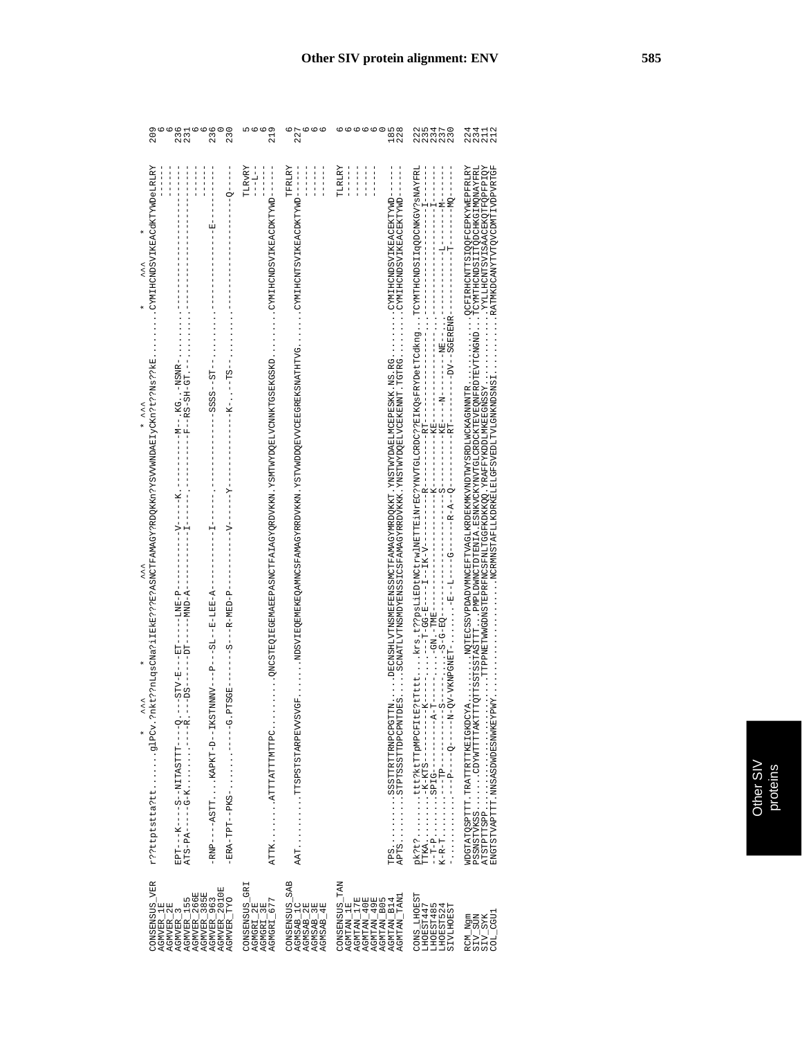## Other SIV protein alignment: ENV

```
                         *  ^^^        *              ^^^                       * ^^^              *   ^^^    *
CONSENSUS_VER   r??ttptstta?tt.......glPCv.?nkt??nLqsCNa?iIEkE???E?ASNCTFAMAGY?RDQKKn?YSVVWNDAEIyCKn?t??Ns??kE.........CYMIHCNDSVIKEACdKTYWDeLRLRY 209
AGMVER_1E                                                                                                                              -----   6
AGMVER_2E                                                                                                                              -----   6
AGMVER_3        EPT--K---S--NITASTTT---Q.---STV-E---ET-----LNE-P-----------V-----K.----------M-.KG..NSNR-........---------------------------- 236
AGMVER_155      ATS-PA------G-K.........---R.---DS------DT------MND-A-----------I--------.----------F--RS-SH-GT.--.......---------------------------- 231
AGMVER_266E                                                                                                                            -----   6
AGMVER_385E                                                                                                                            -----   6
AGMVER_963      -RNP----ASTT.....KAPKT-D--IKSTNNNV---P---SL--E-LEE-A-----------I--------.--------------SSSS--ST-.........------------------E--------- 236
AGMVER_2010E                                                                                                                           -----   0
AGMVER_TYO      -ERA-TPT--PKS.........---------G.PTSGE-------S---R-MED-P------------V------Y-----------K...--TS-.........------------------------Q----- 230

CONSENSUS_GRI                                                                                                                          TLRvRY   5
AGMGRI_2E                                                                                                                              ---L--   6
AGMGRI_3E                                                                                                                              ------   6
AGMGRI_677      ATTK........ATTTATTTMTTPC..........QNCSTEQIEGEMAEEPASNCTFAIAGYQRDVKKN.YSMTWYDQELVCNNKTGSEKGSKD.........CYMIHCNDSVIKEACDKTYWD----- 219

CONSENSUS_SAB                                                                                                                          TFRLRY   6
AGMSAB_1C       AAT..........TTSPSTSTARPEVVSVGF.......NDSVIEQEMEKEQAMNCSFAMAGYRRDVKKN.YSTVWDDQEVVCEEGREKSNATHTVG.......CYMIHCNTSVIKEACDKTYWD----- 227
AGMSAB_2E                                                                                                                              -----   6
AGMSAB_3E                                                                                                                              -----   6
AGMSAB_4E                                                                                                                              -----   6

CONSENSUS_TAN                                                                                                                          TLRLRY   6
AGMTAN_1E                                                                                                                              -----   6
AGMTAN_17E                                                                                                                             -----   6
AGMTAN_40E                                                                                                                             -----   6
AGMTAN_49E                                                                                                                             -----   6
AGMTAN_B05                                                                                                                                     0
AGMTAN_B14      TPS.........SSSTTRTTRNPCPGTTN......DECNSHLVTNSMEFENSSMCTFAMAGYMRDQKKT.YNSTWYDAELMCEPESKK.NS.RG.........CYMIHCNDSVIKEACEKTYWD----- 185
AGMTAN_TAN1     APTS........STPTSSSTTDPCPNTDES.....SCNATLVTNSMDYENSSICSFAMAGYRRDVKKK.YNSTWYDQELVCEKENNT.TGTRG.........CYMIHCNDSVIKEACEKTYWD----- 228

CONS_LHOEST     pk?t?.........ttt?ktTTpMPCFItE?tTttt.....krs.t??psLiEDtNCtrwlNETTEiNrEC?YNVTGLCRDC??EIKQsFRYDetTCdkng..TCYMTHCNDSIIqQDCNKGY?sNAYFRL 222
LHOEST447       TTKA..........K-KTS---------K-----.....---T-GG-E-----I--IK-V----------R--------RT-----------------------..------------------I------ 235
LHOEST485       --T-P.........SPIG-----------A-T----.....GN.-TME---------------------K---------KE-----------------------..------------------I------ 234
LHOEST524       K-R-T.........---TP-----------S-----.....S-G-EQ-----------------------S---------KE----N-------------NE-..-----------L-------M------ 237
SIVLHOEST       -.............---P----Q----N-QV-VKNPGNET-.......-E--L---G-------R-A--Q---------RT--------DV--SGERENR-..-----------T-------MQ------ 230

RCM_Ngm         WDGTATQSPTTT.TRATTRTTKEIGKDCYA.........NQTECSSVPDADVMNCEFTVAGLKRDEKMKVNDTWYSRDLWCKAGNNNTR...........QCFIRHCNTTSIQQFCEPKYWEPFRLRY 224
SIV_SUN         PSSNSTVKSS........CDYWTTTTAKTTTQTTSSSTASTTT...PMPLDWNCTDTENIA.ESNKVCKYNVTGLCRDCKTEVEQNFRDTEVTCNGND..TCYMTHCNDSIITQDCHKGIMQNAYFRL 234
SIV_SYK         ATSTPTTSPP.........................TTPPNETWWGDNSTEPRFNCSFNLTGGFKDKKQQ.YRAFFYKDDLMKEEGNSSY...........YYLLHCNTSVISAACEKQTFQPFPIQY 211
COL_CGU1        ENGTSTVAPTTT.NNSASDWDESNWKEYPWY.........................NCRMNSTAFLLKDRKELELGFSVEDLTVLGNKNDSNSI.........RATMKDCANYTVTQVCDMTIVDPVRTGF 212
```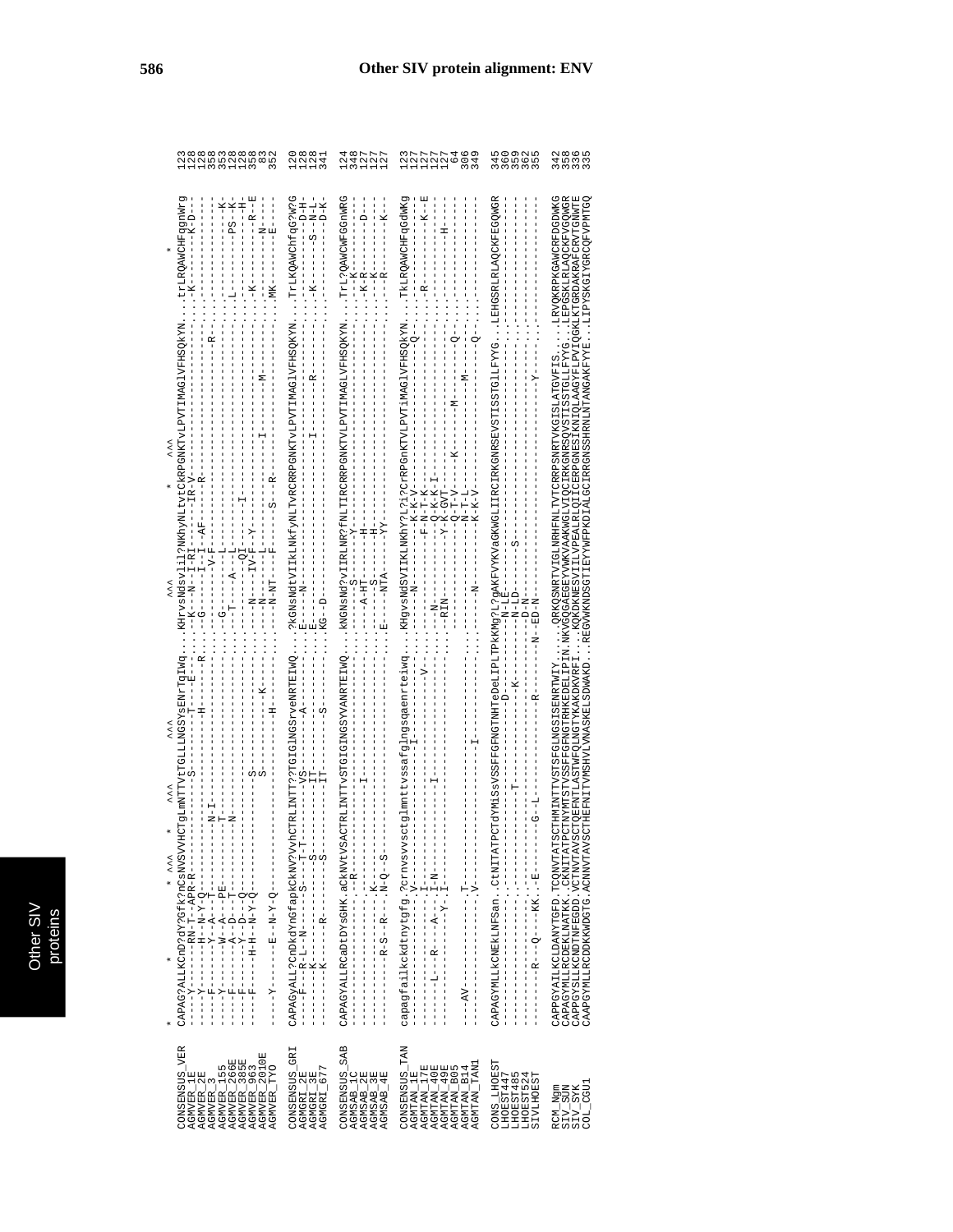```
                *          *                  * ^^^    *   ^^^        ^^^                        ^^^                *    ^^^                                          *
CONSENSUS_VER   CAPAG?ALLKCnD?dY?GFk?nCsNVSVVHCTgLmNTTVtTGLLLNGSYsENrTqIWq....KHrvsNdsvlil?NKhyNLtvtCkRPGNKTvLPVTIMAGlVFHSQkYN...trLRQAWCHFggnWrg  123
AGMVER_1E       ----Y-------RN-T--APR-R-------------S-----------T----E-.....K---N--I-RI-------IR-V---------------------------...-K---------K-D--  128
AGMVER_2E       ----Y-------H--N-Y-Q------------------------H-----R.....G-------I--I-AF------R---------------------------------...------------  128
AGMVER_3        ----F-------Y--A--T---------N-I------------------------.........-------V-F-----------------------R---------...------------  358
AGMVER_155      ----Y-------W--A--PE-------T---------------------------.....G---------------------------------------------...-----------K  353
AGMVER_266E     ----F-------A--D--T---------N--------------------------.....T----A---L------------------------------------...L--------PS--K  128
AGMVER_385E     ----F-------Y--D--Q------------------------------------..........-------I---------------------------------...-----------H  128
AGMVER_963      ----F-------H-H--N-Y-Q--------S------------------------.....N----IVF---Y----------------------------------...-K-------R--E  358
AGMVER_2010E    ----------------------------------S------------K-------.....N-----------L----------I--------M-------------...-------N----  83
AGMVER_TYO      ----Y--------E--N-Y-Q-----------------------H----------.....N-NT-------F------S--R-------------------------...MK--------E---  352

CONSENSUS_GRI   CAPAGyALL?CnDkdYnGfapkCkNV?VvhCTRLINTT??TGIGlNGSrveNRTEIWQ....?KGNsNdtVIIkLNKfyNLTVRCRRPGNKTVLPVTIMAGlVFHSQkYN...TrLKQAWChfqG?W?G  120
AGMGRI_2E       ----F---R-L--N-------S---T-T------VS---------A---------.....E----N----------------------------------------...------------D-H-  128
AGMGRI_3E       ----K----------------S---------IT----------------------.....E-----------------------I-------R-------------...-K------S---N-L-  128
AGMGRI_677      ----K------R-----------S-------IT-------------S--------.....KG--D------------------------------------------...-------------D-K-  341

CONSENSUS_SAB   CAPAGYALLRCaDtDYsGHK.aCkNVtVSACTRLINTTVSTGIGINGSYVANRTEIWQ....kNGNsNd?vIIRLNR?fNLTIRCRRPGNKTVLPVTIMAGlVFHSQkYN...TrL?QAWCWFGGnWRG  124
AGMSAB_1C       -----------------.--R------------------------------------.....------S---------------------------------------...---K-----------  348
AGMSAB_2E       -----------------.----------------I--------------------.....---A-HT------H---------------------------------...--K-R-------D---  127
AGMSAB_3E       -----------------.K-----------------------------------.....--------S------H--------------------------------...---K-----------  127
AGMSAB_4E       ----------R-S--R--N-Q--S---------------------------------.....E---NTA------YY-------------------------------...---R--------K---  127

CONSENSUS_TAN   capagfailkckdtnytgfg.?crnvsvvsctglmnttvssafglngsqaenrteiwq....KHgvsNdSVIIKLNKhY?L?i?CrRPGnKTVLPVTiMAGlVFHSQkYN...TkLRQAWCHFgGdWKg  123
AGMTAN_1E       --------------------.V--------------I--------------.....------N--------K-V------------------------Q-----...------------  127
AGMTAN_17E      --------------------.I--------------------V-------.....---------F-N--T-K------------------------------...-R---------K--E  127
AGMTAN_40E      ------L----R-----A---I-N-----------I------------------.....--N--------Q--K-K-I----------------------------...------------  127
AGMTAN_49E      ---------------Y---I------------------------------.....RIN--------Y-K-GVT---------------------------------...------------  127
AGMTAN_B05      --------------------.--------------------------------.....-------------Q-T-V-----K-----M------Q-------...----------H----  64
AGMTAN_B14      ---AV-------------T---------------------------------.....------------N-T-L---------------M-----------------...------------  306
AGMTAN_TAN1     --------------------.V--------------------I--------.....------N--------K-K-V----------------------Q-------...------------  349

CONS_LHOEST     CAPAGYMLLKCNEKLNFSan.CtNITATPCTdYMiSsVSSFFGFNGTNHTeDeLIPLTPkKMg?L?gAKFVYKVaGKWGLIIRCIRKGNRSEVSTISSTGlLFYYG..LEHGSRLRLAQCKFEGQWGR  345
LHOEST447       --------------------..--------------------D------------N-LE-----------------------------------------------..----------------  360
LHOEST485       --------------------..--------------T-------------K------N-LD------S------------------------------------..----------------  359
LHOEST524       --------------------..-----------------------------------D-N--------------------------------------------..----------------  362
SIVLHOEST       -------R---Q---KK.-E-------G-L------------R---------N--ED-N---------------------------------------Y-----..----------------  355

RCM_Ngm         CAPPGYAILKCLDANYTGFD.TCQNVTATSCTHMINTTVSTSFGLNGSISENRTWIY.......QRKQSNRTVIGLNRHFNLTVTCRRPSNRTVKGISLATGVFIS....LRVQKRPKGAWCRFDGDWKG  342
SIV_SUN         CAPAGYMLLRCDEKLNATKK.CKNITATPCTNYMTSTVSSFFGFNGTRHKEDELIPIN.NKVGQGAEGEYVWKVAAKWGLVIQCIRKGNRSQVSTISSTGLLFYG..LEPGSKLRLAQCKFVGQWGR  358
SIV_SYK         CAPPGYSLLKCNDTNFEGDD.VCTNVTAVSCTQEFNTLASTWFQLNGTYKAKDKVRFI....KQKDKNESVIILVPEALRLQICERPGNESIKNIQLAAGYFLPVIQGKLKTGRDAKRAFCRVTGNWTE  336
COL_CGU1        CAAPGYMLLRCDDKKWDGTG.ACNNVTAVSCTHEFNITVMSHVLVNASKELSDWAKD..REGVWKNDSGTIEYYWFPKDIALGCIRRGNSSHRNLNTANGAKFYYE..LIPYSKGIYGRCQFVPMTGQ  335
```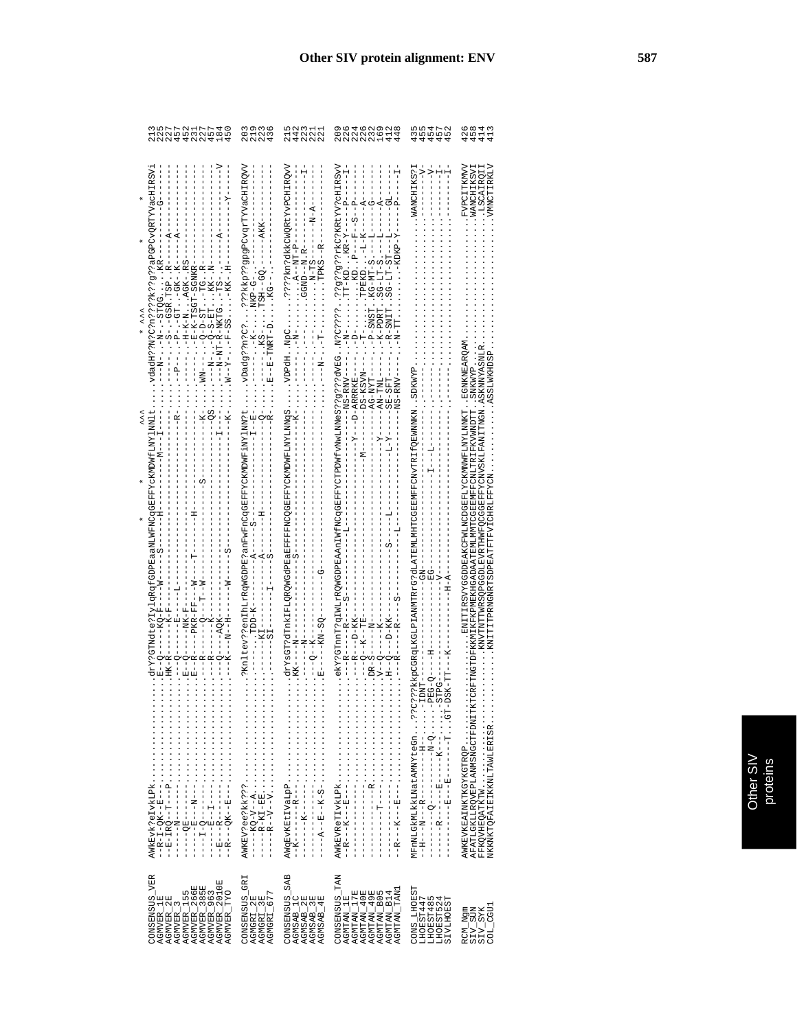```
                 *  ^^^                  *    *                              ^^^       * ^^^         *         *
CONSENSUS_VER  AWkEvk?eIvkLPk..........................drY?GTNdte?IylqRqfGDPEaaNLWFNCqGEFFYcKMDWfLNYlNNlt.....vdadH??N?C?n????k??g??aPGPCvQRTYVacHIRSVi  213
AGMVER_1E      --R-I-QK--E--...........................E-Q-----KQ-F----W----S-----H-----------M---I-..........---N-----N---STQG.....KR-------G------  225
AGMVER_2E      --E-IRQ--T--P...........................HK-R-----K-F----------------------------------..........S--GSR.TSP..R-----A--------------  227
AGMVER_3       ----N---------..........................-----Q-----E---L----------------------------..........----P----P--GT..GK..K-----A----------  457
AGMVER_155     ----QE--------..........................E-Q-----NK-F-----------------------------R---..........----H-K-N...AGK..RS----------------  452
AGMVER_266E    ----E---N-----..........................E--R---PKR-FF---W---T-----H----------------..........WN---E-K-TSGT-SGNKR-----------------  231
AGMVER_385E    ----I-Q-------..........................--R-------Q----T--W-----------S----------K-..........N---Q-D-ST..TG..R------------------  227
AGMVER_963     ----E--I------..........................--R------------------------------------QS-..........-----Q-S-ET...KK..N----------------  457
AGMVER_2010E   --E---R-------..........................--Q----AQK----------------------------I---..........---N-NT-R-NKTG...TS..-----A------V  184
AGMVER_TYO     --R---QK--E---..........................--K---N-H----W----S------------------K---..........W--Y---F-SS.....KK..H-------Y-----  450

CONSENSUS_GRI  AWKEV?ee?kk???..........................?Knltev??enIhLrRqWGDPE?anFwFnCqGEFFYCKMDWFiNYlNN?t.....vDadg??n?C?...???kkp??gpgPCvqrTYVaCHIRQVV  203
AGMGRI_2E      ----KQ-V--A...............................TDD-K--------A----S--------------I-E-..........-----K....NKP-G.................  219
AGMGRI_3E      ----R-KI-EE...............................KI--------A----H------------------Q-..........-KS-...TSH-GQ.....AKK.............  223
AGMGRI_677     ----R--V--V...............................SI-----I---S-------------------R-..........E--E-TNRT-D...KG-.......................  436

CONSENSUS_SAB  AWqEvKEtIVaLpP..........................drYsGT?dTnkIFLQRQWGdPEaEFFFFNCQGEFFYCKMDWFLNYLNNqS.....VDPdH..NpC.......????kn?dkkCWQRTYvPCHIRQVV  215
AGMSAB_1C      --K-----R--...............................KK----N------------S-----------------K-..........-N-.......A--NT-P-----------------  442
AGMSAB_2E      ------K-----..............................-------N---------------------------------..........-.........GGND--N.R-----------I-  223
AGMSAB_3E      ------------..............................-----Q--K-------------------------------..........-........N-TS-----N-A----------  221
AGMSAB_4E      ----A--E-K-S..............................E----KN-SQ------G---------------------N-..........-T-........TPKS--R-------------  221

CONSENSUS_TAN  AWKEVReTIvkLPk..........................ekY?GTnnT?qIWLrRQWGDPEAAnIWFNCqGEFFYCTPDWfVNwLNNeS??g????dVEG..N?C????..??g??g??rkC?KRtYV?cHIRSvV  209
AGMTAN_1E      --R---K--E----............................-R----R----S---------L-------------------NS-RNV-----N-.....TT-KD..KR-Y------P-----I-  226
AGMTAN_17E     --------------............................--R---D-KK------------------Y---D-ARRKE---D-.......KD..P--F--S--P--------  224
AGMTAN_40E     --------------............................--Q----K-TE-----------------M------DS-KSVN---T-.......TPEKD..L-K-----A------  226
AGMTAN_49E     ------R-------............................DR-S----N----------------------AG-NYT---P-SNST.KG-MT-S..L------G------  232
AGMTAN_B05     ---------T----............................V-Q----K--------------------Y----AN-TNL---K-PDRT.SG-LT-S...L------A------  169
AGMTAN_B14     --------------............................H-Q---D-KK-----------S----L--L-Y---SE-SFT---R-SNIT.SG-LT-ST----GL------  412
AGMTAN_TAN1    -R---K--E-----............................--R---R----S----------L---------------NS-RNV---N-TT......KDKP-Y------P-----I-  448

CONS_LHOEST    MFnNLGkMLkkLNatAMNYteGn...??C???kkpCGRqLKGLPIANMTRrG?dLATEMLMHTCGEEMFFCNvTRIfQEWNNKN..SDKWYP............................WANCHIKS?I  435
LHOEST447      --H-----N---R----------H--...-IDNT-----------GN-------------------------------..---..............................V-----------  455
LHOEST485      ------Q-------N-Q.....-PEG-Q----H---------EG---------------I---L----..----..............................----------V-  454
LHOEST524      ------R-----E-----K--.....STPG---------------V------------------------..----..............................----------I-  457
SIVLHOEST      ---------E---E-----T..GT-DSK-TT---K-----------H-A-----------------------..----..............................----------I-  452

RCM_Ngm        AWKEVKEAINKTKGYKGTRQP..............ENITIRSVYGGDDEAKCFWLNCDGEFLYCKMNWFLNYLNNKTT..EGNKNEARQAM............................FVPCITKMVV  426
SIV_SUN        AFATLGKLLRQVEPLANMSNGCTFDNITKTCRFTNGTDFKKMIKFKPMEKHGADAATEMLMMTCGEEMFFCNLTRIFKVWNDTT..SNKWYP............................WANCHIKSVI  458
SIV_SYK        FFKQVHEQATKTW......................KNVTNTTWRSQPGGDLEVRTHWFQCGGEFFYCNVSKLFANITNGN.ASKNNYASNLR.............................LSCAIRQII  414
COL_CGU1       NKKNKTQFAIEIKKNLTAWLERISR..........KNITITPRNGNRTSDPEATFTFVICHRLFFYCN..............ASSLWKHDSP.............................VMNCTIRKLV  413
```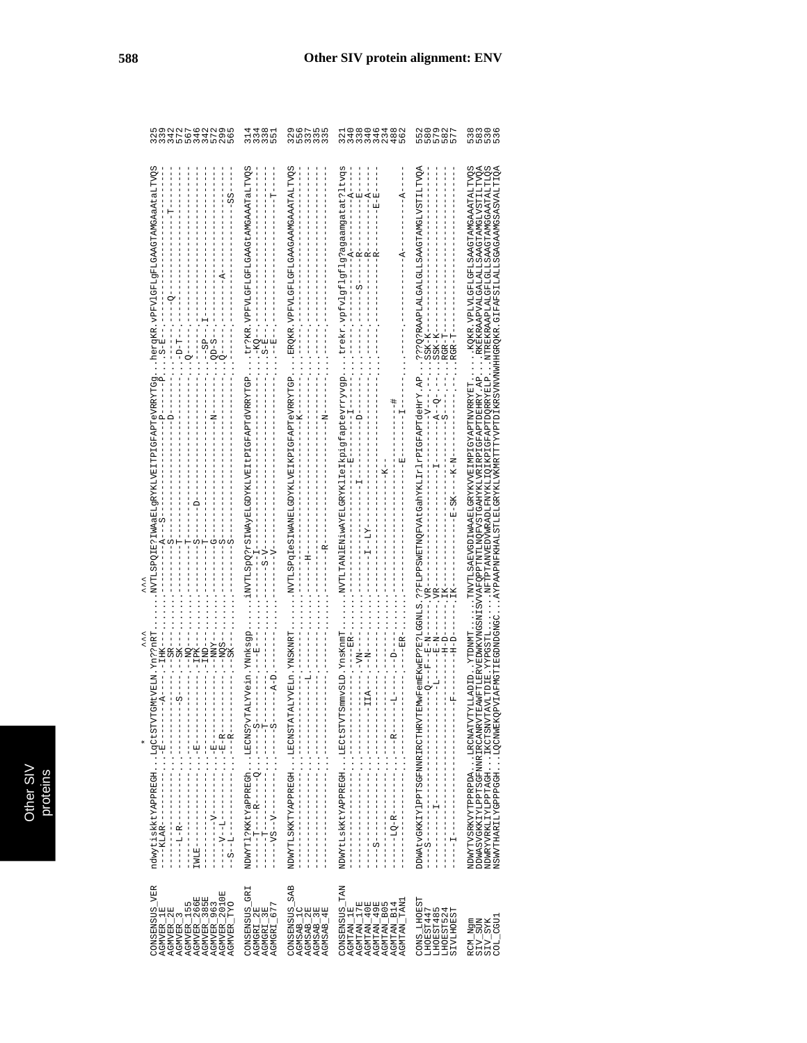# Other SIV protein alignment: ENV

```
                                         *          ^^^        ^^^
CONSENSUS_VER   ndwytiskktYAPPREGH...LgCtSTVTGMtVELN.Yn??nRT.......NVTLSPQIE?IWAaELgRYKLVEITPIGFAPTeVRRYTGg...hergKR.vPFVlGFLgFLGAAGTAMGAAatALTVQS  325
AGMVER_1E       ---KLAR-------------...-E-------A-----.-IHK--.......--------------A---S--------------------P----P....S-E-.....Q--------------------------  339
AGMVER_2E       -----------------...----------------.-SR--.......-------------S---------------D----------....--------------------T-------  342
AGMVER_3        ----L-R----------...-------S---------.-SK--.......-------------T----------------------....--------------------------  572
AGMVER_155      -----------------...----------------.-NQ--.......-------------T----------------------....D-T-.------------------------  567
AGMVER_266E     IWLE-------------...-E--------------.-IPK--.......-------------S-----D----------------....Q---.------------------------  346
AGMVER_385E     -----------------...----------------.-IND--.......-------------T----------------------....SP--.I-----------------------  342
AGMVER_963      -------V-----------...-E------------.-NNY--.......-------------G--------------N------....QD-S-.------------------------  572
AGMVER_2010E    ---V-L-----------...-E-R------------.-NQS--.......-------------S----------------------....Q---.------A--------------------  299
AGMVER_TYO      -S--L------------...--R-------------.-SK--.......-------------S----------------------....--------------------SS--  565

CONSENSUS_GRI   NDWYTl?KKtYaPPREGh...LECNS?vTALYVein.YNnksgp.....iNVTLSpQ?rSIWAyELGDYKLVEItPIGFAPTdVRRYTGP....tr?KR.VPFVLGFLGFLGAAGtAMGAAATaLTVQS  314
AGMGRI_2E       ----T---R---Q....----S--------------.----E--.....-------------I------------------------....-KQ-.--------------------------  334
AGMGRI_3E       ----T-------------....-----T--------------.-------.....-------S-V----------------------------....S-E-.--------------------------  338
AGMGRI_677      ---VS--V----------....-----S-------A-D---.-------.....-------S-V----------------------------....-E--.-------------------T------  551

CONSENSUS_SAB   NDWYTLSKKTYAPPREGH...LECNSTATALYVELn.YNSKNRT.......NVTLSPqIeSIWANELGDYKLVEIKPIGFAPTeVRRYTGP....ERQKR.VPFVLGFLGFLGAAGAAMGAAATALTVQS  329
AGMSAB_1C       -----------------...----------------.-------.......-----------------------K-----------------....-----.--------------------------  556
AGMSAB_2E       -----------------...----------L-----.-------.......-----H---------------------------------....-----.--------------------------  337
AGMSAB_3E       -----------------...----------------.-------.......---------------------------------------....-----.--------------------------  335
AGMSAB_4E       -----------------...----------------.-------.......--------R-------------------N----------....-----.--------------------------  335

CONSENSUS_TAN   NDWYtLsKKtYAPPREGH...LECtSTVTSmmvSLD.YnsKnmT.......NVTLTANlENiwAYELGRYKlIeIkpigfaptevrryygp....trekr.vpfvlgflgflg?agaamgatat?ltvqs  321
AGMTAN_1E       -----------------...----------------.---ER--.......----------------------E---I---------....-----.--------A--------A----  340
AGMTAN_17E      -----------------...----------------.-VN-ER-.......------------------I-----------D------....-----.--S----R--------E----  338
AGMTAN_40E      -----------------...---------IIA----.-N-----.......---------I--LY------------------------....-----.-----------R--------A----  340
AGMTAN_49E      ---S-------------...----------------.-------.......------------------------K-------------....-----.-----------R--------E-E--  346
AGMTAN_B05      -----------------...----------------.-------.......--------------------------------------....-----.--------------------------  234
AGMTAN_B14      ------LQ-R--------...--R-------L-----.-D-----.......-------------------------------#----....-----.--------------------------  488
AGMTAN_TAN1     -----------------...----------------.-ER----.......----------------------E-----I---------....-----.------A--------A----  562

CONS_LHOEST     DDWAtvGKKIYlPPTSGFNNRIRCTHRVTEMwFemEKwEP?E?LGGNLS.??FLPPSWETNQFVAtGahYKLIrlrPIGFAPTdeHrY.AP...???Q?RAAPLALGALGLLSAAGTAMGLVSTILTVQA  552
LHOEST447       ---S------------------------------Q---F---E-N-----.VR----------------------------V----.--....SSK-K-------------------------  580
LHOEST485       ---------I----------------------------L---E-N-----.VR--------------------I--------A--Q.--....SSK-K-------------------------  579
LHOEST524       ------------------------------------------H-D-----.IK-------------------------------S-.--....RGR-T-------------------------  582
SIVLHOEST       ----I----------------------------F--------H-D-----.IK---------E-SK---K-N---------------.--....RGR-T-------------------------  577

RCM_Ngm         NDWYTVSRKVYTPPRPDA...LRCNATVTYLLADID.YTDNMT.......TNVTLSAEVGDIWAAELGRYKVVEIMPIGYAPTNVRRYET.....KQKR.VPLVLGFLGFLSAAGTAMGAAATALTVQS  538
SIV_SUN         DDWASVGKKIYLPPTSGFNNRIRCANRVTEAWFTLERVEDWKVNGSNISVAFQPPTNTLNQFVSTGAHYKLVRIRPIGFAPTDEHRY.AP...RKEKRAAPVALGALALLSAAGTAMGLVSTILTVQA  583
SIV_SYK         NDWRYVRKLIYLPPTAGH...IKCTSNVTAVLTDIE.YTPGSTL......NFTPTANVEDVWRADLFNYKLIQIKPIGFAPTDQRRYELP...NTREKRAAPLALGFLGLLSAAGTAMGGAATALTLQS  530
COL_CGU1        NSWTHARILYGPPPGGH...LQCNWEKQPVIAFMGTIEGDNDGNGC...AYPAAPNFKHALSTLELGRYKLVKMRTTTYVPTDIKRSVNVNWHHGRQKR.GIFAFSILALLSGAGAAMGSASVALTIQA  536
```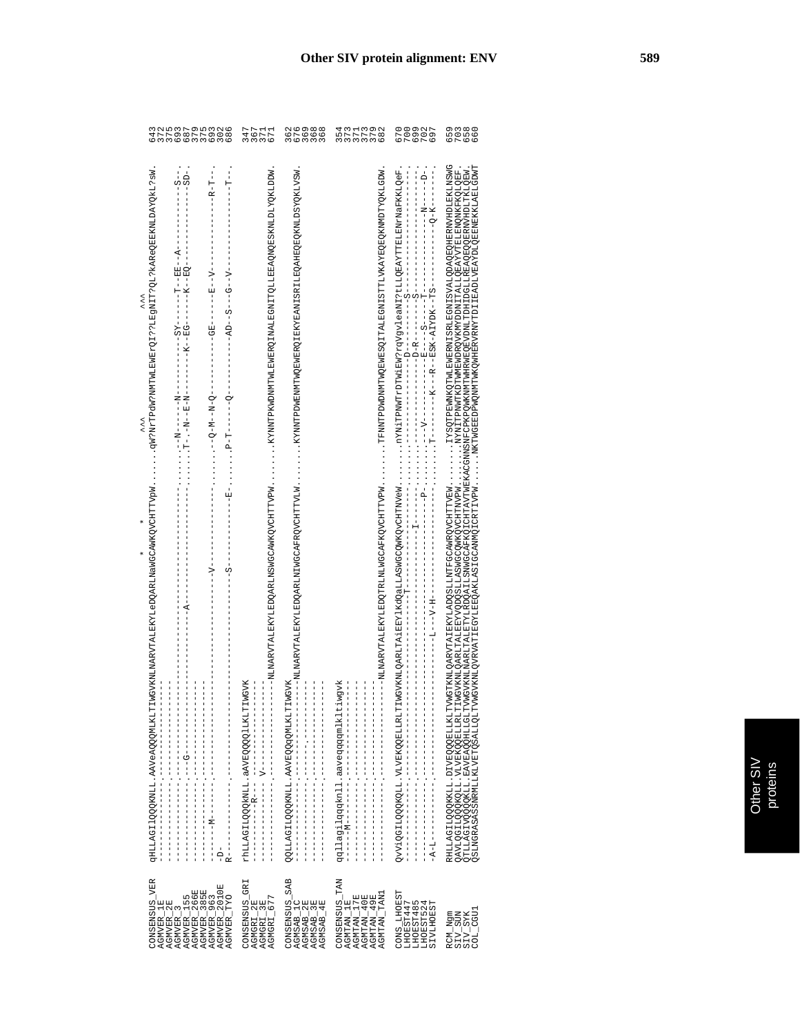# Other SIV protein alignment: ENV

```
                                          ^^^                ^^^
CONSENSUS_VER   qHLLAGIIQQQKNLL.AAVeAQQQMLKLTIWGVKNLNARVTALEKYLeDQARLNaWGCAWKQVCHTTVpW.......qW?NrTPdW?NMTWLEWErQI??QL?kAReQEEKNLDAYQkL?sW. 643
AGMVER_1E       ---------------.----------------------------------------------------------.......--------------------------------------------- 372
AGMVER_2E       ---------------.----------------------------------------------------------.......--------------------------------------------- 375
AGMVER_3        ---------------.--G-------------------------A------------------------------......--N-----N----------SY------T--EE--A----------S--. 693
AGMVER_155      ---------------.----------------------------------------------------------......T--N--E-N--------K--EG-------K--EQ----------SD-. 687
AGMVER_266E     ---------------.----------------------------------------------------------.......--------------------------------------------- 379
AGMVER_385E     ---------------.----------------------------------------------------------.......--------------------------------------------- 375
AGMVER_963      -------M-------.-------------------------------V--------------------------......--Q--M--N--Q-----------GE------E--V----------R-T--. 693
AGMVER_2010E    -D-------------.----------------------------------------------------------.......--------------------------------------------- 302
AGMVER_TYO      R--------------.-------------------------------S-------------------E-------......P-T------Q-----------AD--S---G--V-------------T--. 686

CONSENSUS_GRI   rhLLAGIIQQQkNLL.aAVEQQQQlLKLTIWGVK                                                                                          347
AGMGRI_2E       ---------R-----.----------------                                                                                            367
AGMGRI_3E       ----------V----.----------------                                                                                            371
AGMGRI_677      ---------------.-----------------NLNARVTALEKYLEDQARLNSWGCAWKQVCHTTVPW.......KYNNTPKWDNMTWLEWERQINALEGNITQLLEEAQNQESKNLDLYQKLDDW. 671

CONSENSUS_SAB   QQLLAGIVQQQKNLL.AAVEQQQQMLKLTIWGVK                                                                                          362
AGMSAB_1C       ---------------.-----------------NLNARVTALEKYLEDQARLNIWGCAFRQVCHTTVLW.......KYNNTPDWENMTWQEWERQIEKYEANISRILEQAHEQEQKNLDSYQKLVSW. 676
AGMSAB_2E       ---------------.----------------                                                                                            369
AGMSAB_3E       ---------------.----------------                                                                                            368
AGMSAB_4E       ---------------.----------------                                                                                            368

CONSENSUS_TAN   qqllagilqqqknll.aaveqqqqmlkltiwgvk                                                                                          354
AGMTAN_1E       -----M---------.----------------                                                                                            373
AGMTAN_17E      ---------------.----------------                                                                                            371
AGMTAN_40E      ---------------.----------------                                                                                            373
AGMTAN_49E      ---------------.----------------                                                                                            379
AGMTAN_TAN1     ---------------.-----------------NLNARVTALEKYLEDQTRLNLWGCAFKQVCHTTVPW.......TFNNTPDWDNMTWQEWESQITALEGNISTTLVKAYEQEQKNMDTYQKLGDW. 682

CONS_LHOEST     QvViQGILQQQKQLL.VLVEKQQELLRLTIWGVKNLQARLTAiEEYlkdQaLLASWGCQWKQvCHTNVeW.......nYNiTPNWTrDTWiEW?rqVgvleaNI?tLLQEAYTTELENrNaFKKLQeF. 670
LHOEST447       ---------------.----------------------------T-------------------------.......-----------D------------S--------------------------. 700
LHOEST485       ---------------.----------------------------------I-------------------.......-----------D-R-------S--------------------------. 699
LHOEST524       ---------------.--------------------------------------P---------------.......----V----------E---S------T------------N------D--. 702
SIVLHOEST       -A-L-----------.-----------------L----V-H-----------------------------.......T------K---R---ESK-AIYDK--TS--------------Q-K------. 697

RCM_Ngm         RHLLAGIIQQQKKLL.DIVEQQQELLKLTVWGTKNLQARVTAIEKYLADQSLLNTFGCAWRQVCHTTVEW.......IYSQTPEWNKQTWLEWERNISRLEGNISVALQDAQEHERNVHDLEKLNSWG 659
SIV_SUN         QAVLQGILQQQKQLL.VLVEKQQELLRLTIWGVKNLQARLTALEEYVQDQSLLASWGCQWKQVCHTNVPW.......NYNITPNWTKDTWMEWDRQVKMYDDNITALLQEAYVTELENQNKFKQLQEF. 703
SIV_SYK         QTLLAGIVQQQKQLL.EAVEAQQHLLGLTVWGVKNLNARLTALETYLRDQAILSNWGCAFKQICHTAVTWEKACGNNSNFCPKPQWKNNTWHRWEQEVDNLTDHIDGLLREAQEQERNVHDLTKLQEW. 658
COL_CGU1        QSLNGRASASSNRMLLKLVETQSALLQLTVWGVKNLQVRVATIEGYLEEQAKLASIGCANMQICRTIVPW.....NKTWGEEDPWQNMTWKQWHERVRNYTDIIEADLVEAYDLQEENEKKLAELGDWT 660
```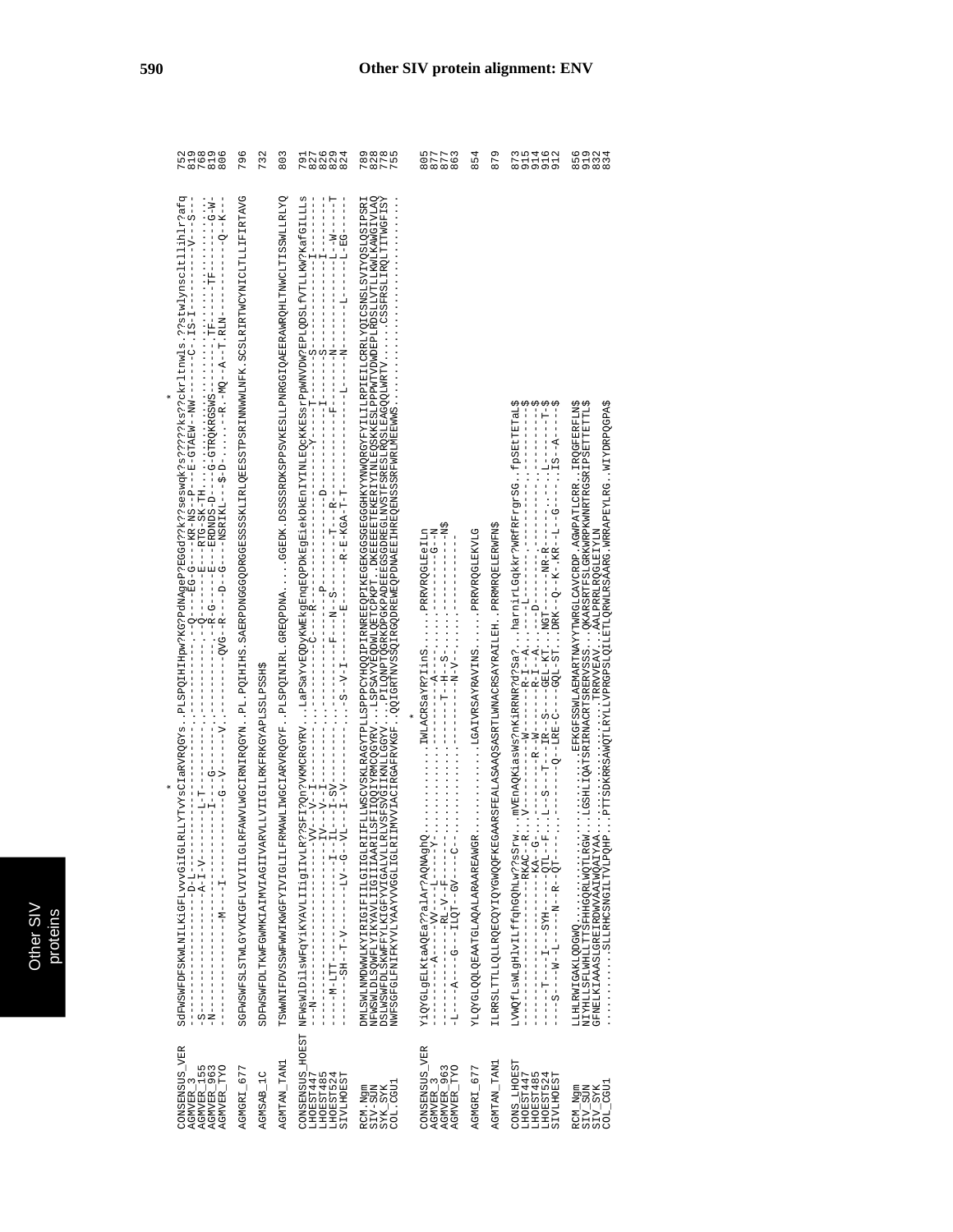# Other SIV protein alignment: ENV

```
                                                        *                                                            *
CONSENSUS_VER  SdFWSWFDFSKWLNILKiGFLvvvGiIGLRLLYTvvYsCIaRVRQGYs..PLSPQIHIHpw?KG?PdNAgeP?EGGd??k??seswqk?s?????ks??ckrltnwls.??stwlynscltllihlr?afq  752
AGMVER_3       -----------------D-L------------------------------..-------------Q----EG-G----KR-NS--P---E-GTAEW-NW------C-.IS-I---------V---S--  819
AGMVER_155     -S---------------A-I-V--------L-T---------------..--------------Q------E----RTG-SK-TH...-------------.-------------------  768
AGMVER_963     -N--------------------------I---G-------------..---------------R-G----E---ERDNDS-D---G-GTRQKRGSWS------.TF-----TF-------G-W-  819
AGMVER_TYO     ---------------M---I------------G--V-------V---..--------QVG--R----D--G---NSRIKL---$-D-......-R.-MQ--A--T.RLN----------Q--K--  806

AGMGRI_677     SGFWSWFSLSTWLGYVKIGFLVIVIILGLRFAWVLWGCIRNIRQGYN..PL.PQIHIHS.SAERPDNGGGQDRGGESSSSKLIRLQEESSTPSRINNWWLNFK.SCSLRIRTWCYNICLTLLIFIRTAVG  796

AGMSAB_1C      SDFWSWFDLTKWFGWMKIAIMVIAGIIVARVLLVIIGILRKFRKGYAPLSSLPSSH$                                                                   732

AGMTAN_TAN1    TSWWNIFDVSSWFWWIKWGFYIVIGLILFRMAWLIWGCIARVRQGYF..PLSPQINIRL.GREQPDNA.....GGEDK.DSSSSRDKSPPSVKESLLPNRGGIQAEERAWRQHLTNWCLTISSWLLRLYQ  803

CONSENSUS_HOEST NFWsWlDilsWFqYiKYAVLIIgIIvLR??SFI?Qn?VKMCRGYRV...LaPSaYVEQDyKWEkgEnqEQPDKEgEiekDKEnIYINLEQcKKESsrPpWNVDW?EPLQDSLfVTLLKW?KafGILLLs  791
LHOEST447      --N-----------------------VV--V-I--------------...-------------------C----R------------------Y-----T-------S---------------I------  827
LHOEST485      ---------------------------IV---I-SV------------...-----------------P-----------------I-------------S---------------I------  826
LHOEST524      ----M-LITT-------------I---IL---I-SV------------...---------F-----N---S-----T---R-------D---------------------------I------  829
SIVLHOEST      ------SH--T-V--------LV--G--VL---I--V----------...S--V-I-----E--------R-E-KGA-T-T------------L----N------L-------L-EG-----T  824

RCM.Ngm        DMLSWLNMDWWLKYIRIGIFIILGIIGLRIIFLLWSCVSKLRAGYTPLLSPPPCYHQQIPIRNREEQPIKEGEKGGSGEGGGHKYYNWQRGYFYILILRPIEILCRRLYQICSNSLSVIYQSLQSIPSRI  789
SIV-SUN        NFWSWLDLSQWFLYIKYAVLIIGIIIAARILSFIIQQIYRMCQGYRV...LSPSAYVEQDWLQETCPKPT..DKEEEETEKERIYINLEQSKKESLPPPWTVDWDEPLRDSLLVTLLKWLKAWGIVLAQ  828
SYK_SYK        DSLWSWFDLSKWFFYLKIGFYVIGALVLLRLVSFSVGIIKNLLGGYV...PILQNPTQGRKDPGKPADEEGSGDREGLNVSTFSRESLRQSLEAGQQLWRTV.....CSSFRSLIRQLTITWGFISY  778
COL.CGU1       NWFSGFGLFNIFKYVLYAAYVVGGLIGLRIIMVVIACIRGAFRVKGF..QQIGRTNVSSQIRGQDREWEQPDNAEEIHREQENSSSRFWRLMEEWWS.......................  755

                                              *
CONSENSUS_VER  YiQYGLgELKtaAQEa??alAr?AQNAghQ..............IWLACRSaYR?IinS.....PRRVRQGLEeILn                                                 805
AGMVER_3       --------A---VV---L----Y-..............--------A---.....-----------G--N                                                        877
AGMVER_155     -------------RL-V--F--..............---------T--H--S-.....-------------N$                                                    877
AGMVER_963     -L----A----G---ILQT--GV--C--..............-------------N--V-.....------------                                               863

AGMGRI_677     YLQYGLQQLQEAATGLAQALARAAREAWGR..............LGAIVRSAYRAVINS.....PRRVRQGLEKVLG                                                 854

AGMTAN_TAN1    ILRRSLTTLLQLLRQECQYIQYGWQQFKEGAARSFEALASAAQSASRTLWNACRSAYRAILEH..PRRMRQELERWFN$                                             879

CONS_LHOEST    LVWQfLsWLgHlVILffqhGQhLw??sSrw...mVEnAQKiasWs?nKiRRNR?d?Sa?...harnirLGqkkr?WRfRFrgrSG..fpSEtTETaL$                          873
LHOEST447      ----------------------------...--RKAC--R...V---------W---------R-I--A.....-L-----.------------.-------------$              915
LHOEST485      ---------------------------...----------KA--G-.-------R--W-------R-I--A.....-D------.------------.-----------$            914
LHOEST524      ------T---I---SYH------QTL--F...L--S--T---IR--S---GEL-KT...NGT----NR-R-------.-----.--L-----T-$                           916
SIVLHOEST      ---S---W--L-----N--R--QT---...-------------Q--LRE-C---GQL-ST...DRK--Q--K-.KR--L---G----IS--A----$                          912

RCM_Ngm        LLHLRWIGAKLQDGWQ..........................EFKGFSSWLAEMARTNAYYTWRGLCAVCRDP.AGWPATLCRR..IRQGFERFLN$                          856
SIV_SUN        NIYHLLSFLWHLLTTSFHHGQRLWQTLRGW...LGSHLIQATSRIRNACRTSREVSSS...QKARSRTFSLGRKWRPKWNRTRGSRIPSETTETTL$                         919
SIV_SYK        GFNELKIAAASLGREIRDWVAAIWQAIYAA.......................TRRVVEAV...AALPRRLRQGLEIYLN                                           832
COL_CGU1       ...........SLLRHCSNGILTVLPQHP...PTTSDKRRSAWQTLRYLLVPRGPSLQILETLQRWLRSAARG.WRRAPEYLRG..WIYDRPQGPA$                        834
```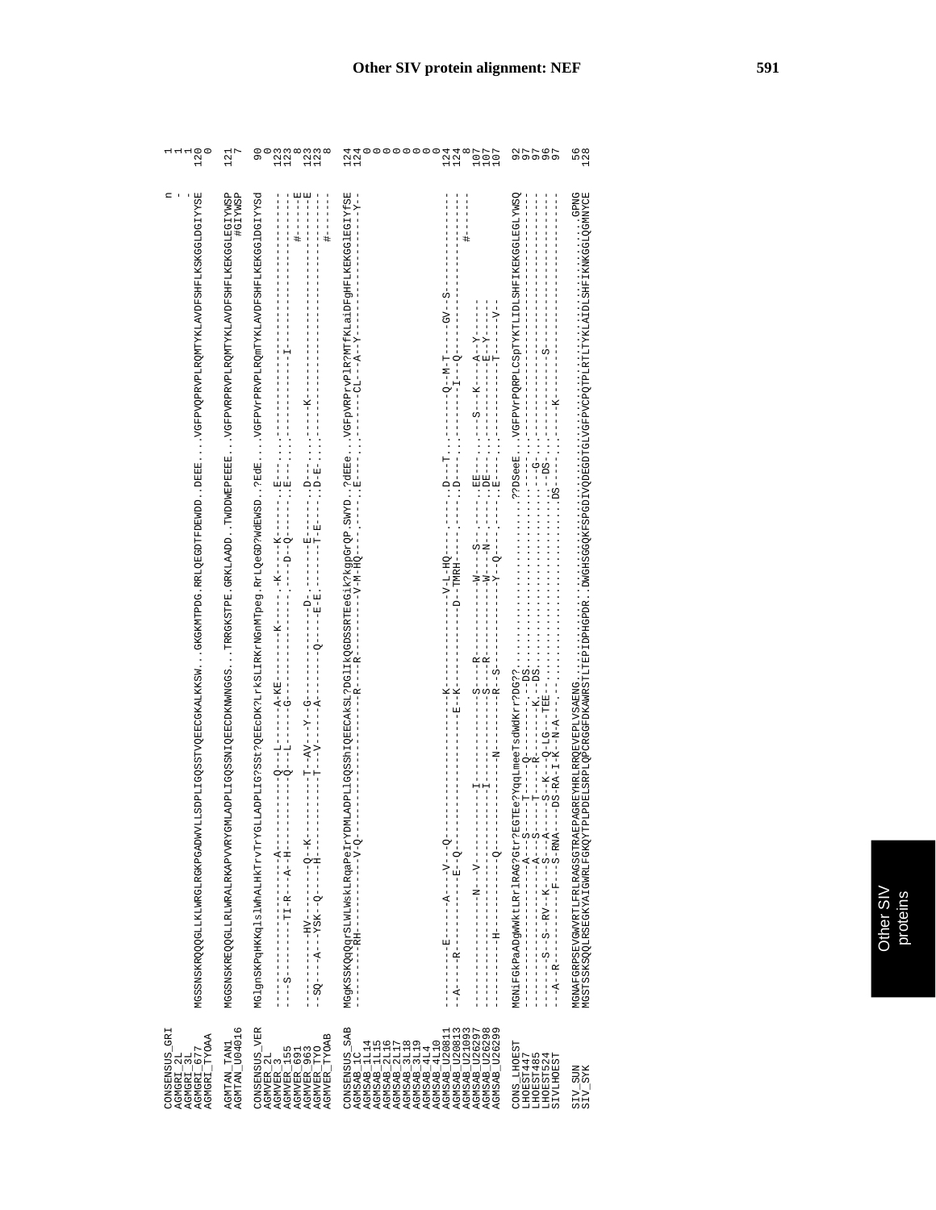# Other SIV protein alignment: NEF

```
CONSENSUS_GRI                                                                                                                    n     1
AGMGRI_2L                                                                                                                        -     1
AGMGRI_3L                                                                                                                        -     1
AGMGRI_677     MGSSNSKRQQQGLLKLWRGLRGKPGADWVLLSDPLIGQSSTVQEECGKALKKSW..GKGKMTPDG.RRLQEGDTFDEWDD.DEEE....VGFPVQPRVPLRQMTYKLAVDFSHFLKSKGGLDGIYYSE   120
AGMGRI_TYOAA                                                                                                                           0

AGMTAN_TAN1    MGGSNSKREQQGLLRLWRALRKAPVVRYGMLADPLIGQSSNIQEECDKMWNGGS...TRRGKSTPE.GRKLAADD.TWDDWEPEEEE..VGFPVRPRVPLRQMTYKLAVDFSHFLKEKGGLEGIYWSP   121
AGMTAN_U04016                                                                                                            #GIYWSP   7

CONSENSUS_VER  MGlgnSKPqHKKqslWhALHKTrvTrYGLLADPLIG?SSt?QEEcDK?LrkSLIRKrNGnMTpeg.RrLQeGD?WdEWSD..?EdE....VGFPVrPRVPLRQmTYKLAVDFSHFLKEKGGlDGIYYSd   90
AGMVER_2L                                                                                                                              0
AGMVER_3       ------------------------A----------Q--L-----A-KE-------K-----.-K----K-----.E---.............................................   123
AGMVER_155     ----S--------TI-R---A--H-----------Q--L-----G--------------------D--Q-----.E---.............-I-...............................  123
AGMVER_691                                                                                                                      #-----E   8
AGMVER_963     ------------HV-----------Q--K---------T--AV--Y--G---------------D.------E------.D---...---K-----------------------------------E   123
AGMVER_TYO     --SQ----A---YSK--Q-----H-----------T--V-----A-------Q-----E-E.------T-E----.D-E-...........................................   123
AGMVER_TYOAB                                                                                                                    #------   8

CONSENSUS_SAB  MGgKSSKQqQrSLWLWskLRqaPeIrYDMLADPLlGQSShIQEECAkSL?DGlIkQGDSSRTEeGik?kgpGrQP.SWYD.?dEEe...VGFpVRPrvPlR?MTfKLaiDFgHFLKEKGGlEGIYfSE   124
AGMSAB_1C      ---------RH-----------V-Q-----------------------------R----R-----------V-M-HQ---.------E---..........CL---A--Y------------------Y--   124
AGMSAB_1L14                                                                                                                            0
AGMSAB_1L15                                                                                                                            0
AGMSAB_2L16                                                                                                                            0
AGMSAB_2L17                                                                                                                            0
AGMSAB_3L18                                                                                                                            0
AGMSAB_3L19                                                                                                                            0
AGMSAB_4L4                                                                                                                             0
AGMSAB_4L10                                                                                                                            0
AGMSAB_U20811  ---------E--------A----V--Q--------------------------K-------------------V-L-HQ---.------D---T.........Q--M-T----GV--S----------   124
AGMSAB_U20813  --A------R-----------E--Q---------------------------E--K-----------------D--TMRH---.------D---............I---Q-------------------  124
AGMSAB_U21093                                                                                                                   #-----   8
AGMSAB_U26297  ---------------N---V-----------------I---------------S----R---------------W---S--.------EE--.....S---K----A--Y-----            107
AGMSAB_U26298  ---------------------------------------I---------------S----R---------------W---N--.------DE--............E--Y-----           107
AGMSAB_U26299  ---------H-------------Q-----------------N-----------R--S-----------------Y--Q---.------E---.................T----V-           107

CONS_LHOEST    MGNiFGkPaADgWWktLrRrlRAG?Gtr?EGTEe?YqqLmeeTsdWdKrr?DG??.............................??DSeeE..VGFPVrPQRPLCSpTYKTLIDLSHFIKEKGGLEGLYWSQ   92
LHOEST447      ------------------------A------S----T----Q------------------DS...............................................................   97
LHOEST485      ------------------------A------S----T----R--------------K.--DS.....................G......................................   97
LHOEST524      ---------S--S--RV--K----S---A----S--K---Q-LG---TEE-.....................................DS......S..............................  96
SIVLHOEST      ----A--R----------F----S-RNA----DS-RA-I-K--N-A--.......................................DS.......K...........................   97

SIV_SUN        MGNAFGRPSEVGWVRTLFRLRAGSGTRAEPAGREYHRLRRQEVEPLVSAENG................................................................GPNG   56
SIV_SYK        MGSTSSKSQQLRSEGKYAIGWRLFGKQYTPLPDELSRPLQPCRGGFDKAWRSTLTEPIDPHGPDR.DWGHSGGQKFSPGDIVQDEGDTGLVGFPVCPQTPLRTLTYKLAIDLSHFIKNKGGLQGMNYCE  128
```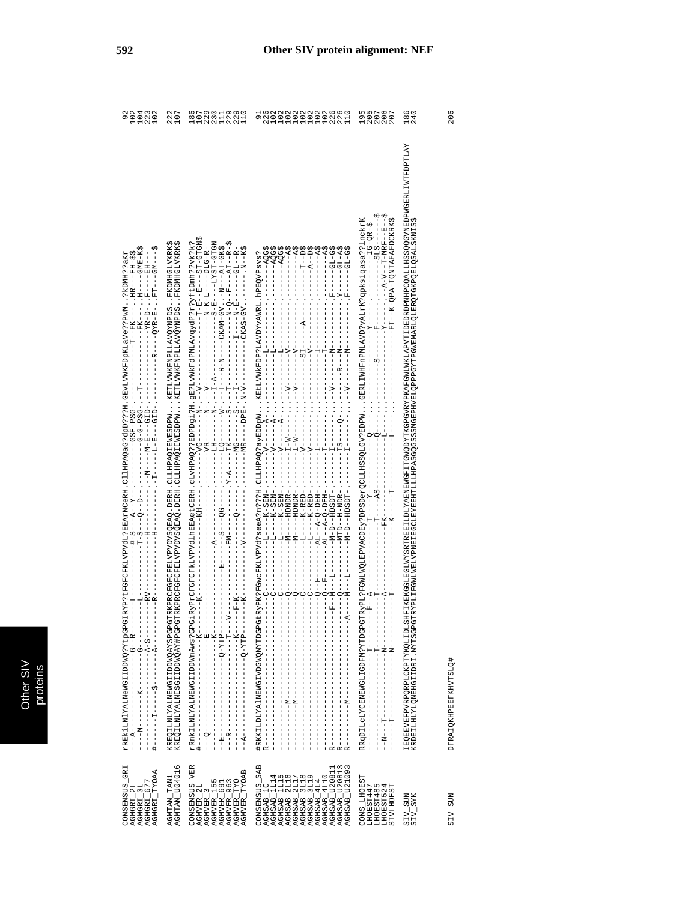```
CONSENSUS_GRI  rREkiLNlYALNeWGIIDDWQ?YtpGPGIRYP?tFGFCFKLVPVdL?EEArNCeRH.ClLHPAQaG?dpD???H.GEvLVWKFDpKLaVe??PwM..?kDMH??aKr    92
AGMGRI_2L      --A---------G--R--------L----------#-S---A--Y-.--------GSE-PSG-.----------T--FK----.HR---EH-$$                  102
AGMGRI_3L      ---M-------K---------G---------------T-S---Q--D-.----------G-G-PSG-.--T----------FK---.-H----GME-K$             104
AGMGRI_677     ----------------A-S----------RV-----------H-----------.-M-----M-E---GID-.----------------YR-D-..F----EH---    223
AGMGRI_TYOAA   #-----I----$------A---------R-----------H----------.-I-----L-E---GID-.-------R---QYR-E-..FT---GM---$         102

AGMTAN_TAN1    KREQILNLYALNEWGIIDDWQAYSPGPGTRKPRCFGFCFELVPVDVSQEAQ.DERH.CLLHPAQIEWESDPW...KETLVWKFNPLLAVQYNPDS..FKDMHGLVKRK$    222
AGMTAN_U04016  KREQILNLYALNE$GIIDDWQAY#PGPGTRKPRCFGFCFELVPVDVSQEAQ.DERH.CLLHPAQIEWESDPW..KETLVWKFNPLLAVQYNPDS..FKDMHGLVKRK$     107

CONSENSUS_VER  rRnKILNLYALNEWGIIDDWnAws?GPGiRyPrCFGFCFkLVPVdlhEEAetCERH.cLvHPAQ??EDPDgi?H.gE?LvWKFdPMLAvqydP?r?yftDmh??vk?k?   186
AGMVER_2L      #----------------K------K------------------KH---.--------VG-----N-.-V---------------T-E--E---ST-GTGN$          107
AGMVER_3       --Q-------------------E-----------------------.--------VR-----N-.-V---------------N-K-L---DLG-R-               229
AGMVER_155     ---------------K-------------------A-----------.--------LH-----N-.-I-A-----------S-E---LYST-GTGN               230
AGMVER_691     --E-----------Q-YTP---------------E------S---QG---.--------LQ-----W-.-T---R-N---CKAM-GV..-N---AT-GK$           111
AGMVER_963     --R----------T--V-----------------EM--------.--Y-A---IK-----S-.-T----------N-Q--E---AI--R-$                   229
AGMVER_TYO     --R---------K------F-K-----------Q-----------.--------MG-----S--I--------I--------N-E----GL--R-                229
AGMVER_TYOAB   --A-----------Q-YTP---K-----------V-----------.--------MR---DPE-.N-V------------CKAS-GV..-N--K$                110

CONSENSUS_SAB  #RKKILDLYAlNEWGIVDGWQNYTDGPGtRyPK?FGwcFKLVPVd?seeA?n???H.CLLHPAQ?ayEDDpW..KEtLVWKFDP?LAVDYVAWRL.hPEQVPsvs?        91
AGMSAB_1C      R----------------------------C-----------L---K-SEN---------V----A-.---------L-----------------AQG$            226
AGMSAB_1L14    -----------------------------C-----------L---K-SEN---------V----A-.---------L-----------------AQG$            102
AGMSAB_1L15    -----------------------------C-----------L---K-SEN---------V----A-.---------L-----------------AQG$            102
AGMSAB_2L16    -------M---------------------Q-----------M---HDNDR---------I-W-----.-V-------V-----------------A$             102
AGMSAB_2L17    -------M---------------------Q-----------M---HDNDR---------I-W-----.-V-------V-----------------A$             102
AGMSAB_3L18    -----------------------------C-----------L---K-RED---------V-------.---------SI-----A-----------T--A$         102
AGMSAB_3L19    -----------------------------C-----------L---K-RED---------V-------.---------I------------------A--D$         102
AGMSAB_4L4     ----------------------------Q--F---------AL--A-Q-DEH-------I-------.---------I------------------A$            102
AGMSAB_4L10    ----------------------------Q--F---------AL--A-Q-DEH-------I-------.---------I------------------A$            102
AGMSAB_U20811  R---------------------------F-M---L------M-D--HDSDT-------I-------.--V------M---------F-----GL-G$            226
AGMSAB_U20813  R----------------------------Q-----------MTD--H-NDR-------IS---Q--.-----R---M---------Y-----GL-A$            226
AGMSAB_U21093  R-------M-----------------A---M---L------M-D--HDSDT-------I-------.--V------M---------F-----GL-G$            110

CONS_LHOEST    RRqDILcLYCENEWGLIGDFM?YTDGPGTRyPL?FGWLWQLEPVACDEy?DPSDerQCLLHSSQLGV?EDPW..GERLIWHFnPMLAVD?vALrK?qpksiqasa??lnckrK  195
LHOEST447      ---------------------------T------F--A---------------T---Y---------Q-------------Y---------IG-QR-$            205
LHOEST485      ---------------------------T------T-----------------T----AS--------Q--------S----F---------SLS---$            207
LHOEST524      --N--T--------------N----------A---------------FK-------------L--------------Y----.-A-V--T-MRF--E--$          206
SIVLHOEST      ---I----------------N----------T---------------K-----T-------L----------------FI--K-QPA-IQNTAFAFDCKRK$        207

SIV_SUN        IEQEEVEFPVRPQRPLCKPTYKQLIDLSHFIKEKGGLEGLWYSRTREEILDLYAENEWGFITGWQDYTKGPGVRYPKAFGWLWKLAPVTIDEDRDPNHPCQALLHSSQQGVNEDPWGERLIWTFDPTLAY  186
SIV_SYK        KRDEILHLYLQNEHGIIDRI.NYTSGPGTRYPLIFGWLWELVPNEIEGCLEYEEHTLLLHPASGQGSSSMGEPHVELQPPPGYTPGWEMARLQLERQTGKPQELQLSALSKNIS$  240

SIV_SUN        DFRAIQKHPEEFKHVTSLQ#                                                                                           206
```